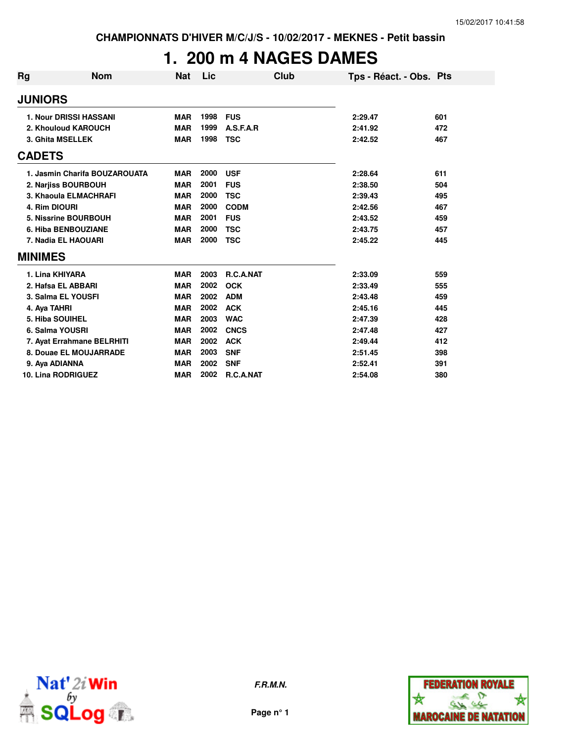CHAMPIONNATS D'HIVER M/C/J/S - 10/02/2017 - MEKNES - Petit bassin

# 1. 200 m 4 NAGES DAMES

| Rg | Nom | Nat | Lic | Club | Tps - Réact. - Obs. | Pts |
|---|---|---|---|---|---|---|
| **JUNIORS** | | | | | | |
| 1. | Nour DRISSI HASSANI | MAR | 1998 | FUS | 2:29.47 | 601 |
| 2. | Khouloud KAROUCH | MAR | 1999 | A.S.F.A.R | 2:41.92 | 472 |
| 3. | Ghita MSELLEK | MAR | 1998 | TSC | 2:42.52 | 467 |
| **CADETS** | | | | | | |
| 1. | Jasmin Charifa BOUZAROUATA | MAR | 2000 | USF | 2:28.64 | 611 |
| 2. | Narjiss BOURBOUH | MAR | 2001 | FUS | 2:38.50 | 504 |
| 3. | Khaoula ELMACHRAFI | MAR | 2000 | TSC | 2:39.43 | 495 |
| 4. | Rim DIOURI | MAR | 2000 | CODM | 2:42.56 | 467 |
| 5. | Nissrine BOURBOUH | MAR | 2001 | FUS | 2:43.52 | 459 |
| 6. | Hiba BENBOUZIANE | MAR | 2000 | TSC | 2:43.75 | 457 |
| 7. | Nadia EL HAOUARI | MAR | 2000 | TSC | 2:45.22 | 445 |
| **MINIMES** | | | | | | |
| 1. | Lina KHIYARA | MAR | 2003 | R.C.A.NAT | 2:33.09 | 559 |
| 2. | Hafsa EL ABBARI | MAR | 2002 | OCK | 2:33.49 | 555 |
| 3. | Salma EL YOUSFI | MAR | 2002 | ADM | 2:43.48 | 459 |
| 4. | Aya TAHRI | MAR | 2002 | ACK | 2:45.16 | 445 |
| 5. | Hiba SOUIHEL | MAR | 2003 | WAC | 2:47.39 | 428 |
| 6. | Salma YOUSRI | MAR | 2002 | CNCS | 2:47.48 | 427 |
| 7. | Ayat Errahmane BELRHITI | MAR | 2002 | ACK | 2:49.44 | 412 |
| 8. | Douae EL MOUJARRADE | MAR | 2003 | SNF | 2:51.45 | 398 |
| 9. | Aya ADIANNA | MAR | 2002 | SNF | 2:52.41 | 391 |
| 10. | Lina RODRIGUEZ | MAR | 2002 | R.C.A.NAT | 2:54.08 | 380 |

*F.R.M.N.*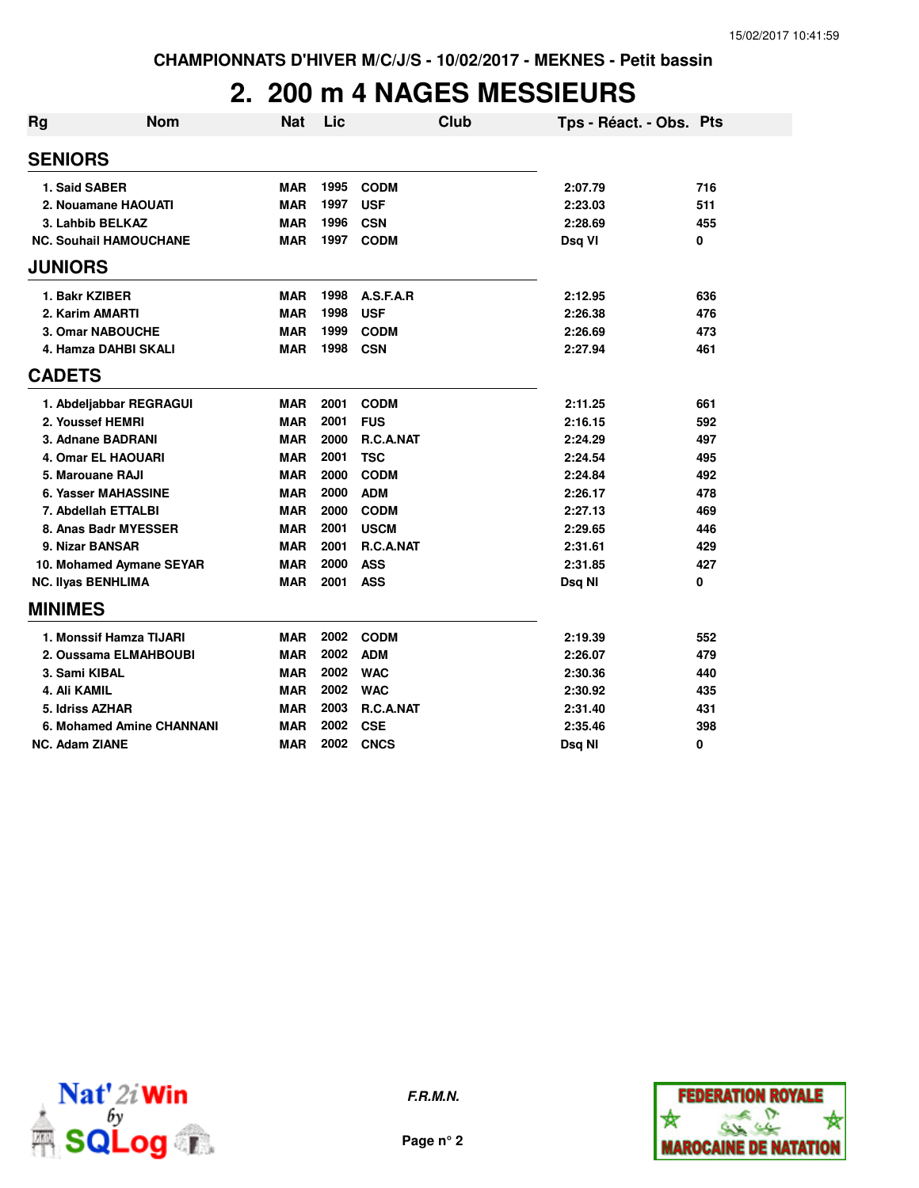CHAMPIONNATS D'HIVER M/C/J/S - 10/02/2017 - MEKNES - Petit bassin

# 2. 200 m 4 NAGES MESSIEURS

| Rg | Nom | Nat | Lic | Club | Tps - Réact. - Obs. | Pts |
|---|---|---|---|---|---|---|
| **SENIORS** | | | | | | |
| 1. | Said SABER | MAR | 1995 | CODM | 2:07.79 | 716 |
| 2. | Nouamane HAOUATI | MAR | 1997 | USF | 2:23.03 | 511 |
| 3. | Lahbib BELKAZ | MAR | 1996 | CSN | 2:28.69 | 455 |
| NC. | Souhail HAMOUCHANE | MAR | 1997 | CODM | Dsq VI | 0 |
| **JUNIORS** | | | | | | |
| 1. | Bakr KZIBER | MAR | 1998 | A.S.F.A.R | 2:12.95 | 636 |
| 2. | Karim AMARTI | MAR | 1998 | USF | 2:26.38 | 476 |
| 3. | Omar NABOUCHE | MAR | 1999 | CODM | 2:26.69 | 473 |
| 4. | Hamza DAHBI SKALI | MAR | 1998 | CSN | 2:27.94 | 461 |
| **CADETS** | | | | | | |
| 1. | Abdeljabbar REGRAGUI | MAR | 2001 | CODM | 2:11.25 | 661 |
| 2. | Youssef HEMRI | MAR | 2001 | FUS | 2:16.15 | 592 |
| 3. | Adnane BADRANI | MAR | 2000 | R.C.A.NAT | 2:24.29 | 497 |
| 4. | Omar EL HAOUARI | MAR | 2001 | TSC | 2:24.54 | 495 |
| 5. | Marouane RAJI | MAR | 2000 | CODM | 2:24.84 | 492 |
| 6. | Yasser MAHASSINE | MAR | 2000 | ADM | 2:26.17 | 478 |
| 7. | Abdellah ETTALBI | MAR | 2000 | CODM | 2:27.13 | 469 |
| 8. | Anas Badr MYESSER | MAR | 2001 | USCM | 2:29.65 | 446 |
| 9. | Nizar BANSAR | MAR | 2001 | R.C.A.NAT | 2:31.61 | 429 |
| 10. | Mohamed Aymane SEYAR | MAR | 2000 | ASS | 2:31.85 | 427 |
| NC. | Ilyas BENHLIMA | MAR | 2001 | ASS | Dsq NI | 0 |
| **MINIMES** | | | | | | |
| 1. | Monssif Hamza TIJARI | MAR | 2002 | CODM | 2:19.39 | 552 |
| 2. | Oussama ELMAHBOUBI | MAR | 2002 | ADM | 2:26.07 | 479 |
| 3. | Sami KIBAL | MAR | 2002 | WAC | 2:30.36 | 440 |
| 4. | Ali KAMIL | MAR | 2002 | WAC | 2:30.92 | 435 |
| 5. | Idriss AZHAR | MAR | 2003 | R.C.A.NAT | 2:31.40 | 431 |
| 6. | Mohamed Amine CHANNANI | MAR | 2002 | CSE | 2:35.46 | 398 |
| NC. | Adam ZIANE | MAR | 2002 | CNCS | Dsq NI | 0 |

*F.R.M.N.*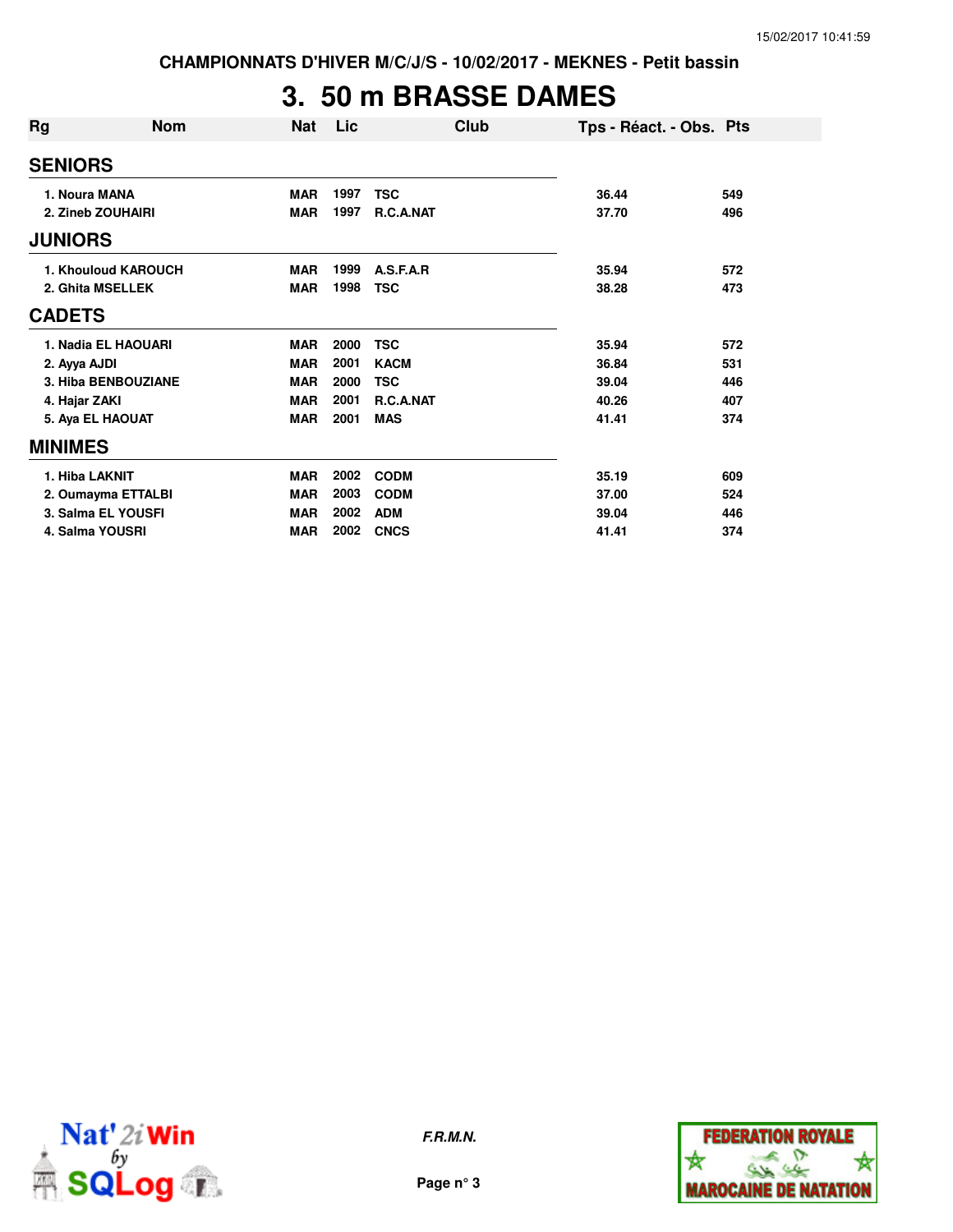**CHAMPIONNATS D'HIVER M/C/J/S - 10/02/2017 - MEKNES - Petit bassin**

# 3. 50 m BRASSE DAMES

| Rg | Nom | Nat | Lic | Club | Tps - Réact. - Obs. | Pts |
|---|---|---|---|---|---|---|
| **SENIORS** | | | | | | |
| 1. | Noura MANA | MAR | 1997 | TSC | 36.44 | 549 |
| 2. | Zineb ZOUHAIRI | MAR | 1997 | R.C.A.NAT | 37.70 | 496 |
| **JUNIORS** | | | | | | |
| 1. | Khouloud KAROUCH | MAR | 1999 | A.S.F.A.R | 35.94 | 572 |
| 2. | Ghita MSELLEK | MAR | 1998 | TSC | 38.28 | 473 |
| **CADETS** | | | | | | |
| 1. | Nadia EL HAOUARI | MAR | 2000 | TSC | 35.94 | 572 |
| 2. | Ayya AJDI | MAR | 2001 | KACM | 36.84 | 531 |
| 3. | Hiba BENBOUZIANE | MAR | 2000 | TSC | 39.04 | 446 |
| 4. | Hajar ZAKI | MAR | 2001 | R.C.A.NAT | 40.26 | 407 |
| 5. | Aya EL HAOUAT | MAR | 2001 | MAS | 41.41 | 374 |
| **MINIMES** | | | | | | |
| 1. | Hiba LAKNIT | MAR | 2002 | CODM | 35.19 | 609 |
| 2. | Oumayma ETTALBI | MAR | 2003 | CODM | 37.00 | 524 |
| 3. | Salma EL YOUSFI | MAR | 2002 | ADM | 39.04 | 446 |
| 4. | Salma YOUSRI | MAR | 2002 | CNCS | 41.41 | 374 |

*F.R.M.N.*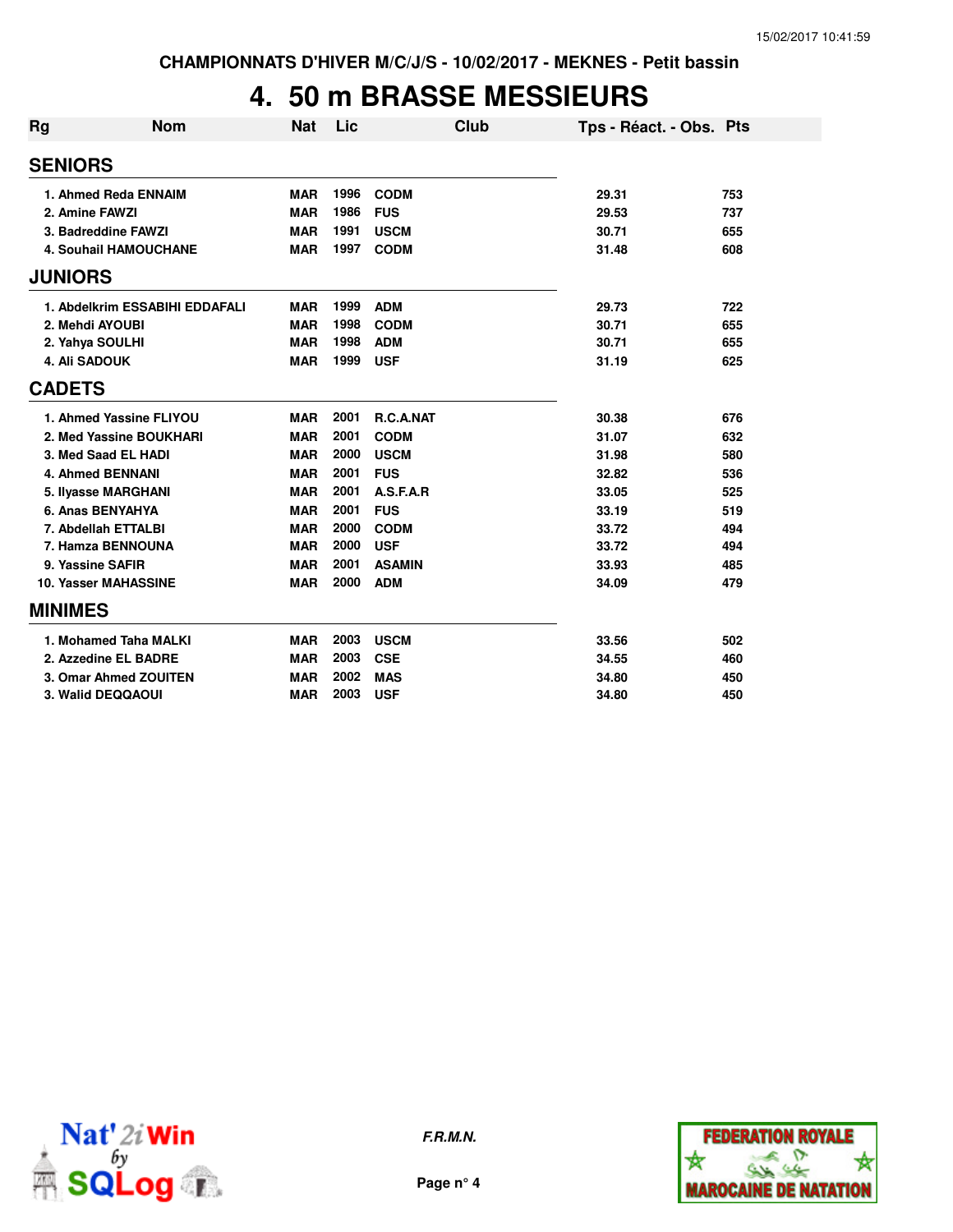CHAMPIONNATS D'HIVER M/C/J/S - 10/02/2017 - MEKNES - Petit bassin

# 4. 50 m BRASSE MESSIEURS

| Rg | Nom | Nat | Lic | Club | Tps - Réact. - Obs. | Pts |
|---|---|---|---|---|---|---|
| **SENIORS** | | | | | | |
| 1. | Ahmed Reda ENNAIM | MAR | 1996 | CODM | 29.31 | 753 |
| 2. | Amine FAWZI | MAR | 1986 | FUS | 29.53 | 737 |
| 3. | Badreddine FAWZI | MAR | 1991 | USCM | 30.71 | 655 |
| 4. | Souhail HAMOUCHANE | MAR | 1997 | CODM | 31.48 | 608 |
| **JUNIORS** | | | | | | |
| 1. | Abdelkrim ESSABIHI EDDAFALI | MAR | 1999 | ADM | 29.73 | 722 |
| 2. | Mehdi AYOUBI | MAR | 1998 | CODM | 30.71 | 655 |
| 2. | Yahya SOULHI | MAR | 1998 | ADM | 30.71 | 655 |
| 4. | Ali SADOUK | MAR | 1999 | USF | 31.19 | 625 |
| **CADETS** | | | | | | |
| 1. | Ahmed Yassine FLIYOU | MAR | 2001 | R.C.A.NAT | 30.38 | 676 |
| 2. | Med Yassine BOUKHARI | MAR | 2001 | CODM | 31.07 | 632 |
| 3. | Med Saad EL HADI | MAR | 2000 | USCM | 31.98 | 580 |
| 4. | Ahmed BENNANI | MAR | 2001 | FUS | 32.82 | 536 |
| 5. | Ilyasse MARGHANI | MAR | 2001 | A.S.F.A.R | 33.05 | 525 |
| 6. | Anas BENYAHYA | MAR | 2001 | FUS | 33.19 | 519 |
| 7. | Abdellah ETTALBI | MAR | 2000 | CODM | 33.72 | 494 |
| 7. | Hamza BENNOUNA | MAR | 2000 | USF | 33.72 | 494 |
| 9. | Yassine SAFIR | MAR | 2001 | ASAMIN | 33.93 | 485 |
| 10. | Yasser MAHASSINE | MAR | 2000 | ADM | 34.09 | 479 |
| **MINIMES** | | | | | | |
| 1. | Mohamed Taha MALKI | MAR | 2003 | USCM | 33.56 | 502 |
| 2. | Azzedine EL BADRE | MAR | 2003 | CSE | 34.55 | 460 |
| 3. | Omar Ahmed ZOUITEN | MAR | 2002 | MAS | 34.80 | 450 |
| 3. | Walid DEQQAOUI | MAR | 2003 | USF | 34.80 | 450 |

*F.R.M.N.*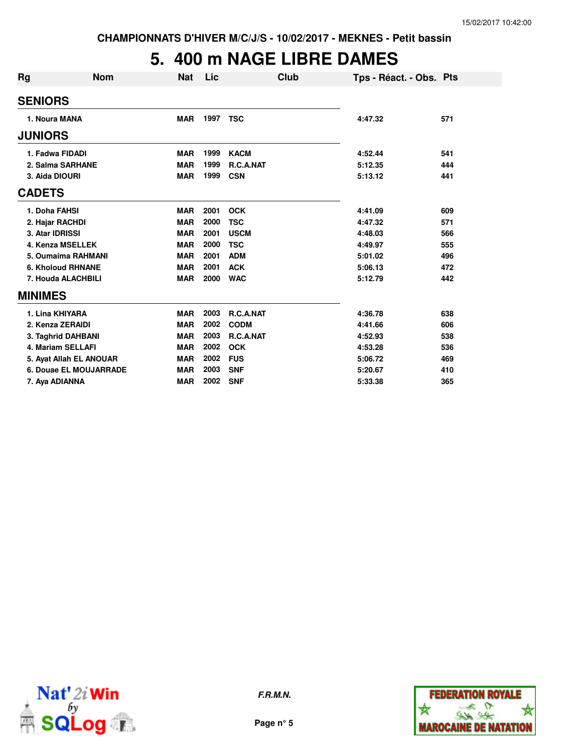CHAMPIONNATS D'HIVER M/C/J/S - 10/02/2017 - MEKNES - Petit bassin

# 5. 400 m NAGE LIBRE DAMES

| Rg | Nom | Nat | Lic | Club | Tps - Réact. - Obs. | Pts |
|---|---|---|---|---|---|---|
| **SENIORS** | | | | | | |
| 1. | Noura MANA | MAR | 1997 | TSC | 4:47.32 | 571 |
| **JUNIORS** | | | | | | |
| 1. | Fadwa FIDADI | MAR | 1999 | KACM | 4:52.44 | 541 |
| 2. | Salma SARHANE | MAR | 1999 | R.C.A.NAT | 5:12.35 | 444 |
| 3. | Aida DIOURI | MAR | 1999 | CSN | 5:13.12 | 441 |
| **CADETS** | | | | | | |
| 1. | Doha FAHSI | MAR | 2001 | OCK | 4:41.09 | 609 |
| 2. | Hajar RACHDI | MAR | 2000 | TSC | 4:47.32 | 571 |
| 3. | Atar IDRISSI | MAR | 2001 | USCM | 4:48.03 | 566 |
| 4. | Kenza MSELLEK | MAR | 2000 | TSC | 4:49.97 | 555 |
| 5. | Oumaima RAHMANI | MAR | 2001 | ADM | 5:01.02 | 496 |
| 6. | Kholoud RHNANE | MAR | 2001 | ACK | 5:06.13 | 472 |
| 7. | Houda ALACHBILI | MAR | 2000 | WAC | 5:12.79 | 442 |
| **MINIMES** | | | | | | |
| 1. | Lina KHIYARA | MAR | 2003 | R.C.A.NAT | 4:36.78 | 638 |
| 2. | Kenza ZERAIDI | MAR | 2002 | CODM | 4:41.66 | 606 |
| 3. | Taghrid DAHBANI | MAR | 2003 | R.C.A.NAT | 4:52.93 | 538 |
| 4. | Mariam SELLAFI | MAR | 2002 | OCK | 4:53.28 | 536 |
| 5. | Ayat Allah EL ANOUAR | MAR | 2002 | FUS | 5:06.72 | 469 |
| 6. | Douae EL MOUJARRADE | MAR | 2003 | SNF | 5:20.67 | 410 |
| 7. | Aya ADIANNA | MAR | 2002 | SNF | 5:33.38 | 365 |

*F.R.M.N.*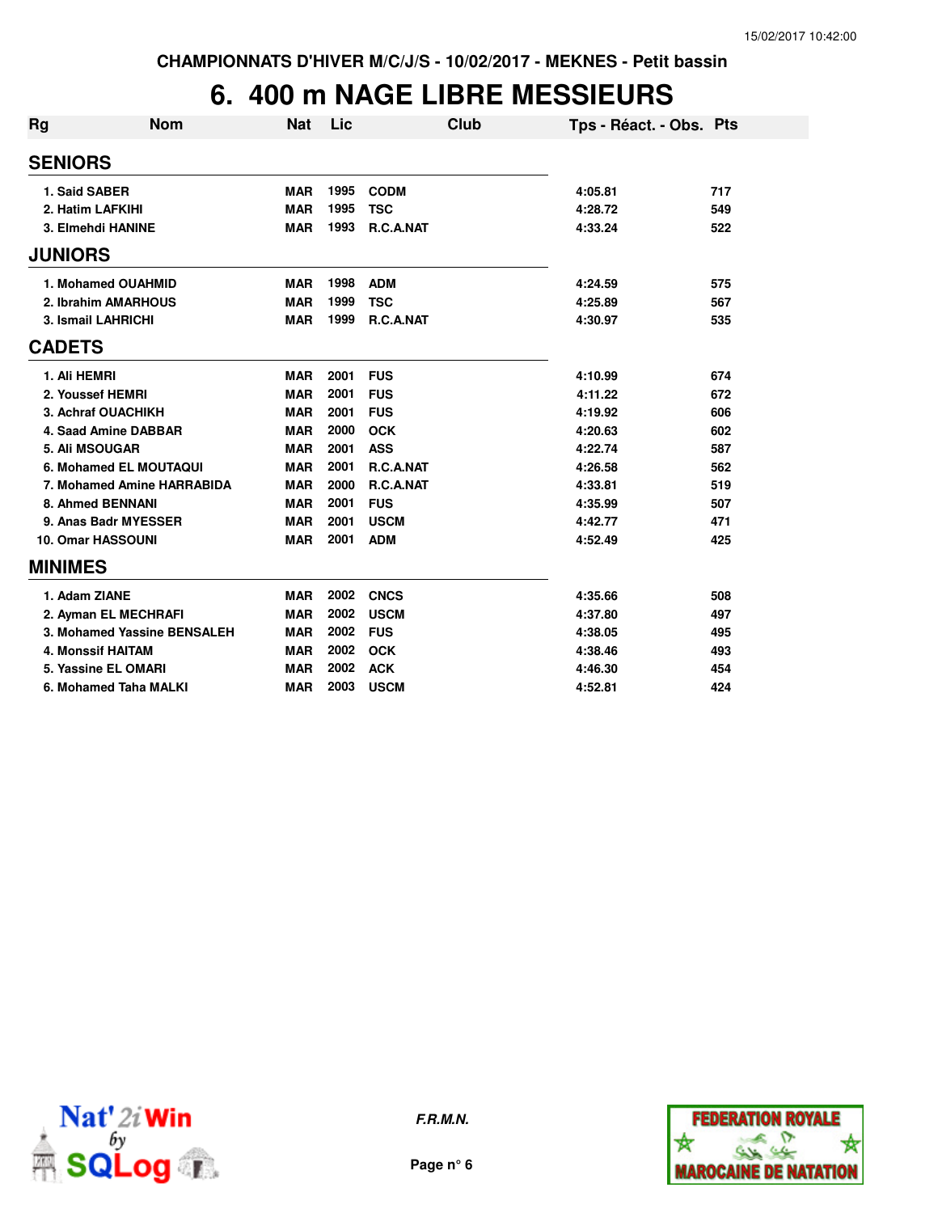CHAMPIONNATS D'HIVER M/C/J/S - 10/02/2017 - MEKNES - Petit bassin

# 6. 400 m NAGE LIBRE MESSIEURS

| Rg | Nom | Nat | Lic | Club | Tps - Réact. - Obs. | Pts |
|---|---|---|---|---|---|---|
| **SENIORS** | | | | | | |
| 1. | Said SABER | MAR | 1995 | CODM | 4:05.81 | 717 |
| 2. | Hatim LAFKIHI | MAR | 1995 | TSC | 4:28.72 | 549 |
| 3. | Elmehdi HANINE | MAR | 1993 | R.C.A.NAT | 4:33.24 | 522 |
| **JUNIORS** | | | | | | |
| 1. | Mohamed OUAHMID | MAR | 1998 | ADM | 4:24.59 | 575 |
| 2. | Ibrahim AMARHOUS | MAR | 1999 | TSC | 4:25.89 | 567 |
| 3. | Ismail LAHRICHI | MAR | 1999 | R.C.A.NAT | 4:30.97 | 535 |
| **CADETS** | | | | | | |
| 1. | Ali HEMRI | MAR | 2001 | FUS | 4:10.99 | 674 |
| 2. | Youssef HEMRI | MAR | 2001 | FUS | 4:11.22 | 672 |
| 3. | Achraf OUACHIKH | MAR | 2001 | FUS | 4:19.92 | 606 |
| 4. | Saad Amine DABBAR | MAR | 2000 | OCK | 4:20.63 | 602 |
| 5. | Ali MSOUGAR | MAR | 2001 | ASS | 4:22.74 | 587 |
| 6. | Mohamed EL MOUTAQUI | MAR | 2001 | R.C.A.NAT | 4:26.58 | 562 |
| 7. | Mohamed Amine HARRABIDA | MAR | 2000 | R.C.A.NAT | 4:33.81 | 519 |
| 8. | Ahmed BENNANI | MAR | 2001 | FUS | 4:35.99 | 507 |
| 9. | Anas Badr MYESSER | MAR | 2001 | USCM | 4:42.77 | 471 |
| 10. | Omar HASSOUNI | MAR | 2001 | ADM | 4:52.49 | 425 |
| **MINIMES** | | | | | | |
| 1. | Adam ZIANE | MAR | 2002 | CNCS | 4:35.66 | 508 |
| 2. | Ayman EL MECHRAFI | MAR | 2002 | USCM | 4:37.80 | 497 |
| 3. | Mohamed Yassine BENSALEH | MAR | 2002 | FUS | 4:38.05 | 495 |
| 4. | Monssif HAITAM | MAR | 2002 | OCK | 4:38.46 | 493 |
| 5. | Yassine EL OMARI | MAR | 2002 | ACK | 4:46.30 | 454 |
| 6. | Mohamed Taha MALKI | MAR | 2003 | USCM | 4:52.81 | 424 |

*F.R.M.N.*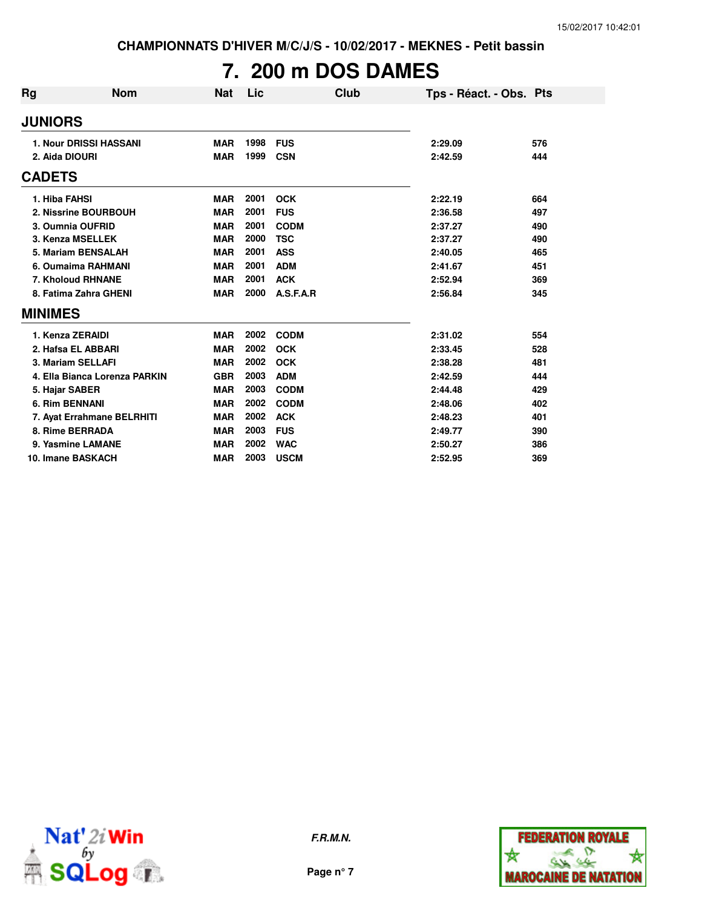CHAMPIONNATS D'HIVER M/C/J/S - 10/02/2017 - MEKNES - Petit bassin

# 7. 200 m DOS DAMES

| Rg | Nom | Nat | Lic | Club | Tps - Réact. - Obs. | Pts |
|---|---|---|---|---|---|---|
| **JUNIORS** | | | | | | |
| 1. | Nour DRISSI HASSANI | MAR | 1998 | FUS | 2:29.09 | 576 |
| 2. | Aida DIOURI | MAR | 1999 | CSN | 2:42.59 | 444 |
| **CADETS** | | | | | | |
| 1. | Hiba FAHSI | MAR | 2001 | OCK | 2:22.19 | 664 |
| 2. | Nissrine BOURBOUH | MAR | 2001 | FUS | 2:36.58 | 497 |
| 3. | Oumnia OUFRID | MAR | 2001 | CODM | 2:37.27 | 490 |
| 3. | Kenza MSELLEK | MAR | 2000 | TSC | 2:37.27 | 490 |
| 5. | Mariam BENSALAH | MAR | 2001 | ASS | 2:40.05 | 465 |
| 6. | Oumaima RAHMANI | MAR | 2001 | ADM | 2:41.67 | 451 |
| 7. | Kholoud RHNANE | MAR | 2001 | ACK | 2:52.94 | 369 |
| 8. | Fatima Zahra GHENI | MAR | 2000 | A.S.F.A.R | 2:56.84 | 345 |
| **MINIMES** | | | | | | |
| 1. | Kenza ZERAIDI | MAR | 2002 | CODM | 2:31.02 | 554 |
| 2. | Hafsa EL ABBARI | MAR | 2002 | OCK | 2:33.45 | 528 |
| 3. | Mariam SELLAFI | MAR | 2002 | OCK | 2:38.28 | 481 |
| 4. | Ella Bianca Lorenza PARKIN | GBR | 2003 | ADM | 2:42.59 | 444 |
| 5. | Hajar SABER | MAR | 2003 | CODM | 2:44.48 | 429 |
| 6. | Rim BENNANI | MAR | 2002 | CODM | 2:48.06 | 402 |
| 7. | Ayat Errahmane BELRHITI | MAR | 2002 | ACK | 2:48.23 | 401 |
| 8. | Rime BERRADA | MAR | 2003 | FUS | 2:49.77 | 390 |
| 9. | Yasmine LAMANE | MAR | 2002 | WAC | 2:50.27 | 386 |
| 10. | Imane BASKACH | MAR | 2003 | USCM | 2:52.95 | 369 |

*F.R.M.N.*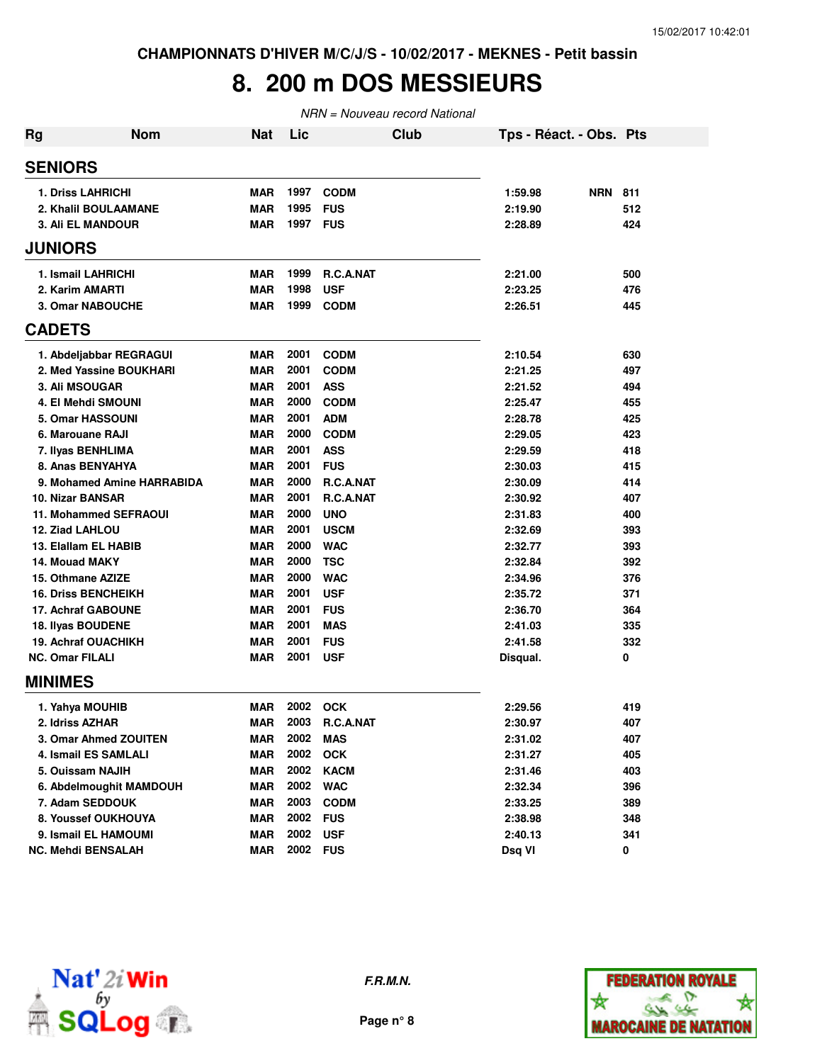CHAMPIONNATS D'HIVER M/C/J/S - 10/02/2017 - MEKNES - Petit bassin

# 8. 200 m DOS MESSIEURS

*NRN = Nouveau record National*

| Rg | Nom | Nat | Lic | Club | Tps - Réact. - Obs. | Pts |
|---|---|---|---|---|---|---|
| **SENIORS** | | | | | | |
| 1. | Driss LAHRICHI | MAR | 1997 | CODM | 1:59.98 NRN | 811 |
| 2. | Khalil BOULAAMANE | MAR | 1995 | FUS | 2:19.90 | 512 |
| 3. | Ali EL MANDOUR | MAR | 1997 | FUS | 2:28.89 | 424 |
| **JUNIORS** | | | | | | |
| 1. | Ismail LAHRICHI | MAR | 1999 | R.C.A.NAT | 2:21.00 | 500 |
| 2. | Karim AMARTI | MAR | 1998 | USF | 2:23.25 | 476 |
| 3. | Omar NABOUCHE | MAR | 1999 | CODM | 2:26.51 | 445 |
| **CADETS** | | | | | | |
| 1. | Abdeljabbar REGRAGUI | MAR | 2001 | CODM | 2:10.54 | 630 |
| 2. | Med Yassine BOUKHARI | MAR | 2001 | CODM | 2:21.25 | 497 |
| 3. | Ali MSOUGAR | MAR | 2001 | ASS | 2:21.52 | 494 |
| 4. | El Mehdi SMOUNI | MAR | 2000 | CODM | 2:25.47 | 455 |
| 5. | Omar HASSOUNI | MAR | 2001 | ADM | 2:28.78 | 425 |
| 6. | Marouane RAJI | MAR | 2000 | CODM | 2:29.05 | 423 |
| 7. | Ilyas BENHLIMA | MAR | 2001 | ASS | 2:29.59 | 418 |
| 8. | Anas BENYAHYA | MAR | 2001 | FUS | 2:30.03 | 415 |
| 9. | Mohamed Amine HARRABIDA | MAR | 2000 | R.C.A.NAT | 2:30.09 | 414 |
| 10. | Nizar BANSAR | MAR | 2001 | R.C.A.NAT | 2:30.92 | 407 |
| 11. | Mohammed SEFRAOUI | MAR | 2000 | UNO | 2:31.83 | 400 |
| 12. | Ziad LAHLOU | MAR | 2001 | USCM | 2:32.69 | 393 |
| 13. | Elallam EL HABIB | MAR | 2000 | WAC | 2:32.77 | 393 |
| 14. | Mouad MAKY | MAR | 2000 | TSC | 2:32.84 | 392 |
| 15. | Othmane AZIZE | MAR | 2000 | WAC | 2:34.96 | 376 |
| 16. | Driss BENCHEIKH | MAR | 2001 | USF | 2:35.72 | 371 |
| 17. | Achraf GABOUNE | MAR | 2001 | FUS | 2:36.70 | 364 |
| 18. | Ilyas BOUDENE | MAR | 2001 | MAS | 2:41.03 | 335 |
| 19. | Achraf OUACHIKH | MAR | 2001 | FUS | 2:41.58 | 332 |
| NC. | Omar FILALI | MAR | 2001 | USF | Disqual. | 0 |
| **MINIMES** | | | | | | |
| 1. | Yahya MOUHIB | MAR | 2002 | OCK | 2:29.56 | 419 |
| 2. | Idriss AZHAR | MAR | 2003 | R.C.A.NAT | 2:30.97 | 407 |
| 3. | Omar Ahmed ZOUITEN | MAR | 2002 | MAS | 2:31.02 | 407 |
| 4. | Ismail ES SAMLALI | MAR | 2002 | OCK | 2:31.27 | 405 |
| 5. | Ouissam NAJIH | MAR | 2002 | KACM | 2:31.46 | 403 |
| 6. | Abdelmoughit MAMDOUH | MAR | 2002 | WAC | 2:32.34 | 396 |
| 7. | Adam SEDDOUK | MAR | 2003 | CODM | 2:33.25 | 389 |
| 8. | Youssef OUKHOUYA | MAR | 2002 | FUS | 2:38.98 | 348 |
| 9. | Ismail EL HAMOUMI | MAR | 2002 | USF | 2:40.13 | 341 |
| NC. | Mehdi BENSALAH | MAR | 2002 | FUS | Dsq VI | 0 |

F.R.M.N.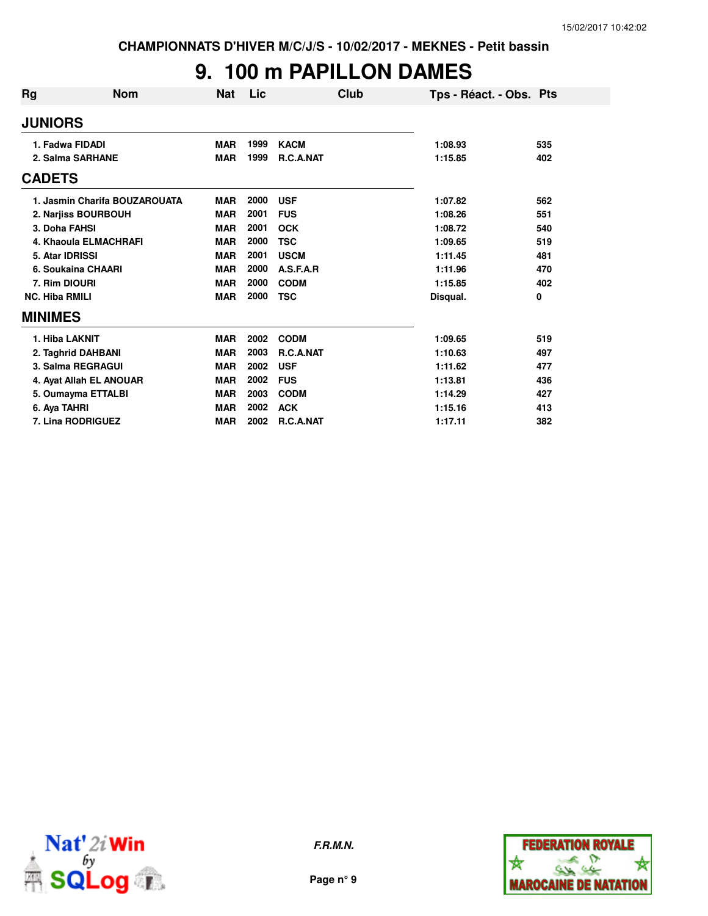CHAMPIONNATS D'HIVER M/C/J/S - 10/02/2017 - MEKNES - Petit bassin

# 9. 100 m PAPILLON DAMES

| Rg | Nom | Nat | Lic | Club | Tps - Réact. - Obs. | Pts |
|---|---|---|---|---|---|---|
| **JUNIORS** | | | | | | |
| 1. | Fadwa FIDADI | MAR | 1999 | KACM | 1:08.93 | 535 |
| 2. | Salma SARHANE | MAR | 1999 | R.C.A.NAT | 1:15.85 | 402 |
| **CADETS** | | | | | | |
| 1. | Jasmin Charifa BOUZAROUATA | MAR | 2000 | USF | 1:07.82 | 562 |
| 2. | Narjiss BOURBOUH | MAR | 2001 | FUS | 1:08.26 | 551 |
| 3. | Doha FAHSI | MAR | 2001 | OCK | 1:08.72 | 540 |
| 4. | Khaoula ELMACHRAFI | MAR | 2000 | TSC | 1:09.65 | 519 |
| 5. | Atar IDRISSI | MAR | 2001 | USCM | 1:11.45 | 481 |
| 6. | Soukaina CHAARI | MAR | 2000 | A.S.F.A.R | 1:11.96 | 470 |
| 7. | Rim DIOURI | MAR | 2000 | CODM | 1:15.85 | 402 |
| NC. | Hiba RMILI | MAR | 2000 | TSC | Disqual. | 0 |
| **MINIMES** | | | | | | |
| 1. | Hiba LAKNIT | MAR | 2002 | CODM | 1:09.65 | 519 |
| 2. | Taghrid DAHBANI | MAR | 2003 | R.C.A.NAT | 1:10.63 | 497 |
| 3. | Salma REGRAGUI | MAR | 2002 | USF | 1:11.62 | 477 |
| 4. | Ayat Allah EL ANOUAR | MAR | 2002 | FUS | 1:13.81 | 436 |
| 5. | Oumayma ETTALBI | MAR | 2003 | CODM | 1:14.29 | 427 |
| 6. | Aya TAHRI | MAR | 2002 | ACK | 1:15.16 | 413 |
| 7. | Lina RODRIGUEZ | MAR | 2002 | R.C.A.NAT | 1:17.11 | 382 |

*F.R.M.N.*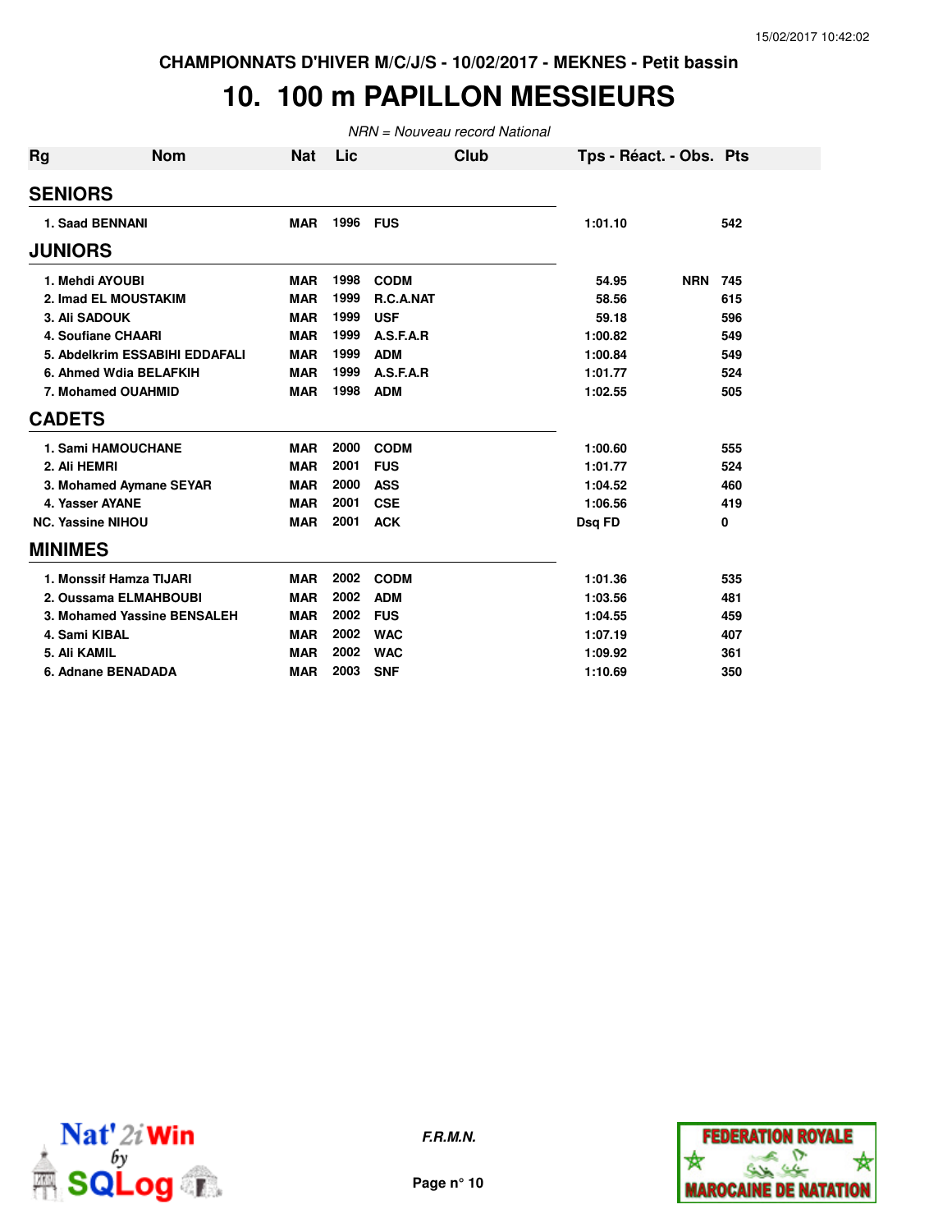CHAMPIONNATS D'HIVER M/C/J/S - 10/02/2017 - MEKNES - Petit bassin

# 10. 100 m PAPILLON MESSIEURS

*NRN = Nouveau record National*

| Rg | Nom | Nat | Lic | Club | Tps - Réact. - Obs. | | Pts |
|---|---|---|---|---|---|---|---|
| **SENIORS** | | | | | | | |
| 1. | Saad BENNANI | MAR | 1996 | FUS | 1:01.10 | | 542 |
| **JUNIORS** | | | | | | | |
| 1. | Mehdi AYOUBI | MAR | 1998 | CODM | 54.95 | NRN | 745 |
| 2. | Imad EL MOUSTAKIM | MAR | 1999 | R.C.A.NAT | 58.56 | | 615 |
| 3. | Ali SADOUK | MAR | 1999 | USF | 59.18 | | 596 |
| 4. | Soufiane CHAARI | MAR | 1999 | A.S.F.A.R | 1:00.82 | | 549 |
| 5. | Abdelkrim ESSABIHI EDDAFALI | MAR | 1999 | ADM | 1:00.84 | | 549 |
| 6. | Ahmed Wdia BELAFKIH | MAR | 1999 | A.S.F.A.R | 1:01.77 | | 524 |
| 7. | Mohamed OUAHMID | MAR | 1998 | ADM | 1:02.55 | | 505 |
| **CADETS** | | | | | | | |
| 1. | Sami HAMOUCHANE | MAR | 2000 | CODM | 1:00.60 | | 555 |
| 2. | Ali HEMRI | MAR | 2001 | FUS | 1:01.77 | | 524 |
| 3. | Mohamed Aymane SEYAR | MAR | 2000 | ASS | 1:04.52 | | 460 |
| 4. | Yasser AYANE | MAR | 2001 | CSE | 1:06.56 | | 419 |
| NC. | Yassine NIHOU | MAR | 2001 | ACK | Dsq FD | | 0 |
| **MINIMES** | | | | | | | |
| 1. | Monssif Hamza TIJARI | MAR | 2002 | CODM | 1:01.36 | | 535 |
| 2. | Oussama ELMAHBOUBI | MAR | 2002 | ADM | 1:03.56 | | 481 |
| 3. | Mohamed Yassine BENSALEH | MAR | 2002 | FUS | 1:04.55 | | 459 |
| 4. | Sami KIBAL | MAR | 2002 | WAC | 1:07.19 | | 407 |
| 5. | Ali KAMIL | MAR | 2002 | WAC | 1:09.92 | | 361 |
| 6. | Adnane BENADADA | MAR | 2003 | SNF | 1:10.69 | | 350 |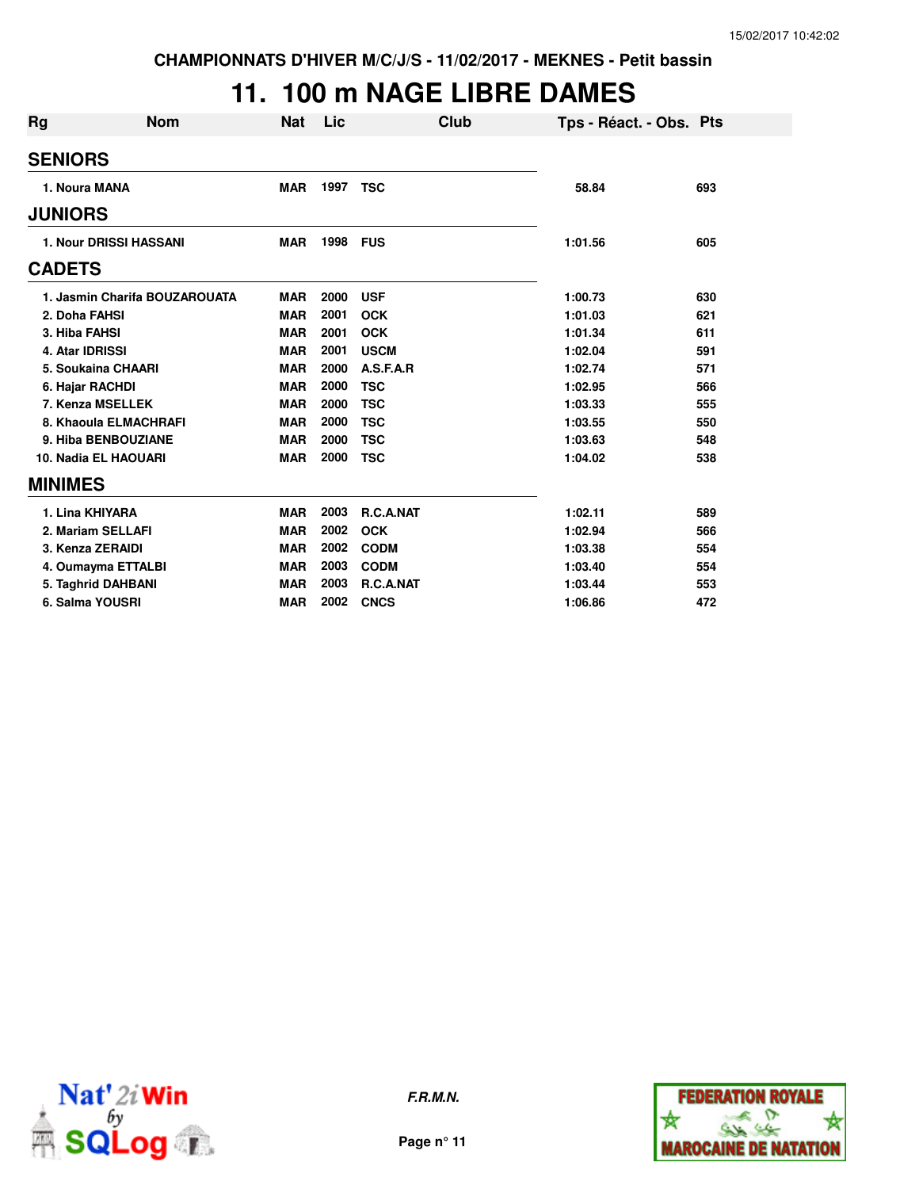CHAMPIONNATS D'HIVER M/C/J/S - 11/02/2017 - MEKNES - Petit bassin

# 11. 100 m NAGE LIBRE DAMES

| Rg | Nom | Nat | Lic | Club | Tps - Réact. - Obs. | Pts |
|---|---|---|---|---|---|---|
| **SENIORS** | | | | | | |
| 1. | Noura MANA | MAR | 1997 | TSC | 58.84 | 693 |
| **JUNIORS** | | | | | | |
| 1. | Nour DRISSI HASSANI | MAR | 1998 | FUS | 1:01.56 | 605 |
| **CADETS** | | | | | | |
| 1. | Jasmin Charifa BOUZAROUATA | MAR | 2000 | USF | 1:00.73 | 630 |
| 2. | Doha FAHSI | MAR | 2001 | OCK | 1:01.03 | 621 |
| 3. | Hiba FAHSI | MAR | 2001 | OCK | 1:01.34 | 611 |
| 4. | Atar IDRISSI | MAR | 2001 | USCM | 1:02.04 | 591 |
| 5. | Soukaina CHAARI | MAR | 2000 | A.S.F.A.R | 1:02.74 | 571 |
| 6. | Hajar RACHDI | MAR | 2000 | TSC | 1:02.95 | 566 |
| 7. | Kenza MSELLEK | MAR | 2000 | TSC | 1:03.33 | 555 |
| 8. | Khaoula ELMACHRAFI | MAR | 2000 | TSC | 1:03.55 | 550 |
| 9. | Hiba BENBOUZIANE | MAR | 2000 | TSC | 1:03.63 | 548 |
| 10. | Nadia EL HAOUARI | MAR | 2000 | TSC | 1:04.02 | 538 |
| **MINIMES** | | | | | | |
| 1. | Lina KHIYARA | MAR | 2003 | R.C.A.NAT | 1:02.11 | 589 |
| 2. | Mariam SELLAFI | MAR | 2002 | OCK | 1:02.94 | 566 |
| 3. | Kenza ZERAIDI | MAR | 2002 | CODM | 1:03.38 | 554 |
| 4. | Oumayma ETTALBI | MAR | 2003 | CODM | 1:03.40 | 554 |
| 5. | Taghrid DAHBANI | MAR | 2003 | R.C.A.NAT | 1:03.44 | 553 |
| 6. | Salma YOUSRI | MAR | 2002 | CNCS | 1:06.86 | 472 |

*F.R.M.N.*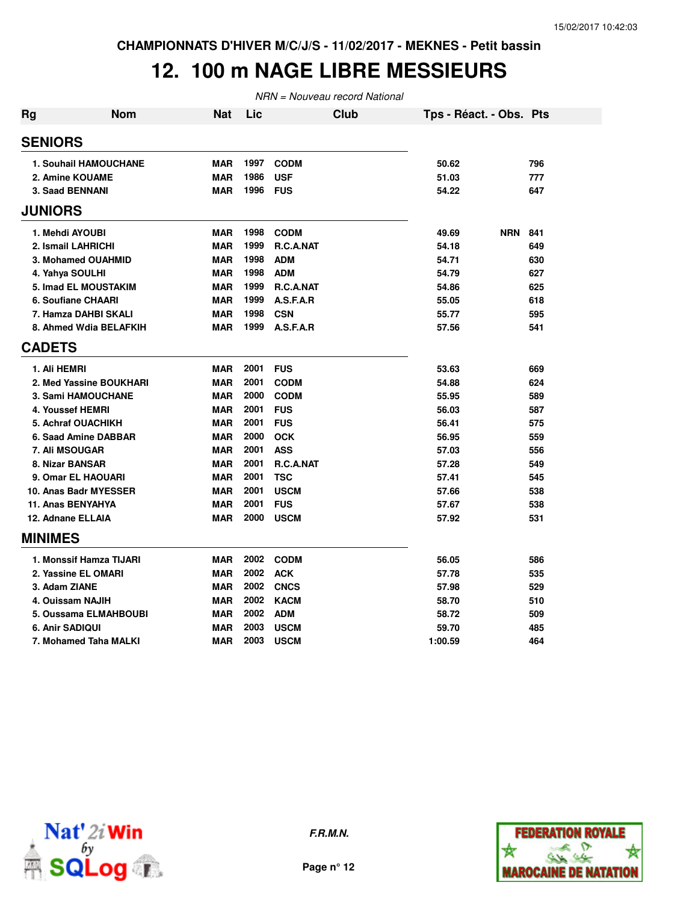CHAMPIONNATS D'HIVER M/C/J/S - 11/02/2017 - MEKNES - Petit bassin

# 12. 100 m NAGE LIBRE MESSIEURS

*NRN = Nouveau record National*

| Rg | Nom | Nat | Lic | Club | Tps - Réact. - Obs. | | Pts |
|---|---|---|---|---|---|---|---|
| **SENIORS** | | | | | | | |
| 1. | Souhail HAMOUCHANE | MAR | 1997 | CODM | 50.62 | | 796 |
| 2. | Amine KOUAME | MAR | 1986 | USF | 51.03 | | 777 |
| 3. | Saad BENNANI | MAR | 1996 | FUS | 54.22 | | 647 |
| **JUNIORS** | | | | | | | |
| 1. | Mehdi AYOUBI | MAR | 1998 | CODM | 49.69 | NRN | 841 |
| 2. | Ismail LAHRICHI | MAR | 1999 | R.C.A.NAT | 54.18 | | 649 |
| 3. | Mohamed OUAHMID | MAR | 1998 | ADM | 54.71 | | 630 |
| 4. | Yahya SOULHI | MAR | 1998 | ADM | 54.79 | | 627 |
| 5. | Imad EL MOUSTAKIM | MAR | 1999 | R.C.A.NAT | 54.86 | | 625 |
| 6. | Soufiane CHAARI | MAR | 1999 | A.S.F.A.R | 55.05 | | 618 |
| 7. | Hamza DAHBI SKALI | MAR | 1998 | CSN | 55.77 | | 595 |
| 8. | Ahmed Wdia BELAFKIH | MAR | 1999 | A.S.F.A.R | 57.56 | | 541 |
| **CADETS** | | | | | | | |
| 1. | Ali HEMRI | MAR | 2001 | FUS | 53.63 | | 669 |
| 2. | Med Yassine BOUKHARI | MAR | 2001 | CODM | 54.88 | | 624 |
| 3. | Sami HAMOUCHANE | MAR | 2000 | CODM | 55.95 | | 589 |
| 4. | Youssef HEMRI | MAR | 2001 | FUS | 56.03 | | 587 |
| 5. | Achraf OUACHIKH | MAR | 2001 | FUS | 56.41 | | 575 |
| 6. | Saad Amine DABBAR | MAR | 2000 | OCK | 56.95 | | 559 |
| 7. | Ali MSOUGAR | MAR | 2001 | ASS | 57.03 | | 556 |
| 8. | Nizar BANSAR | MAR | 2001 | R.C.A.NAT | 57.28 | | 549 |
| 9. | Omar EL HAOUARI | MAR | 2001 | TSC | 57.41 | | 545 |
| 10. | Anas Badr MYESSER | MAR | 2001 | USCM | 57.66 | | 538 |
| 11. | Anas BENYAHYA | MAR | 2001 | FUS | 57.67 | | 538 |
| 12. | Adnane ELLAIA | MAR | 2000 | USCM | 57.92 | | 531 |
| **MINIMES** | | | | | | | |
| 1. | Monssif Hamza TIJARI | MAR | 2002 | CODM | 56.05 | | 586 |
| 2. | Yassine EL OMARI | MAR | 2002 | ACK | 57.78 | | 535 |
| 3. | Adam ZIANE | MAR | 2002 | CNCS | 57.98 | | 529 |
| 4. | Ouissam NAJIH | MAR | 2002 | KACM | 58.70 | | 510 |
| 5. | Oussama ELMAHBOUBI | MAR | 2002 | ADM | 58.72 | | 509 |
| 6. | Anir SADIQUI | MAR | 2003 | USCM | 59.70 | | 485 |
| 7. | Mohamed Taha MALKI | MAR | 2003 | USCM | 1:00.59 | | 464 |

*F.R.M.N.*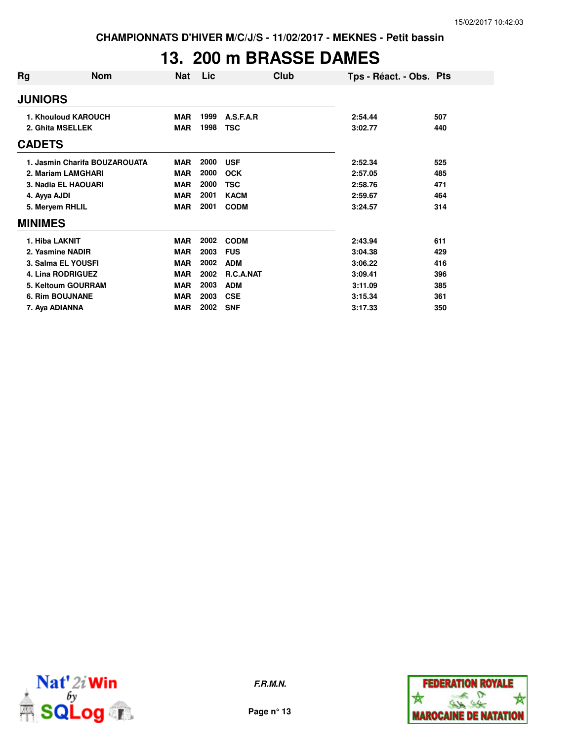CHAMPIONNATS D'HIVER M/C/J/S - 11/02/2017 - MEKNES - Petit bassin

# 13. 200 m BRASSE DAMES

| Rg | Nom | Nat | Lic | Club | Tps - Réact. - Obs. | Pts |
|---|---|---|---|---|---|---|
| **JUNIORS** | | | | | | |
| 1. | Khouloud KAROUCH | MAR | 1999 | A.S.F.A.R | 2:54.44 | 507 |
| 2. | Ghita MSELLEK | MAR | 1998 | TSC | 3:02.77 | 440 |
| **CADETS** | | | | | | |
| 1. | Jasmin Charifa BOUZAROUATA | MAR | 2000 | USF | 2:52.34 | 525 |
| 2. | Mariam LAMGHARI | MAR | 2000 | OCK | 2:57.05 | 485 |
| 3. | Nadia EL HAOUARI | MAR | 2000 | TSC | 2:58.76 | 471 |
| 4. | Ayya AJDI | MAR | 2001 | KACM | 2:59.67 | 464 |
| 5. | Meryem RHLIL | MAR | 2001 | CODM | 3:24.57 | 314 |
| **MINIMES** | | | | | | |
| 1. | Hiba LAKNIT | MAR | 2002 | CODM | 2:43.94 | 611 |
| 2. | Yasmine NADIR | MAR | 2003 | FUS | 3:04.38 | 429 |
| 3. | Salma EL YOUSFI | MAR | 2002 | ADM | 3:06.22 | 416 |
| 4. | Lina RODRIGUEZ | MAR | 2002 | R.C.A.NAT | 3:09.41 | 396 |
| 5. | Keltoum GOURRAM | MAR | 2003 | ADM | 3:11.09 | 385 |
| 6. | Rim BOUJNANE | MAR | 2003 | CSE | 3:15.34 | 361 |
| 7. | Aya ADIANNA | MAR | 2002 | SNF | 3:17.33 | 350 |

*F.R.M.N.*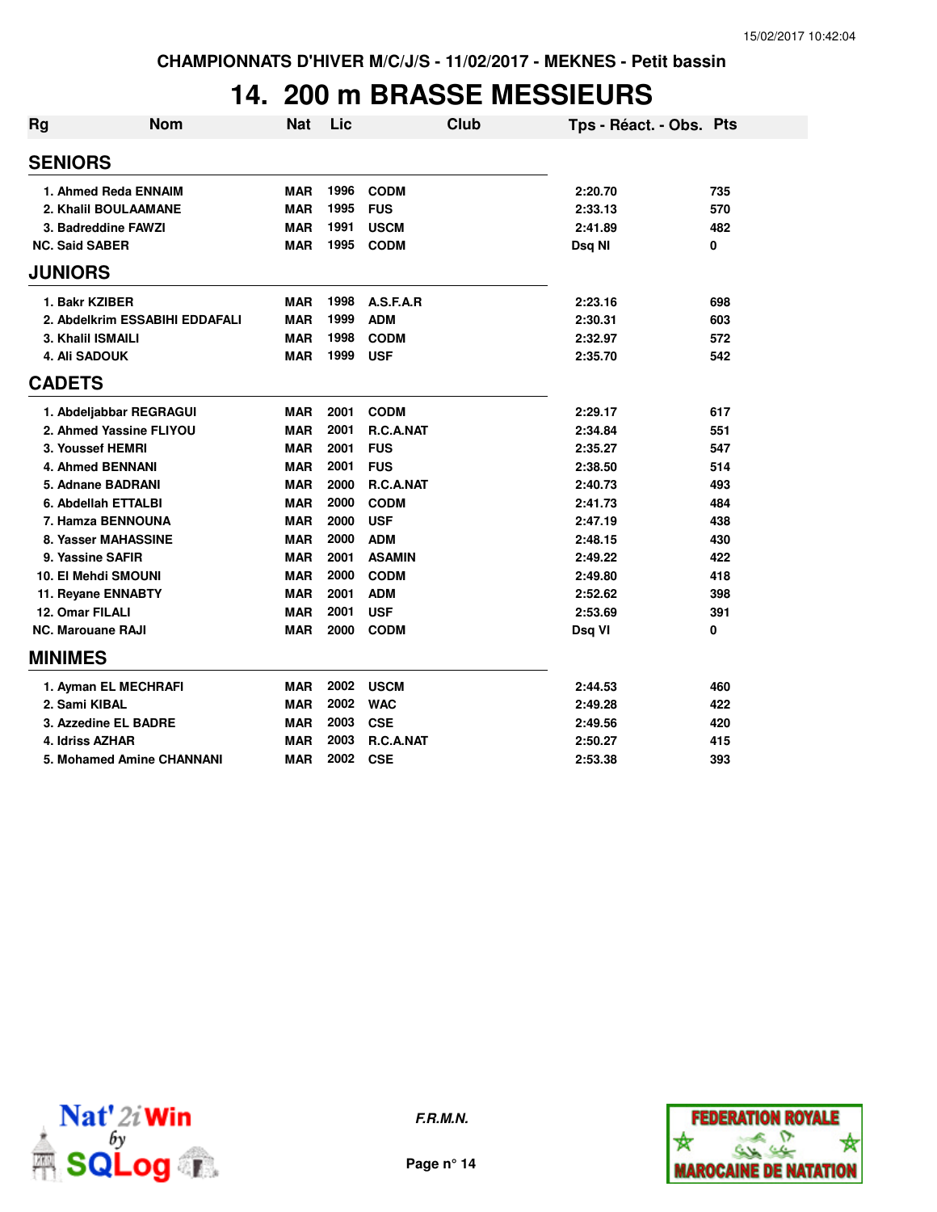CHAMPIONNATS D'HIVER M/C/J/S - 11/02/2017 - MEKNES - Petit bassin

# 14. 200 m BRASSE MESSIEURS

| Rg | Nom | Nat | Lic | Club | Tps - Réact. - Obs. | Pts |
|---|---|---|---|---|---|---|
| **SENIORS** | | | | | | |
| 1. | Ahmed Reda ENNAIM | MAR | 1996 | CODM | 2:20.70 | 735 |
| 2. | Khalil BOULAAMANE | MAR | 1995 | FUS | 2:33.13 | 570 |
| 3. | Badreddine FAWZI | MAR | 1991 | USCM | 2:41.89 | 482 |
| NC. | Said SABER | MAR | 1995 | CODM | Dsq NI | 0 |
| **JUNIORS** | | | | | | |
| 1. | Bakr KZIBER | MAR | 1998 | A.S.F.A.R | 2:23.16 | 698 |
| 2. | Abdelkrim ESSABIHI EDDAFALI | MAR | 1999 | ADM | 2:30.31 | 603 |
| 3. | Khalil ISMAILI | MAR | 1998 | CODM | 2:32.97 | 572 |
| 4. | Ali SADOUK | MAR | 1999 | USF | 2:35.70 | 542 |
| **CADETS** | | | | | | |
| 1. | Abdeljabbar REGRAGUI | MAR | 2001 | CODM | 2:29.17 | 617 |
| 2. | Ahmed Yassine FLIYOU | MAR | 2001 | R.C.A.NAT | 2:34.84 | 551 |
| 3. | Youssef HEMRI | MAR | 2001 | FUS | 2:35.27 | 547 |
| 4. | Ahmed BENNANI | MAR | 2001 | FUS | 2:38.50 | 514 |
| 5. | Adnane BADRANI | MAR | 2000 | R.C.A.NAT | 2:40.73 | 493 |
| 6. | Abdellah ETTALBI | MAR | 2000 | CODM | 2:41.73 | 484 |
| 7. | Hamza BENNOUNA | MAR | 2000 | USF | 2:47.19 | 438 |
| 8. | Yasser MAHASSINE | MAR | 2000 | ADM | 2:48.15 | 430 |
| 9. | Yassine SAFIR | MAR | 2001 | ASAMIN | 2:49.22 | 422 |
| 10. | El Mehdi SMOUNI | MAR | 2000 | CODM | 2:49.80 | 418 |
| 11. | Reyane ENNABTY | MAR | 2001 | ADM | 2:52.62 | 398 |
| 12. | Omar FILALI | MAR | 2001 | USF | 2:53.69 | 391 |
| NC. | Marouane RAJI | MAR | 2000 | CODM | Dsq VI | 0 |
| **MINIMES** | | | | | | |
| 1. | Ayman EL MECHRAFI | MAR | 2002 | USCM | 2:44.53 | 460 |
| 2. | Sami KIBAL | MAR | 2002 | WAC | 2:49.28 | 422 |
| 3. | Azzedine EL BADRE | MAR | 2003 | CSE | 2:49.56 | 420 |
| 4. | Idriss AZHAR | MAR | 2003 | R.C.A.NAT | 2:50.27 | 415 |
| 5. | Mohamed Amine CHANNANI | MAR | 2002 | CSE | 2:53.38 | 393 |

*F.R.M.N.*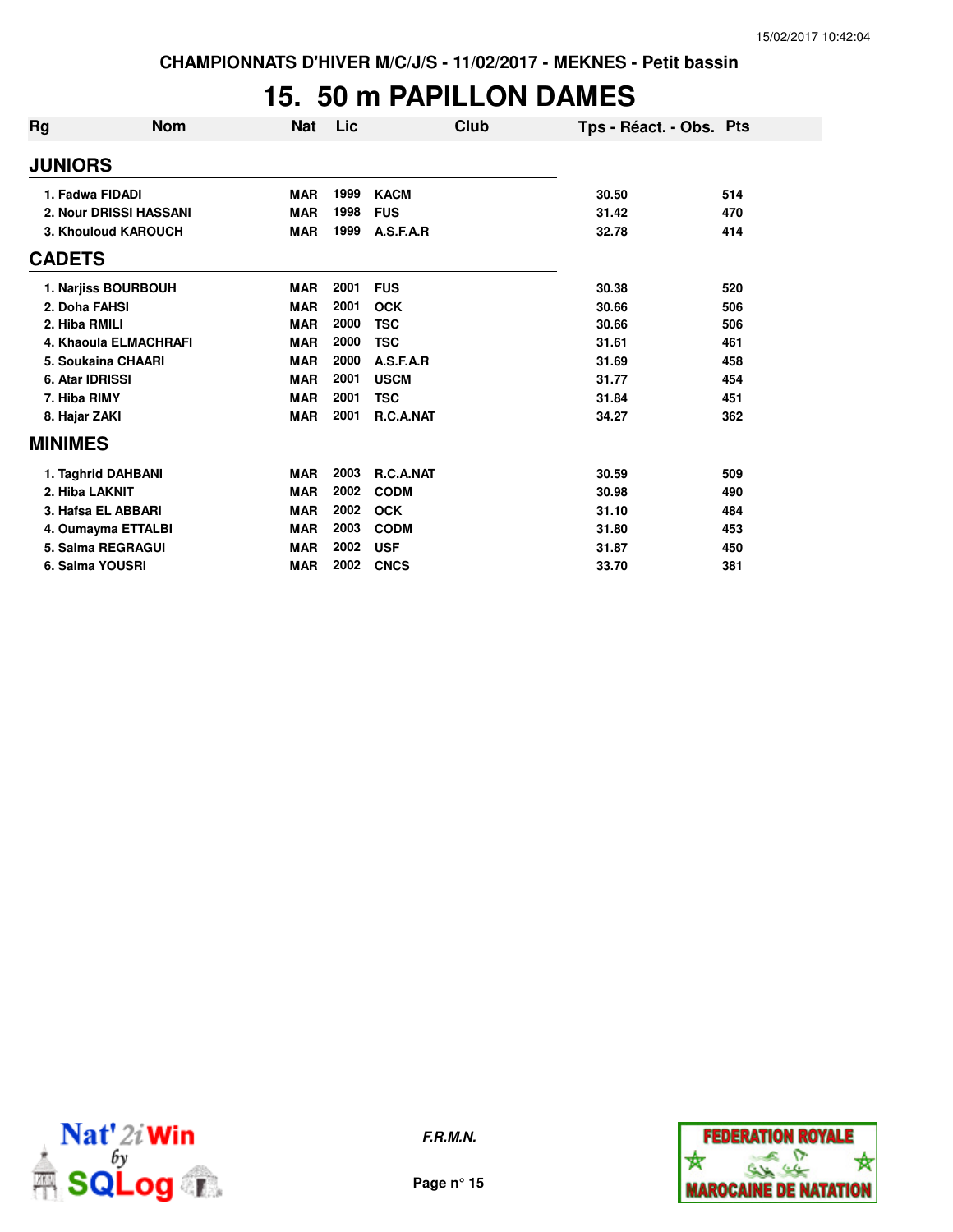CHAMPIONNATS D'HIVER M/C/J/S - 11/02/2017 - MEKNES - Petit bassin

# 15. 50 m PAPILLON DAMES

| Rg | Nom | Nat | Lic | Club | Tps - Réact. - Obs. | Pts |
|---|---|---|---|---|---|---|
| **JUNIORS** | | | | | | |
| 1. | Fadwa FIDADI | MAR | 1999 | KACM | 30.50 | 514 |
| 2. | Nour DRISSI HASSANI | MAR | 1998 | FUS | 31.42 | 470 |
| 3. | Khouloud KAROUCH | MAR | 1999 | A.S.F.A.R | 32.78 | 414 |
| **CADETS** | | | | | | |
| 1. | Narjiss BOURBOUH | MAR | 2001 | FUS | 30.38 | 520 |
| 2. | Doha FAHSI | MAR | 2001 | OCK | 30.66 | 506 |
| 2. | Hiba RMILI | MAR | 2000 | TSC | 30.66 | 506 |
| 4. | Khaoula ELMACHRAFI | MAR | 2000 | TSC | 31.61 | 461 |
| 5. | Soukaina CHAARI | MAR | 2000 | A.S.F.A.R | 31.69 | 458 |
| 6. | Atar IDRISSI | MAR | 2001 | USCM | 31.77 | 454 |
| 7. | Hiba RIMY | MAR | 2001 | TSC | 31.84 | 451 |
| 8. | Hajar ZAKI | MAR | 2001 | R.C.A.NAT | 34.27 | 362 |
| **MINIMES** | | | | | | |
| 1. | Taghrid DAHBANI | MAR | 2003 | R.C.A.NAT | 30.59 | 509 |
| 2. | Hiba LAKNIT | MAR | 2002 | CODM | 30.98 | 490 |
| 3. | Hafsa EL ABBARI | MAR | 2002 | OCK | 31.10 | 484 |
| 4. | Oumayma ETTALBI | MAR | 2003 | CODM | 31.80 | 453 |
| 5. | Salma REGRAGUI | MAR | 2002 | USF | 31.87 | 450 |
| 6. | Salma YOUSRI | MAR | 2002 | CNCS | 33.70 | 381 |

*F.R.M.N.*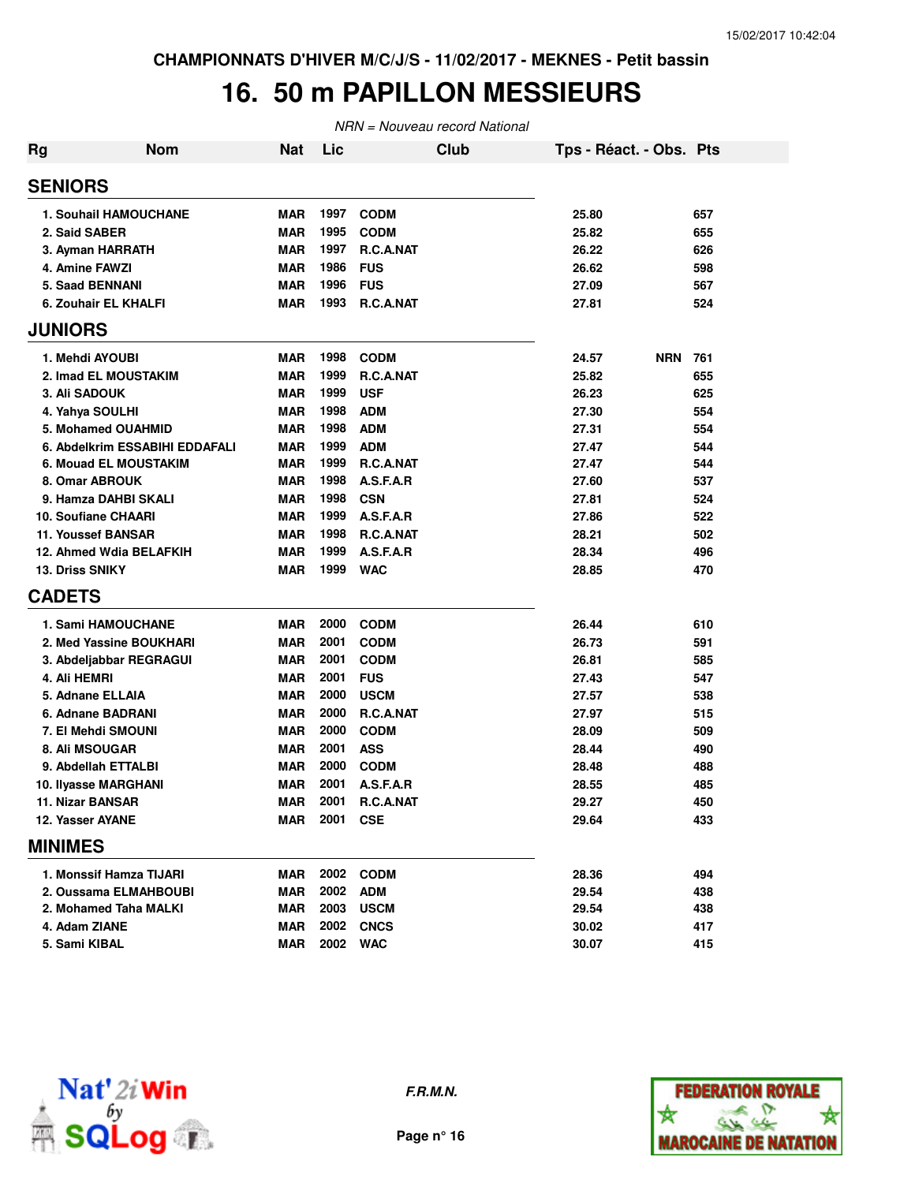CHAMPIONNATS D'HIVER M/C/J/S - 11/02/2017 - MEKNES - Petit bassin

# 16. 50 m PAPILLON MESSIEURS

*NRN = Nouveau record National*

| Rg | Nom | Nat | Lic | Club | Tps - Réact. - Obs. | Pts |
|---|---|---|---|---|---|---|
| **SENIORS** | | | | | | |
| 1. | Souhail HAMOUCHANE | MAR | 1997 | CODM | 25.80 | 657 |
| 2. | Said SABER | MAR | 1995 | CODM | 25.82 | 655 |
| 3. | Ayman HARRATH | MAR | 1997 | R.C.A.NAT | 26.22 | 626 |
| 4. | Amine FAWZI | MAR | 1986 | FUS | 26.62 | 598 |
| 5. | Saad BENNANI | MAR | 1996 | FUS | 27.09 | 567 |
| 6. | Zouhair EL KHALFI | MAR | 1993 | R.C.A.NAT | 27.81 | 524 |
| **JUNIORS** | | | | | | |
| 1. | Mehdi AYOUBI | MAR | 1998 | CODM | 24.57 NRN | 761 |
| 2. | Imad EL MOUSTAKIM | MAR | 1999 | R.C.A.NAT | 25.82 | 655 |
| 3. | Ali SADOUK | MAR | 1999 | USF | 26.23 | 625 |
| 4. | Yahya SOULHI | MAR | 1998 | ADM | 27.30 | 554 |
| 5. | Mohamed OUAHMID | MAR | 1998 | ADM | 27.31 | 554 |
| 6. | Abdelkrim ESSABIHI EDDAFALI | MAR | 1999 | ADM | 27.47 | 544 |
| 6. | Mouad EL MOUSTAKIM | MAR | 1999 | R.C.A.NAT | 27.47 | 544 |
| 8. | Omar ABROUK | MAR | 1998 | A.S.F.A.R | 27.60 | 537 |
| 9. | Hamza DAHBI SKALI | MAR | 1998 | CSN | 27.81 | 524 |
| 10. | Soufiane CHAARI | MAR | 1999 | A.S.F.A.R | 27.86 | 522 |
| 11. | Youssef BANSAR | MAR | 1998 | R.C.A.NAT | 28.21 | 502 |
| 12. | Ahmed Wdia BELAFKIH | MAR | 1999 | A.S.F.A.R | 28.34 | 496 |
| 13. | Driss SNIKY | MAR | 1999 | WAC | 28.85 | 470 |
| **CADETS** | | | | | | |
| 1. | Sami HAMOUCHANE | MAR | 2000 | CODM | 26.44 | 610 |
| 2. | Med Yassine BOUKHARI | MAR | 2001 | CODM | 26.73 | 591 |
| 3. | Abdeljabbar REGRAGUI | MAR | 2001 | CODM | 26.81 | 585 |
| 4. | Ali HEMRI | MAR | 2001 | FUS | 27.43 | 547 |
| 5. | Adnane ELLAIA | MAR | 2000 | USCM | 27.57 | 538 |
| 6. | Adnane BADRANI | MAR | 2000 | R.C.A.NAT | 27.97 | 515 |
| 7. | El Mehdi SMOUNI | MAR | 2000 | CODM | 28.09 | 509 |
| 8. | Ali MSOUGAR | MAR | 2001 | ASS | 28.44 | 490 |
| 9. | Abdellah ETTALBI | MAR | 2000 | CODM | 28.48 | 488 |
| 10. | Ilyasse MARGHANI | MAR | 2001 | A.S.F.A.R | 28.55 | 485 |
| 11. | Nizar BANSAR | MAR | 2001 | R.C.A.NAT | 29.27 | 450 |
| 12. | Yasser AYANE | MAR | 2001 | CSE | 29.64 | 433 |
| **MINIMES** | | | | | | |
| 1. | Monssif Hamza TIJARI | MAR | 2002 | CODM | 28.36 | 494 |
| 2. | Oussama ELMAHBOUBI | MAR | 2002 | ADM | 29.54 | 438 |
| 2. | Mohamed Taha MALKI | MAR | 2003 | USCM | 29.54 | 438 |
| 4. | Adam ZIANE | MAR | 2002 | CNCS | 30.02 | 417 |
| 5. | Sami KIBAL | MAR | 2002 | WAC | 30.07 | 415 |

*F.R.M.N.*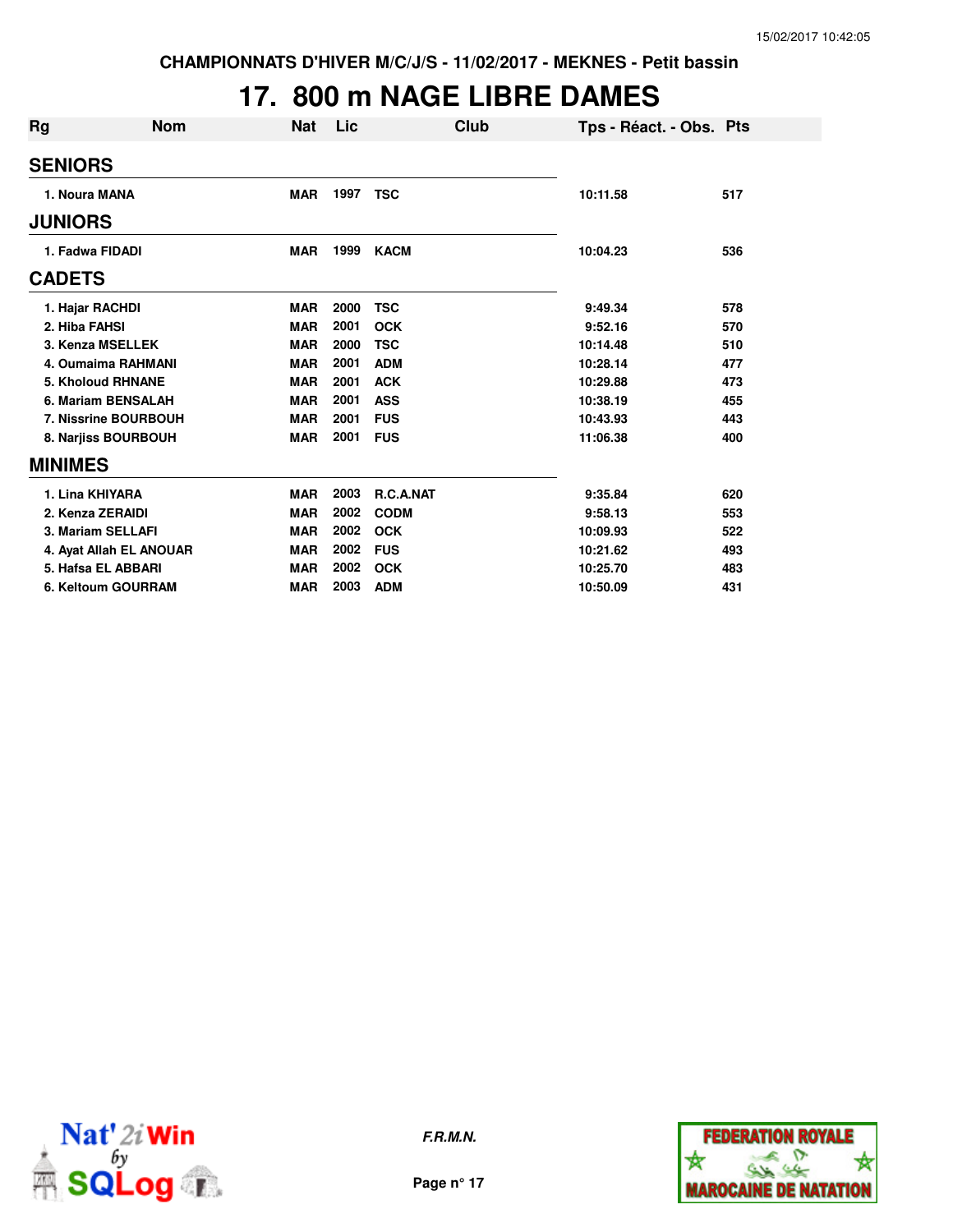CHAMPIONNATS D'HIVER M/C/J/S - 11/02/2017 - MEKNES - Petit bassin

# 17. 800 m NAGE LIBRE DAMES

| Rg | Nom | Nat | Lic | Club | Tps - Réact. - Obs. | Pts |
|---|---|---|---|---|---|---|
| **SENIORS** | | | | | | |
| 1. | Noura MANA | MAR | 1997 | TSC | 10:11.58 | 517 |
| **JUNIORS** | | | | | | |
| 1. | Fadwa FIDADI | MAR | 1999 | KACM | 10:04.23 | 536 |
| **CADETS** | | | | | | |
| 1. | Hajar RACHDI | MAR | 2000 | TSC | 9:49.34 | 578 |
| 2. | Hiba FAHSI | MAR | 2001 | OCK | 9:52.16 | 570 |
| 3. | Kenza MSELLEK | MAR | 2000 | TSC | 10:14.48 | 510 |
| 4. | Oumaima RAHMANI | MAR | 2001 | ADM | 10:28.14 | 477 |
| 5. | Kholoud RHNANE | MAR | 2001 | ACK | 10:29.88 | 473 |
| 6. | Mariam BENSALAH | MAR | 2001 | ASS | 10:38.19 | 455 |
| 7. | Nissrine BOURBOUH | MAR | 2001 | FUS | 10:43.93 | 443 |
| 8. | Narjiss BOURBOUH | MAR | 2001 | FUS | 11:06.38 | 400 |
| **MINIMES** | | | | | | |
| 1. | Lina KHIYARA | MAR | 2003 | R.C.A.NAT | 9:35.84 | 620 |
| 2. | Kenza ZERAIDI | MAR | 2002 | CODM | 9:58.13 | 553 |
| 3. | Mariam SELLAFI | MAR | 2002 | OCK | 10:09.93 | 522 |
| 4. | Ayat Allah EL ANOUAR | MAR | 2002 | FUS | 10:21.62 | 493 |
| 5. | Hafsa EL ABBARI | MAR | 2002 | OCK | 10:25.70 | 483 |
| 6. | Keltoum GOURRAM | MAR | 2003 | ADM | 10:50.09 | 431 |

*F.R.M.N.*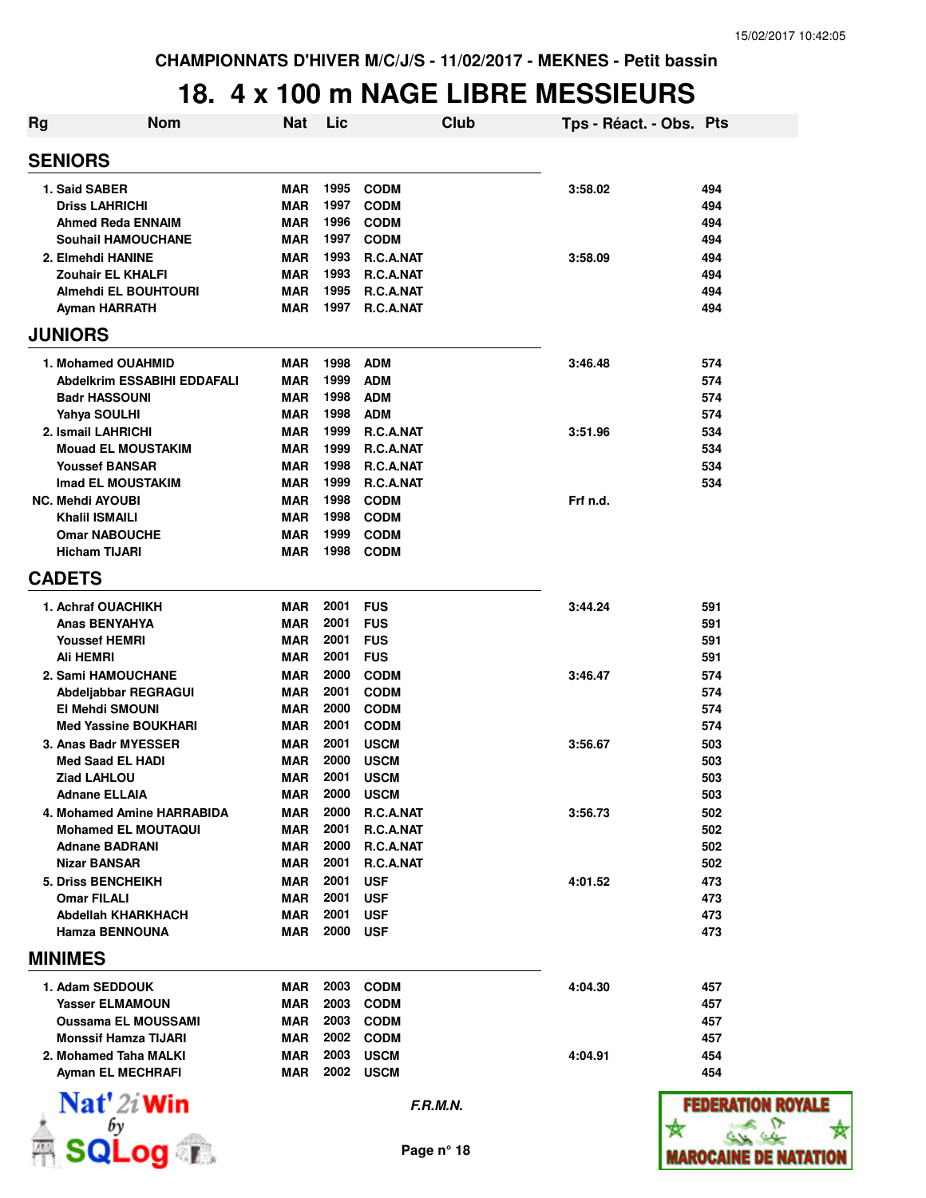CHAMPIONNATS D'HIVER M/C/J/S - 11/02/2017 - MEKNES - Petit bassin

# 18. 4 x 100 m NAGE LIBRE MESSIEURS

| Rg | Nom | Nat | Lic | Club | Tps - Réact. - Obs. | Pts |
|---|---|---|---|---|---|---|
| **SENIORS** | | | | | | |
| 1. | Said SABER | MAR | 1995 | CODM | 3:58.02 | 494 |
| | Driss LAHRICHI | MAR | 1997 | CODM | | 494 |
| | Ahmed Reda ENNAIM | MAR | 1996 | CODM | | 494 |
| | Souhail HAMOUCHANE | MAR | 1997 | CODM | | 494 |
| 2. | Elmehdi HANINE | MAR | 1993 | R.C.A.NAT | 3:58.09 | 494 |
| | Zouhair EL KHALFI | MAR | 1993 | R.C.A.NAT | | 494 |
| | Almehdi EL BOUHTOURI | MAR | 1995 | R.C.A.NAT | | 494 |
| | Ayman HARRATH | MAR | 1997 | R.C.A.NAT | | 494 |
| **JUNIORS** | | | | | | |
| 1. | Mohamed OUAHMID | MAR | 1998 | ADM | 3:46.48 | 574 |
| | Abdelkrim ESSABIHI EDDAFALI | MAR | 1999 | ADM | | 574 |
| | Badr HASSOUNI | MAR | 1998 | ADM | | 574 |
| | Yahya SOULHI | MAR | 1998 | ADM | | 574 |
| 2. | Ismail LAHRICHI | MAR | 1999 | R.C.A.NAT | 3:51.96 | 534 |
| | Mouad EL MOUSTAKIM | MAR | 1999 | R.C.A.NAT | | 534 |
| | Youssef BANSAR | MAR | 1998 | R.C.A.NAT | | 534 |
| | Imad EL MOUSTAKIM | MAR | 1999 | R.C.A.NAT | | 534 |
| NC. | Mehdi AYOUBI | MAR | 1998 | CODM | Frf n.d. | |
| | Khalil ISMAILI | MAR | 1998 | CODM | | |
| | Omar NABOUCHE | MAR | 1999 | CODM | | |
| | Hicham TIJARI | MAR | 1998 | CODM | | |
| **CADETS** | | | | | | |
| 1. | Achraf OUACHIKH | MAR | 2001 | FUS | 3:44.24 | 591 |
| | Anas BENYAHYA | MAR | 2001 | FUS | | 591 |
| | Youssef HEMRI | MAR | 2001 | FUS | | 591 |
| | Ali HEMRI | MAR | 2001 | FUS | | 591 |
| 2. | Sami HAMOUCHANE | MAR | 2000 | CODM | 3:46.47 | 574 |
| | Abdeljabbar REGRAGUI | MAR | 2001 | CODM | | 574 |
| | El Mehdi SMOUNI | MAR | 2000 | CODM | | 574 |
| | Med Yassine BOUKHARI | MAR | 2001 | CODM | | 574 |
| 3. | Anas Badr MYESSER | MAR | 2001 | USCM | 3:56.67 | 503 |
| | Med Saad EL HADI | MAR | 2000 | USCM | | 503 |
| | Ziad LAHLOU | MAR | 2001 | USCM | | 503 |
| | Adnane ELLAIA | MAR | 2000 | USCM | | 503 |
| 4. | Mohamed Amine HARRABIDA | MAR | 2000 | R.C.A.NAT | 3:56.73 | 502 |
| | Mohamed EL MOUTAQUI | MAR | 2001 | R.C.A.NAT | | 502 |
| | Adnane BADRANI | MAR | 2000 | R.C.A.NAT | | 502 |
| | Nizar BANSAR | MAR | 2001 | R.C.A.NAT | | 502 |
| 5. | Driss BENCHEIKH | MAR | 2001 | USF | 4:01.52 | 473 |
| | Omar FILALI | MAR | 2001 | USF | | 473 |
| | Abdellah KHARKHACH | MAR | 2001 | USF | | 473 |
| | Hamza BENNOUNA | MAR | 2000 | USF | | 473 |
| **MINIMES** | | | | | | |
| 1. | Adam SEDDOUK | MAR | 2003 | CODM | 4:04.30 | 457 |
| | Yasser ELMAMOUN | MAR | 2003 | CODM | | 457 |
| | Oussama EL MOUSSAMI | MAR | 2003 | CODM | | 457 |
| | Monssif Hamza TIJARI | MAR | 2002 | CODM | | 457 |
| 2. | Mohamed Taha MALKI | MAR | 2003 | USCM | 4:04.91 | 454 |
| | Ayman EL MECHRAFI | MAR | 2002 | USCM | | 454 |

*F.R.M.N.*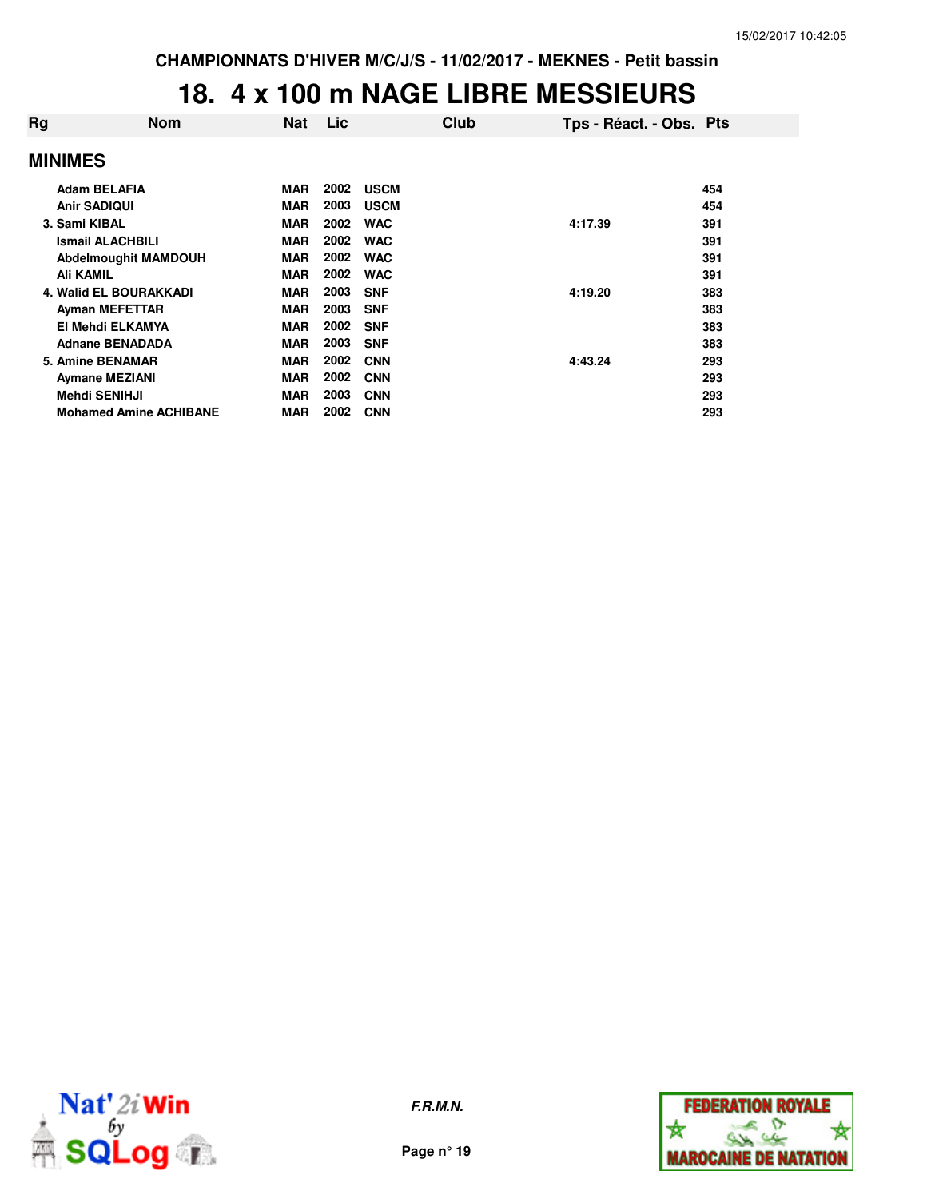CHAMPIONNATS D'HIVER M/C/J/S - 11/02/2017 - MEKNES - Petit bassin

# 18. 4 x 100 m NAGE LIBRE MESSIEURS

| Rg | Nom | Nat | Lic | Club | Tps - Réact. - Obs. | Pts |
|---|---|---|---|---|---|---|
| **MINIMES** | | | | | | |
| | Adam BELAFIA | MAR | 2002 | USCM | | 454 |
| | Anir SADIQUI | MAR | 2003 | USCM | | 454 |
| 3. | Sami KIBAL | MAR | 2002 | WAC | 4:17.39 | 391 |
| | Ismail ALACHBILI | MAR | 2002 | WAC | | 391 |
| | Abdelmoughit MAMDOUH | MAR | 2002 | WAC | | 391 |
| | Ali KAMIL | MAR | 2002 | WAC | | 391 |
| 4. | Walid EL BOURAKKADI | MAR | 2003 | SNF | 4:19.20 | 383 |
| | Ayman MEFETTAR | MAR | 2003 | SNF | | 383 |
| | El Mehdi ELKAMYA | MAR | 2002 | SNF | | 383 |
| | Adnane BENADADA | MAR | 2003 | SNF | | 383 |
| 5. | Amine BENAMAR | MAR | 2002 | CNN | 4:43.24 | 293 |
| | Aymane MEZIANI | MAR | 2002 | CNN | | 293 |
| | Mehdi SENIHJI | MAR | 2003 | CNN | | 293 |
| | Mohamed Amine ACHIBANE | MAR | 2002 | CNN | | 293 |

*F.R.M.N.*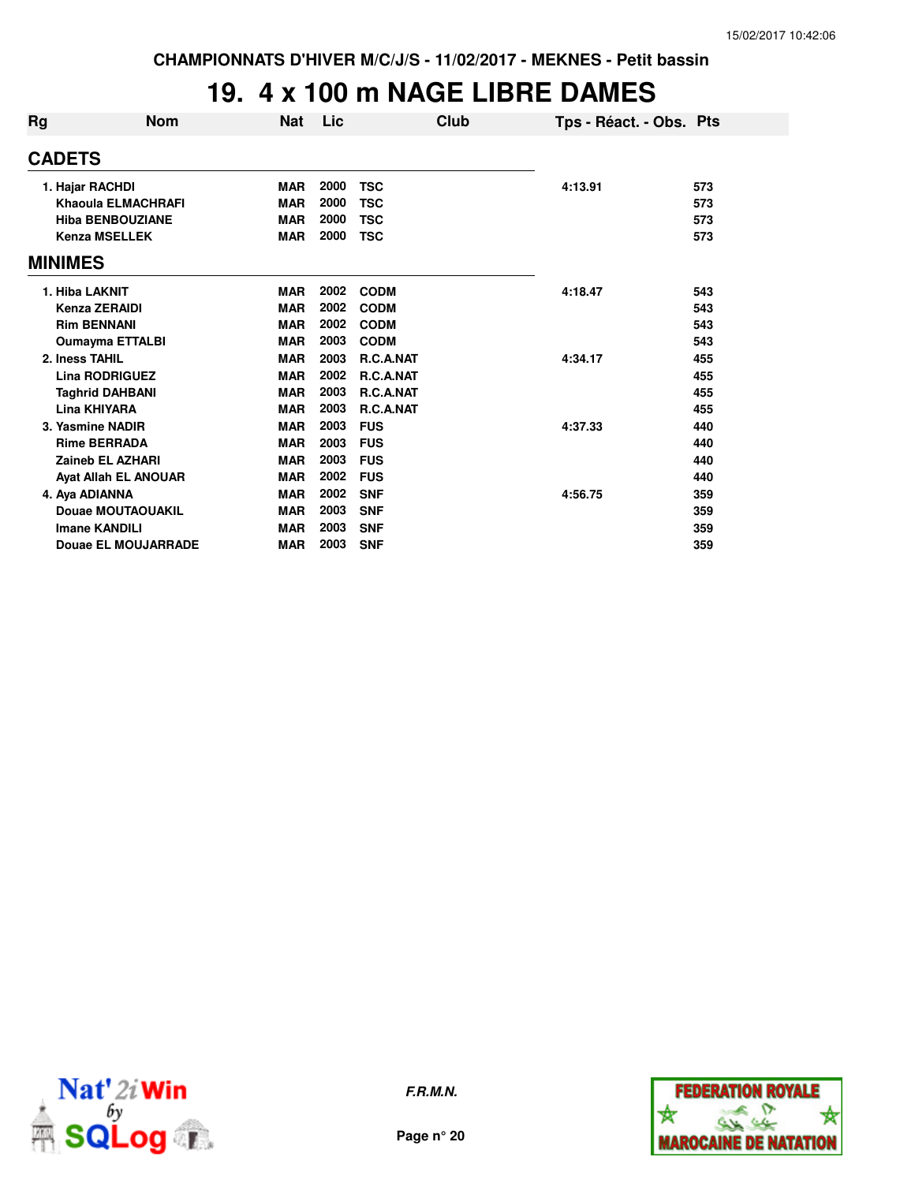CHAMPIONNATS D'HIVER M/C/J/S - 11/02/2017 - MEKNES - Petit bassin

# 19. 4 x 100 m NAGE LIBRE DAMES

| Rg | Nom | Nat | Lic | Club | Tps - Réact. - Obs. | Pts |
|---|---|---|---|---|---|---|
| **CADETS** | | | | | | |
| 1. | Hajar RACHDI | MAR | 2000 | TSC | 4:13.91 | 573 |
| | Khaoula ELMACHRAFI | MAR | 2000 | TSC | | 573 |
| | Hiba BENBOUZIANE | MAR | 2000 | TSC | | 573 |
| | Kenza MSELLEK | MAR | 2000 | TSC | | 573 |
| **MINIMES** | | | | | | |
| 1. | Hiba LAKNIT | MAR | 2002 | CODM | 4:18.47 | 543 |
| | Kenza ZERAIDI | MAR | 2002 | CODM | | 543 |
| | Rim BENNANI | MAR | 2002 | CODM | | 543 |
| | Oumayma ETTALBI | MAR | 2003 | CODM | | 543 |
| 2. | Iness TAHIL | MAR | 2003 | R.C.A.NAT | 4:34.17 | 455 |
| | Lina RODRIGUEZ | MAR | 2002 | R.C.A.NAT | | 455 |
| | Taghrid DAHBANI | MAR | 2003 | R.C.A.NAT | | 455 |
| | Lina KHIYARA | MAR | 2003 | R.C.A.NAT | | 455 |
| 3. | Yasmine NADIR | MAR | 2003 | FUS | 4:37.33 | 440 |
| | Rime BERRADA | MAR | 2003 | FUS | | 440 |
| | Zaineb EL AZHARI | MAR | 2003 | FUS | | 440 |
| | Ayat Allah EL ANOUAR | MAR | 2002 | FUS | | 440 |
| 4. | Aya ADIANNA | MAR | 2002 | SNF | 4:56.75 | 359 |
| | Douae MOUTAOUAKIL | MAR | 2003 | SNF | | 359 |
| | Imane KANDILI | MAR | 2003 | SNF | | 359 |
| | Douae EL MOUJARRADE | MAR | 2003 | SNF | | 359 |

*F.R.M.N.*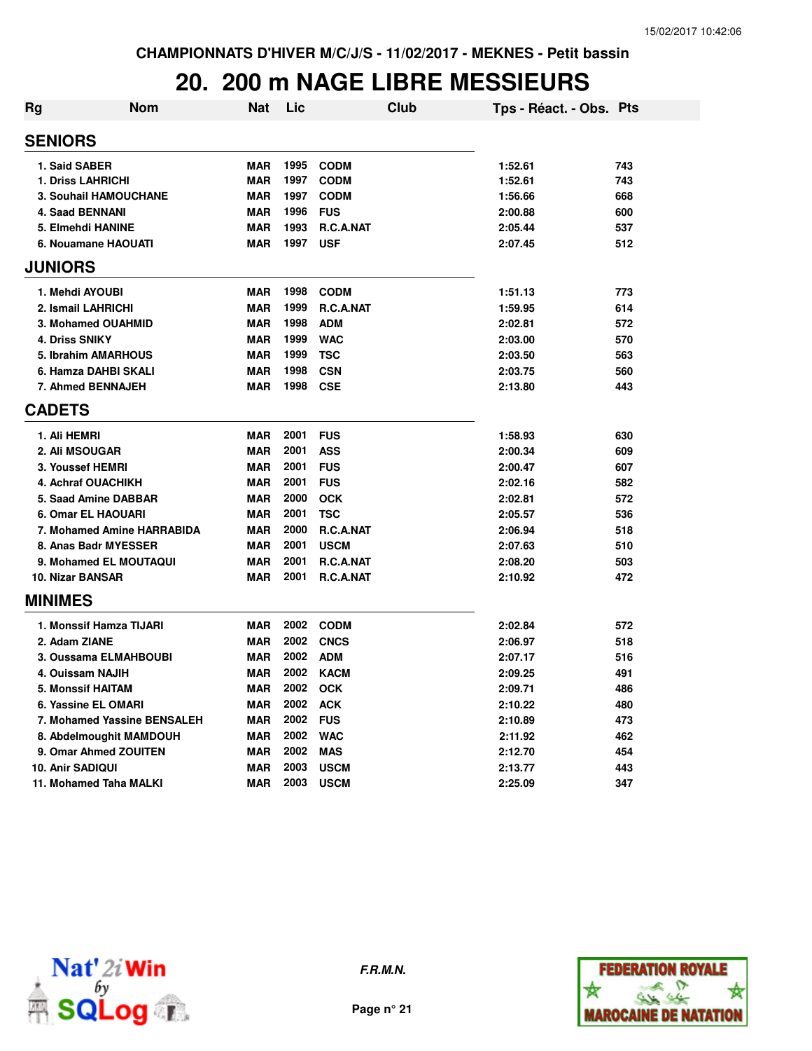CHAMPIONNATS D'HIVER M/C/J/S - 11/02/2017 - MEKNES - Petit bassin

# 20. 200 m NAGE LIBRE MESSIEURS

| Rg | Nom | Nat | Lic | Club | Tps - Réact. - Obs. | Pts |
|---|---|---|---|---|---|---|
| **SENIORS** | | | | | | |
| 1. | Said SABER | MAR | 1995 | CODM | 1:52.61 | 743 |
| 1. | Driss LAHRICHI | MAR | 1997 | CODM | 1:52.61 | 743 |
| 3. | Souhail HAMOUCHANE | MAR | 1997 | CODM | 1:56.66 | 668 |
| 4. | Saad BENNANI | MAR | 1996 | FUS | 2:00.88 | 600 |
| 5. | Elmehdi HANINE | MAR | 1993 | R.C.A.NAT | 2:05.44 | 537 |
| 6. | Nouamane HAOUATI | MAR | 1997 | USF | 2:07.45 | 512 |
| **JUNIORS** | | | | | | |
| 1. | Mehdi AYOUBI | MAR | 1998 | CODM | 1:51.13 | 773 |
| 2. | Ismail LAHRICHI | MAR | 1999 | R.C.A.NAT | 1:59.95 | 614 |
| 3. | Mohamed OUAHMID | MAR | 1998 | ADM | 2:02.81 | 572 |
| 4. | Driss SNIKY | MAR | 1999 | WAC | 2:03.00 | 570 |
| 5. | Ibrahim AMARHOUS | MAR | 1999 | TSC | 2:03.50 | 563 |
| 6. | Hamza DAHBI SKALI | MAR | 1998 | CSN | 2:03.75 | 560 |
| 7. | Ahmed BENNAJEH | MAR | 1998 | CSE | 2:13.80 | 443 |
| **CADETS** | | | | | | |
| 1. | Ali HEMRI | MAR | 2001 | FUS | 1:58.93 | 630 |
| 2. | Ali MSOUGAR | MAR | 2001 | ASS | 2:00.34 | 609 |
| 3. | Youssef HEMRI | MAR | 2001 | FUS | 2:00.47 | 607 |
| 4. | Achraf OUACHIKH | MAR | 2001 | FUS | 2:02.16 | 582 |
| 5. | Saad Amine DABBAR | MAR | 2000 | OCK | 2:02.81 | 572 |
| 6. | Omar EL HAOUARI | MAR | 2001 | TSC | 2:05.57 | 536 |
| 7. | Mohamed Amine HARRABIDA | MAR | 2000 | R.C.A.NAT | 2:06.94 | 518 |
| 8. | Anas Badr MYESSER | MAR | 2001 | USCM | 2:07.63 | 510 |
| 9. | Mohamed EL MOUTAQUI | MAR | 2001 | R.C.A.NAT | 2:08.20 | 503 |
| 10. | Nizar BANSAR | MAR | 2001 | R.C.A.NAT | 2:10.92 | 472 |
| **MINIMES** | | | | | | |
| 1. | Monssif Hamza TIJARI | MAR | 2002 | CODM | 2:02.84 | 572 |
| 2. | Adam ZIANE | MAR | 2002 | CNCS | 2:06.97 | 518 |
| 3. | Oussama ELMAHBOUBI | MAR | 2002 | ADM | 2:07.17 | 516 |
| 4. | Ouissam NAJIH | MAR | 2002 | KACM | 2:09.25 | 491 |
| 5. | Monssif HAITAM | MAR | 2002 | OCK | 2:09.71 | 486 |
| 6. | Yassine EL OMARI | MAR | 2002 | ACK | 2:10.22 | 480 |
| 7. | Mohamed Yassine BENSALEH | MAR | 2002 | FUS | 2:10.89 | 473 |
| 8. | Abdelmoughit MAMDOUH | MAR | 2002 | WAC | 2:11.92 | 462 |
| 9. | Omar Ahmed ZOUITEN | MAR | 2002 | MAS | 2:12.70 | 454 |
| 10. | Anir SADIQUI | MAR | 2003 | USCM | 2:13.77 | 443 |
| 11. | Mohamed Taha MALKI | MAR | 2003 | USCM | 2:25.09 | 347 |

*F.R.M.N.*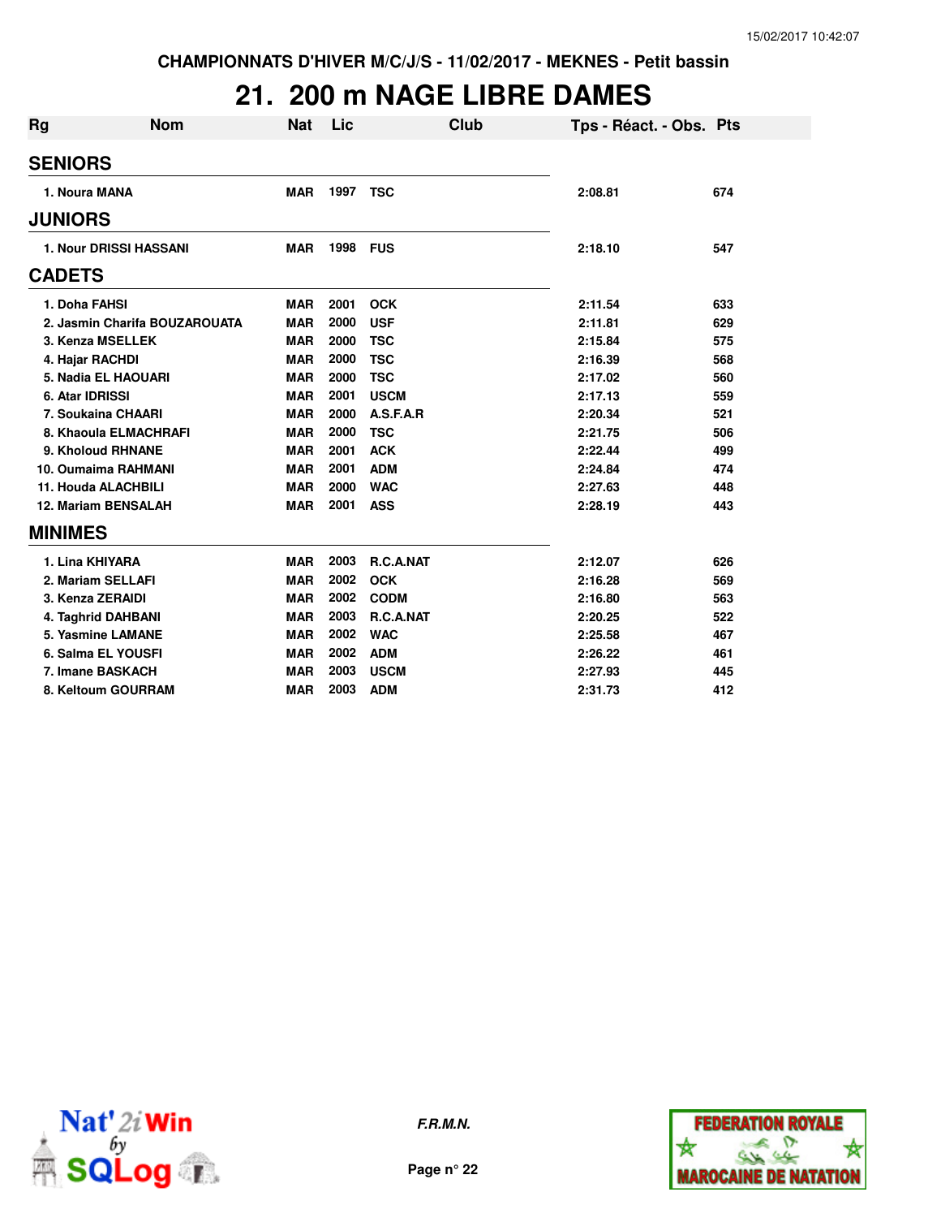CHAMPIONNATS D'HIVER M/C/J/S - 11/02/2017 - MEKNES - Petit bassin

# 21. 200 m NAGE LIBRE DAMES

| Rg | Nom | Nat | Lic | Club | Tps - Réact. - Obs. | Pts |
|---|---|---|---|---|---|---|
| **SENIORS** | | | | | | |
| 1. | Noura MANA | MAR | 1997 | TSC | 2:08.81 | 674 |
| **JUNIORS** | | | | | | |
| 1. | Nour DRISSI HASSANI | MAR | 1998 | FUS | 2:18.10 | 547 |
| **CADETS** | | | | | | |
| 1. | Doha FAHSI | MAR | 2001 | OCK | 2:11.54 | 633 |
| 2. | Jasmin Charifa BOUZAROUATA | MAR | 2000 | USF | 2:11.81 | 629 |
| 3. | Kenza MSELLEK | MAR | 2000 | TSC | 2:15.84 | 575 |
| 4. | Hajar RACHDI | MAR | 2000 | TSC | 2:16.39 | 568 |
| 5. | Nadia EL HAOUARI | MAR | 2000 | TSC | 2:17.02 | 560 |
| 6. | Atar IDRISSI | MAR | 2001 | USCM | 2:17.13 | 559 |
| 7. | Soukaina CHAARI | MAR | 2000 | A.S.F.A.R | 2:20.34 | 521 |
| 8. | Khaoula ELMACHRAFI | MAR | 2000 | TSC | 2:21.75 | 506 |
| 9. | Kholoud RHNANE | MAR | 2001 | ACK | 2:22.44 | 499 |
| 10. | Oumaima RAHMANI | MAR | 2001 | ADM | 2:24.84 | 474 |
| 11. | Houda ALACHBILI | MAR | 2000 | WAC | 2:27.63 | 448 |
| 12. | Mariam BENSALAH | MAR | 2001 | ASS | 2:28.19 | 443 |
| **MINIMES** | | | | | | |
| 1. | Lina KHIYARA | MAR | 2003 | R.C.A.NAT | 2:12.07 | 626 |
| 2. | Mariam SELLAFI | MAR | 2002 | OCK | 2:16.28 | 569 |
| 3. | Kenza ZERAIDI | MAR | 2002 | CODM | 2:16.80 | 563 |
| 4. | Taghrid DAHBANI | MAR | 2003 | R.C.A.NAT | 2:20.25 | 522 |
| 5. | Yasmine LAMANE | MAR | 2002 | WAC | 2:25.58 | 467 |
| 6. | Salma EL YOUSFI | MAR | 2002 | ADM | 2:26.22 | 461 |
| 7. | Imane BASKACH | MAR | 2003 | USCM | 2:27.93 | 445 |
| 8. | Keltoum GOURRAM | MAR | 2003 | ADM | 2:31.73 | 412 |

*F.R.M.N.*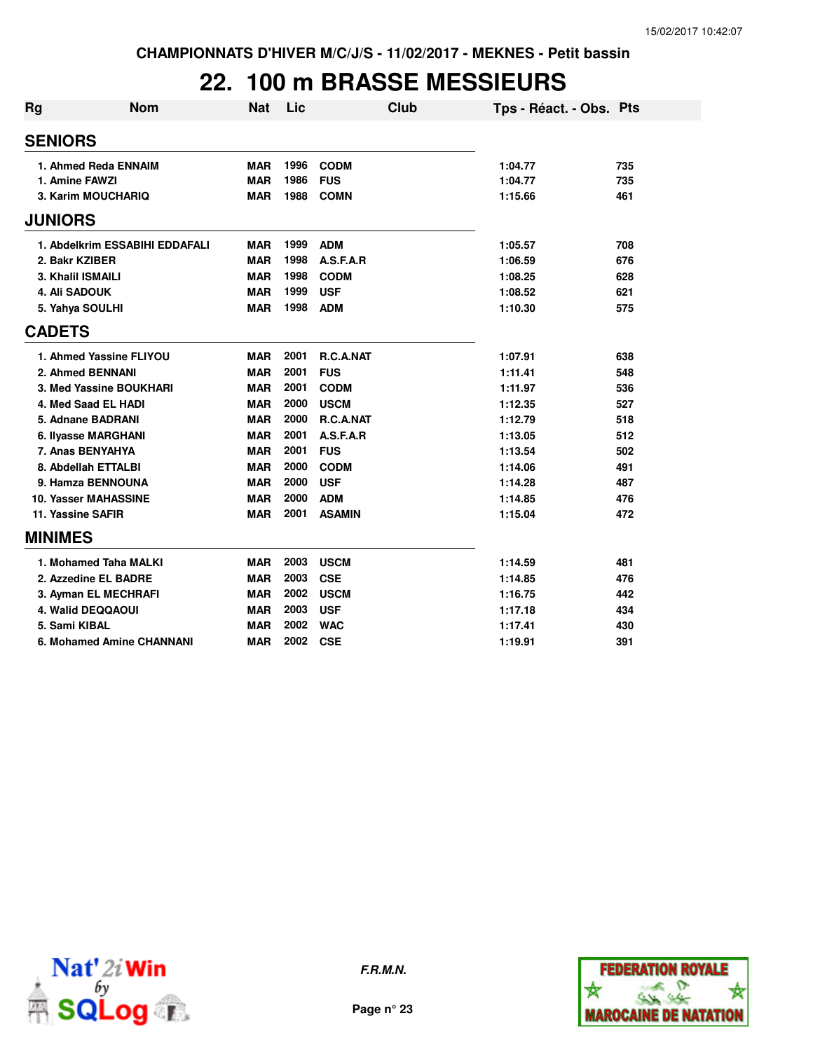CHAMPIONNATS D'HIVER M/C/J/S - 11/02/2017 - MEKNES - Petit bassin

# 22. 100 m BRASSE MESSIEURS

| Rg | Nom | Nat | Lic | Club | Tps - Réact. - Obs. | Pts |
|---|---|---|---|---|---|---|
| **SENIORS** | | | | | | |
| 1. | Ahmed Reda ENNAIM | MAR | 1996 | CODM | 1:04.77 | 735 |
| 1. | Amine FAWZI | MAR | 1986 | FUS | 1:04.77 | 735 |
| 3. | Karim MOUCHARIQ | MAR | 1988 | COMN | 1:15.66 | 461 |
| **JUNIORS** | | | | | | |
| 1. | Abdelkrim ESSABIHI EDDAFALI | MAR | 1999 | ADM | 1:05.57 | 708 |
| 2. | Bakr KZIBER | MAR | 1998 | A.S.F.A.R | 1:06.59 | 676 |
| 3. | Khalil ISMAILI | MAR | 1998 | CODM | 1:08.25 | 628 |
| 4. | Ali SADOUK | MAR | 1999 | USF | 1:08.52 | 621 |
| 5. | Yahya SOULHI | MAR | 1998 | ADM | 1:10.30 | 575 |
| **CADETS** | | | | | | |
| 1. | Ahmed Yassine FLIYOU | MAR | 2001 | R.C.A.NAT | 1:07.91 | 638 |
| 2. | Ahmed BENNANI | MAR | 2001 | FUS | 1:11.41 | 548 |
| 3. | Med Yassine BOUKHARI | MAR | 2001 | CODM | 1:11.97 | 536 |
| 4. | Med Saad EL HADI | MAR | 2000 | USCM | 1:12.35 | 527 |
| 5. | Adnane BADRANI | MAR | 2000 | R.C.A.NAT | 1:12.79 | 518 |
| 6. | Ilyasse MARGHANI | MAR | 2001 | A.S.F.A.R | 1:13.05 | 512 |
| 7. | Anas BENYAHYA | MAR | 2001 | FUS | 1:13.54 | 502 |
| 8. | Abdellah ETTALBI | MAR | 2000 | CODM | 1:14.06 | 491 |
| 9. | Hamza BENNOUNA | MAR | 2000 | USF | 1:14.28 | 487 |
| 10. | Yasser MAHASSINE | MAR | 2000 | ADM | 1:14.85 | 476 |
| 11. | Yassine SAFIR | MAR | 2001 | ASAMIN | 1:15.04 | 472 |
| **MINIMES** | | | | | | |
| 1. | Mohamed Taha MALKI | MAR | 2003 | USCM | 1:14.59 | 481 |
| 2. | Azzedine EL BADRE | MAR | 2003 | CSE | 1:14.85 | 476 |
| 3. | Ayman EL MECHRAFI | MAR | 2002 | USCM | 1:16.75 | 442 |
| 4. | Walid DEQQAOUI | MAR | 2003 | USF | 1:17.18 | 434 |
| 5. | Sami KIBAL | MAR | 2002 | WAC | 1:17.41 | 430 |
| 6. | Mohamed Amine CHANNANI | MAR | 2002 | CSE | 1:19.91 | 391 |

*F.R.M.N.*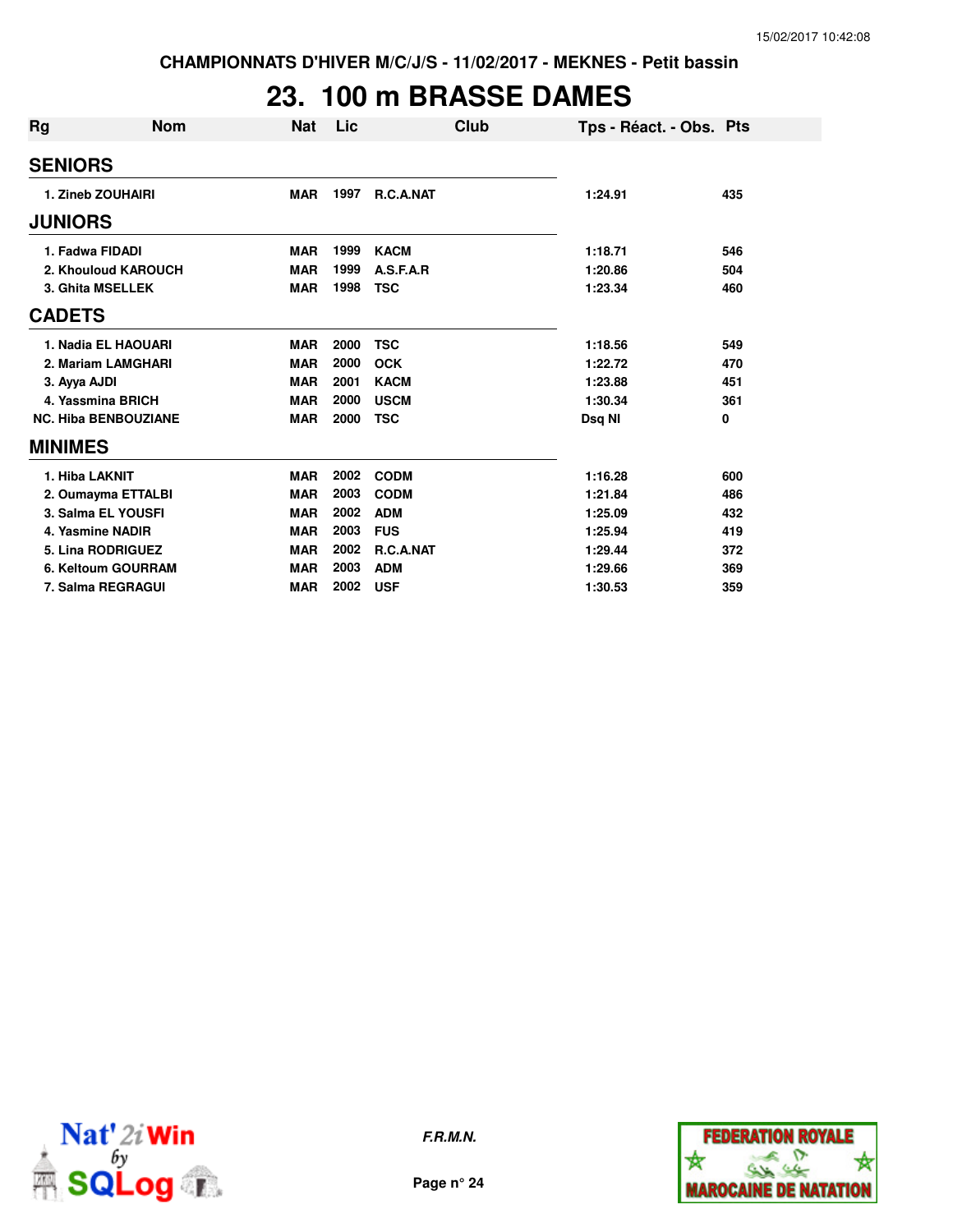CHAMPIONNATS D'HIVER M/C/J/S - 11/02/2017 - MEKNES - Petit bassin

# 23. 100 m BRASSE DAMES

| Rg | Nom | Nat | Lic | Club | Tps - Réact. - Obs. | Pts |
|---|---|---|---|---|---|---|
| **SENIORS** | | | | | | |
| 1. | Zineb ZOUHAIRI | MAR | 1997 | R.C.A.NAT | 1:24.91 | 435 |
| **JUNIORS** | | | | | | |
| 1. | Fadwa FIDADI | MAR | 1999 | KACM | 1:18.71 | 546 |
| 2. | Khouloud KAROUCH | MAR | 1999 | A.S.F.A.R | 1:20.86 | 504 |
| 3. | Ghita MSELLEK | MAR | 1998 | TSC | 1:23.34 | 460 |
| **CADETS** | | | | | | |
| 1. | Nadia EL HAOUARI | MAR | 2000 | TSC | 1:18.56 | 549 |
| 2. | Mariam LAMGHARI | MAR | 2000 | OCK | 1:22.72 | 470 |
| 3. | Ayya AJDI | MAR | 2001 | KACM | 1:23.88 | 451 |
| 4. | Yassmina BRICH | MAR | 2000 | USCM | 1:30.34 | 361 |
| NC. | Hiba BENBOUZIANE | MAR | 2000 | TSC | Dsq NI | 0 |
| **MINIMES** | | | | | | |
| 1. | Hiba LAKNIT | MAR | 2002 | CODM | 1:16.28 | 600 |
| 2. | Oumayma ETTALBI | MAR | 2003 | CODM | 1:21.84 | 486 |
| 3. | Salma EL YOUSFI | MAR | 2002 | ADM | 1:25.09 | 432 |
| 4. | Yasmine NADIR | MAR | 2003 | FUS | 1:25.94 | 419 |
| 5. | Lina RODRIGUEZ | MAR | 2002 | R.C.A.NAT | 1:29.44 | 372 |
| 6. | Keltoum GOURRAM | MAR | 2003 | ADM | 1:29.66 | 369 |
| 7. | Salma REGRAGUI | MAR | 2002 | USF | 1:30.53 | 359 |

*F.R.M.N.*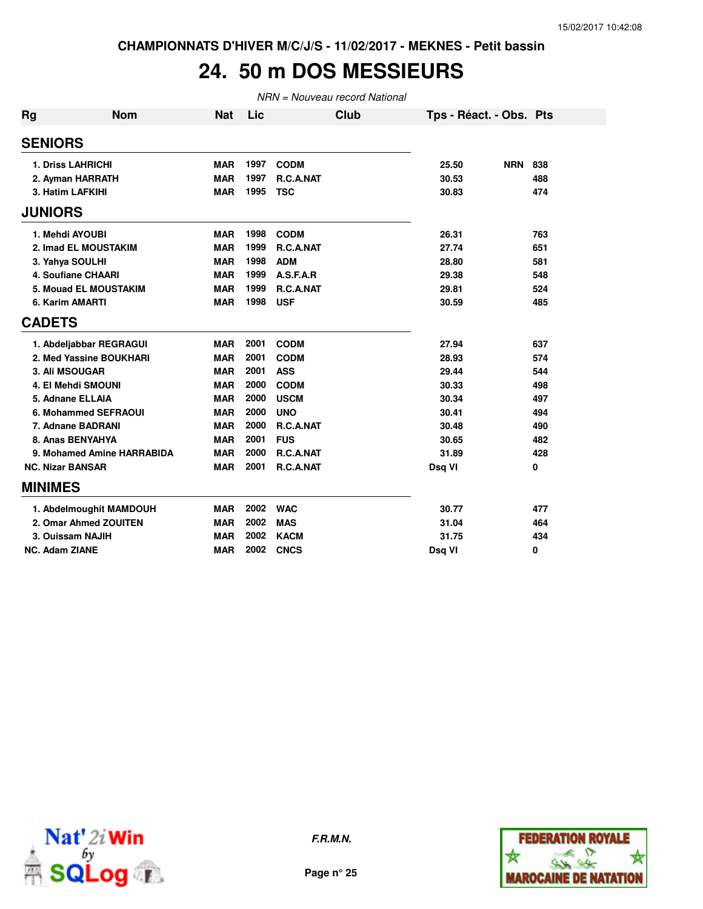CHAMPIONNATS D'HIVER M/C/J/S - 11/02/2017 - MEKNES - Petit bassin

# 24. 50 m DOS MESSIEURS

*NRN = Nouveau record National*

| Rg | Nom | Nat | Lic | Club | Tps - Réact. - Obs. | Pts |
|---|---|---|---|---|---|---|
| **SENIORS** | | | | | | |
| 1. | Driss LAHRICHI | MAR | 1997 | CODM | 25.50 NRN | 838 |
| 2. | Ayman HARRATH | MAR | 1997 | R.C.A.NAT | 30.53 | 488 |
| 3. | Hatim LAFKIHI | MAR | 1995 | TSC | 30.83 | 474 |
| **JUNIORS** | | | | | | |
| 1. | Mehdi AYOUBI | MAR | 1998 | CODM | 26.31 | 763 |
| 2. | Imad EL MOUSTAKIM | MAR | 1999 | R.C.A.NAT | 27.74 | 651 |
| 3. | Yahya SOULHI | MAR | 1998 | ADM | 28.80 | 581 |
| 4. | Soufiane CHAARI | MAR | 1999 | A.S.F.A.R | 29.38 | 548 |
| 5. | Mouad EL MOUSTAKIM | MAR | 1999 | R.C.A.NAT | 29.81 | 524 |
| 6. | Karim AMARTI | MAR | 1998 | USF | 30.59 | 485 |
| **CADETS** | | | | | | |
| 1. | Abdeljabbar REGRAGUI | MAR | 2001 | CODM | 27.94 | 637 |
| 2. | Med Yassine BOUKHARI | MAR | 2001 | CODM | 28.93 | 574 |
| 3. | Ali MSOUGAR | MAR | 2001 | ASS | 29.44 | 544 |
| 4. | El Mehdi SMOUNI | MAR | 2000 | CODM | 30.33 | 498 |
| 5. | Adnane ELLAIA | MAR | 2000 | USCM | 30.34 | 497 |
| 6. | Mohammed SEFRAOUI | MAR | 2000 | UNO | 30.41 | 494 |
| 7. | Adnane BADRANI | MAR | 2000 | R.C.A.NAT | 30.48 | 490 |
| 8. | Anas BENYAHYA | MAR | 2001 | FUS | 30.65 | 482 |
| 9. | Mohamed Amine HARRABIDA | MAR | 2000 | R.C.A.NAT | 31.89 | 428 |
| NC. | Nizar BANSAR | MAR | 2001 | R.C.A.NAT | Dsq VI | 0 |
| **MINIMES** | | | | | | |
| 1. | Abdelmoughit MAMDOUH | MAR | 2002 | WAC | 30.77 | 477 |
| 2. | Omar Ahmed ZOUITEN | MAR | 2002 | MAS | 31.04 | 464 |
| 3. | Ouissam NAJIH | MAR | 2002 | KACM | 31.75 | 434 |
| NC. | Adam ZIANE | MAR | 2002 | CNCS | Dsq VI | 0 |

F.R.M.N.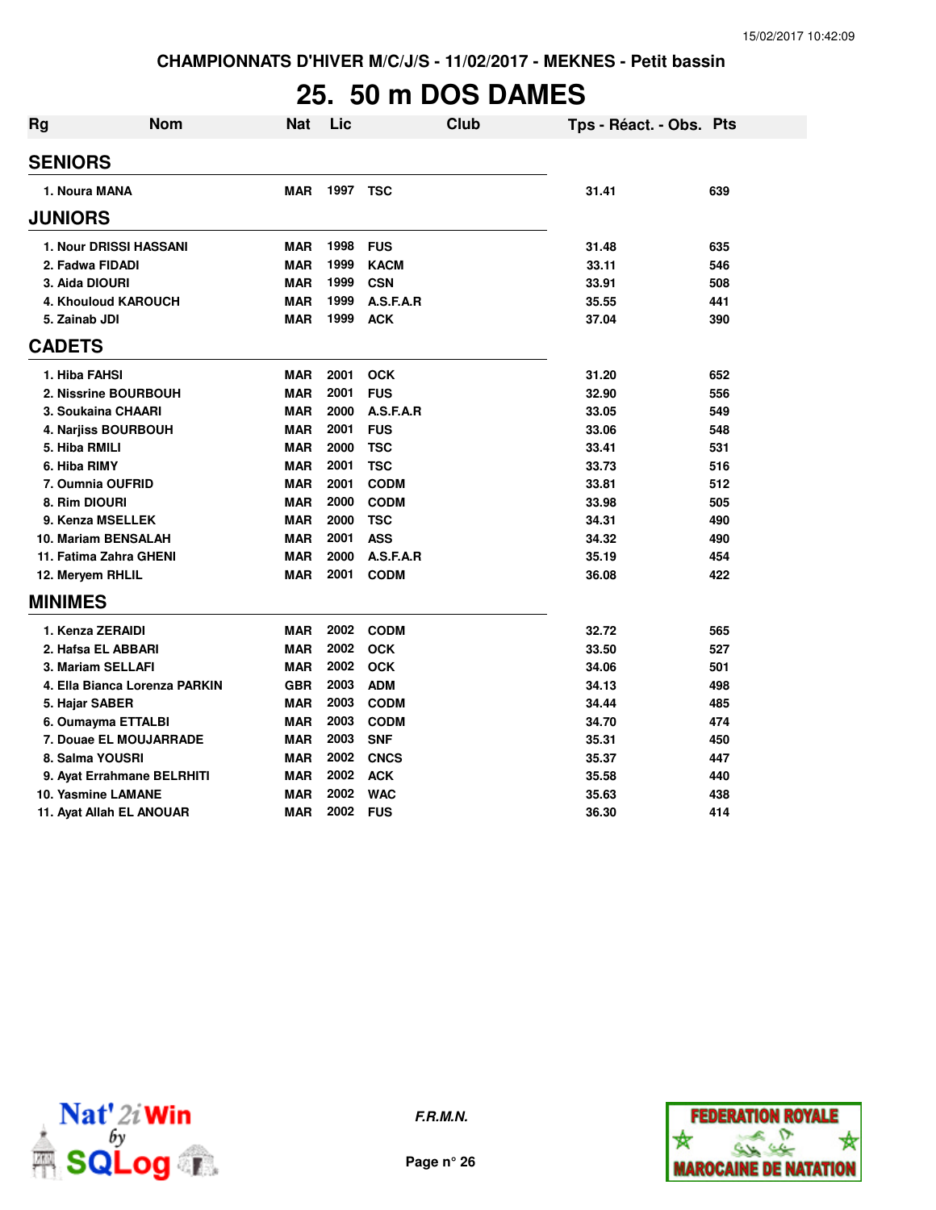CHAMPIONNATS D'HIVER M/C/J/S - 11/02/2017 - MEKNES - Petit bassin

# 25. 50 m DOS DAMES

| Rg | Nom | Nat | Lic | Club | Tps - Réact. - Obs. | Pts |
|---|---|---|---|---|---|---|
| **SENIORS** | | | | | | |
| 1. | Noura MANA | MAR | 1997 | TSC | 31.41 | 639 |
| **JUNIORS** | | | | | | |
| 1. | Nour DRISSI HASSANI | MAR | 1998 | FUS | 31.48 | 635 |
| 2. | Fadwa FIDADI | MAR | 1999 | KACM | 33.11 | 546 |
| 3. | Aida DIOURI | MAR | 1999 | CSN | 33.91 | 508 |
| 4. | Khouloud KAROUCH | MAR | 1999 | A.S.F.A.R | 35.55 | 441 |
| 5. | Zainab JDI | MAR | 1999 | ACK | 37.04 | 390 |
| **CADETS** | | | | | | |
| 1. | Hiba FAHSI | MAR | 2001 | OCK | 31.20 | 652 |
| 2. | Nissrine BOURBOUH | MAR | 2001 | FUS | 32.90 | 556 |
| 3. | Soukaina CHAARI | MAR | 2000 | A.S.F.A.R | 33.05 | 549 |
| 4. | Narjiss BOURBOUH | MAR | 2001 | FUS | 33.06 | 548 |
| 5. | Hiba RMILI | MAR | 2000 | TSC | 33.41 | 531 |
| 6. | Hiba RIMY | MAR | 2001 | TSC | 33.73 | 516 |
| 7. | Oumnia OUFRID | MAR | 2001 | CODM | 33.81 | 512 |
| 8. | Rim DIOURI | MAR | 2000 | CODM | 33.98 | 505 |
| 9. | Kenza MSELLEK | MAR | 2000 | TSC | 34.31 | 490 |
| 10. | Mariam BENSALAH | MAR | 2001 | ASS | 34.32 | 490 |
| 11. | Fatima Zahra GHENI | MAR | 2000 | A.S.F.A.R | 35.19 | 454 |
| 12. | Meryem RHLIL | MAR | 2001 | CODM | 36.08 | 422 |
| **MINIMES** | | | | | | |
| 1. | Kenza ZERAIDI | MAR | 2002 | CODM | 32.72 | 565 |
| 2. | Hafsa EL ABBARI | MAR | 2002 | OCK | 33.50 | 527 |
| 3. | Mariam SELLAFI | MAR | 2002 | OCK | 34.06 | 501 |
| 4. | Ella Bianca Lorenza PARKIN | GBR | 2003 | ADM | 34.13 | 498 |
| 5. | Hajar SABER | MAR | 2003 | CODM | 34.44 | 485 |
| 6. | Oumayma ETTALBI | MAR | 2003 | CODM | 34.70 | 474 |
| 7. | Douae EL MOUJARRADE | MAR | 2003 | SNF | 35.31 | 450 |
| 8. | Salma YOUSRI | MAR | 2002 | CNCS | 35.37 | 447 |
| 9. | Ayat Errahmane BELRHITI | MAR | 2002 | ACK | 35.58 | 440 |
| 10. | Yasmine LAMANE | MAR | 2002 | WAC | 35.63 | 438 |
| 11. | Ayat Allah EL ANOUAR | MAR | 2002 | FUS | 36.30 | 414 |

*F.R.M.N.*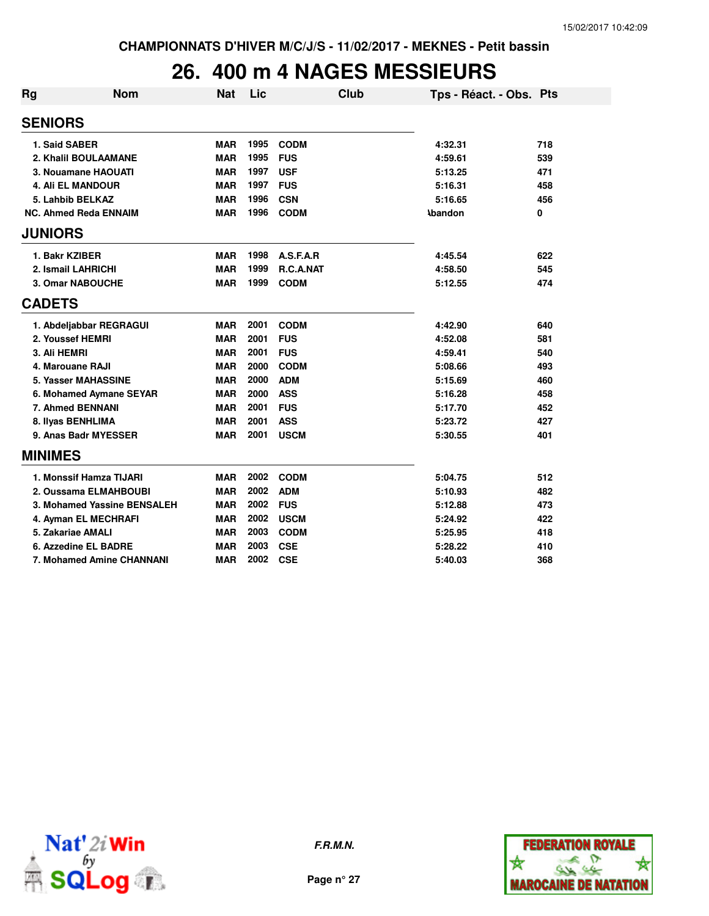CHAMPIONNATS D'HIVER M/C/J/S - 11/02/2017 - MEKNES - Petit bassin

# 26. 400 m 4 NAGES MESSIEURS

| Rg | Nom | Nat | Lic | Club | Tps - Réact. - Obs. | Pts |
|---|---|---|---|---|---|---|
| **SENIORS** | | | | | | |
| 1. | Said SABER | MAR | 1995 | CODM | 4:32.31 | 718 |
| 2. | Khalil BOULAAMANE | MAR | 1995 | FUS | 4:59.61 | 539 |
| 3. | Nouamane HAOUATI | MAR | 1997 | USF | 5:13.25 | 471 |
| 4. | Ali EL MANDOUR | MAR | 1997 | FUS | 5:16.31 | 458 |
| 5. | Lahbib BELKAZ | MAR | 1996 | CSN | 5:16.65 | 456 |
| NC. | Ahmed Reda ENNAIM | MAR | 1996 | CODM | Abandon | 0 |
| **JUNIORS** | | | | | | |
| 1. | Bakr KZIBER | MAR | 1998 | A.S.F.A.R | 4:45.54 | 622 |
| 2. | Ismail LAHRICHI | MAR | 1999 | R.C.A.NAT | 4:58.50 | 545 |
| 3. | Omar NABOUCHE | MAR | 1999 | CODM | 5:12.55 | 474 |
| **CADETS** | | | | | | |
| 1. | Abdeljabbar REGRAGUI | MAR | 2001 | CODM | 4:42.90 | 640 |
| 2. | Youssef HEMRI | MAR | 2001 | FUS | 4:52.08 | 581 |
| 3. | Ali HEMRI | MAR | 2001 | FUS | 4:59.41 | 540 |
| 4. | Marouane RAJI | MAR | 2000 | CODM | 5:08.66 | 493 |
| 5. | Yasser MAHASSINE | MAR | 2000 | ADM | 5:15.69 | 460 |
| 6. | Mohamed Aymane SEYAR | MAR | 2000 | ASS | 5:16.28 | 458 |
| 7. | Ahmed BENNANI | MAR | 2001 | FUS | 5:17.70 | 452 |
| 8. | Ilyas BENHLIMA | MAR | 2001 | ASS | 5:23.72 | 427 |
| 9. | Anas Badr MYESSER | MAR | 2001 | USCM | 5:30.55 | 401 |
| **MINIMES** | | | | | | |
| 1. | Monssif Hamza TIJARI | MAR | 2002 | CODM | 5:04.75 | 512 |
| 2. | Oussama ELMAHBOUBI | MAR | 2002 | ADM | 5:10.93 | 482 |
| 3. | Mohamed Yassine BENSALEH | MAR | 2002 | FUS | 5:12.88 | 473 |
| 4. | Ayman EL MECHRAFI | MAR | 2002 | USCM | 5:24.92 | 422 |
| 5. | Zakariae AMALI | MAR | 2003 | CODM | 5:25.95 | 418 |
| 6. | Azzedine EL BADRE | MAR | 2003 | CSE | 5:28.22 | 410 |
| 7. | Mohamed Amine CHANNANI | MAR | 2002 | CSE | 5:40.03 | 368 |

*F.R.M.N.*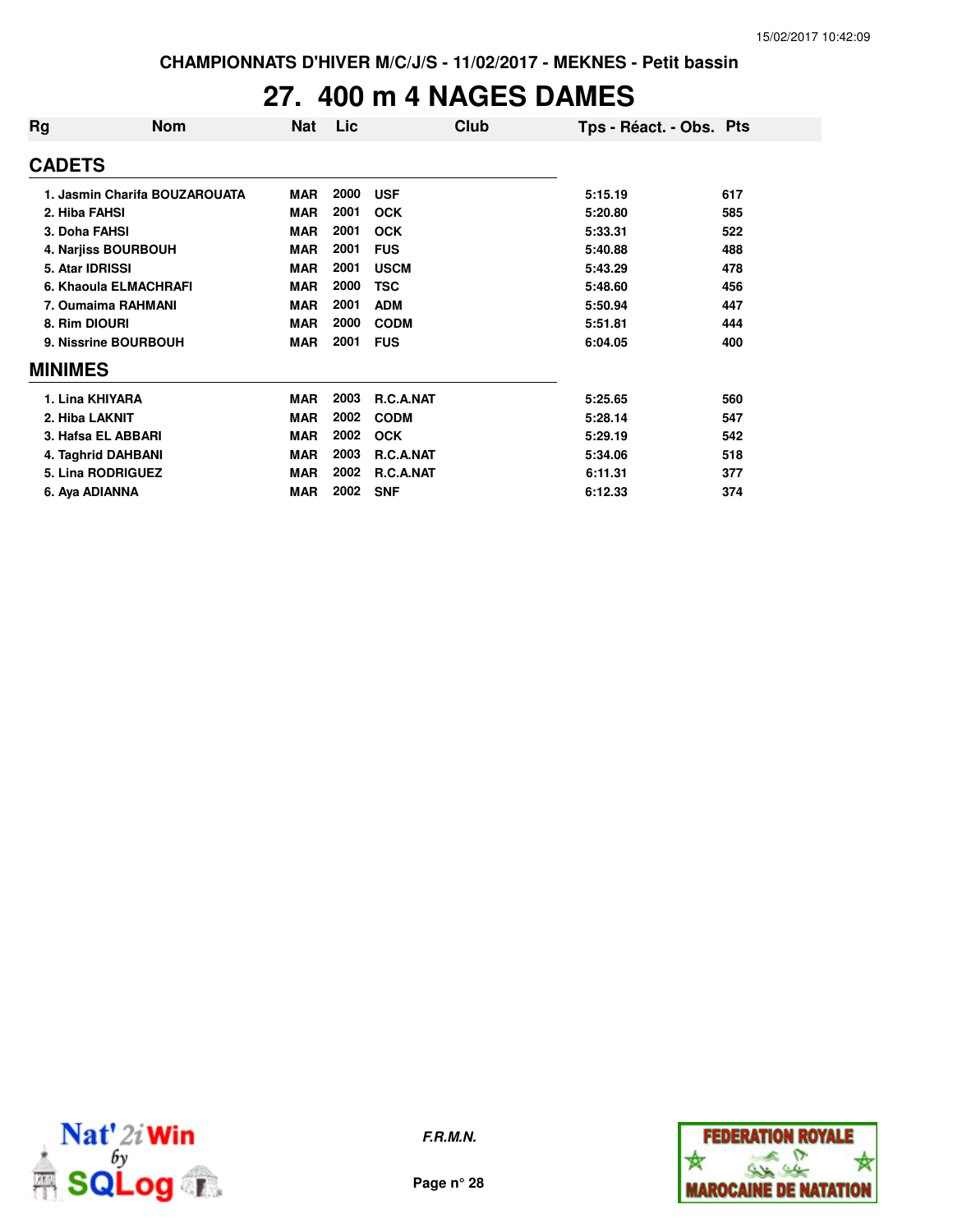CHAMPIONNATS D'HIVER M/C/J/S - 11/02/2017 - MEKNES - Petit bassin

# 27. 400 m 4 NAGES DAMES

| Rg | Nom | Nat | Lic | Club | Tps - Réact. - Obs. | Pts |
|---|---|---|---|---|---|---|
| **CADETS** | | | | | | |
| 1. | Jasmin Charifa BOUZAROUATA | MAR | 2000 | USF | 5:15.19 | 617 |
| 2. | Hiba FAHSI | MAR | 2001 | OCK | 5:20.80 | 585 |
| 3. | Doha FAHSI | MAR | 2001 | OCK | 5:33.31 | 522 |
| 4. | Narjiss BOURBOUH | MAR | 2001 | FUS | 5:40.88 | 488 |
| 5. | Atar IDRISSI | MAR | 2001 | USCM | 5:43.29 | 478 |
| 6. | Khaoula ELMACHRAFI | MAR | 2000 | TSC | 5:48.60 | 456 |
| 7. | Oumaima RAHMANI | MAR | 2001 | ADM | 5:50.94 | 447 |
| 8. | Rim DIOURI | MAR | 2000 | CODM | 5:51.81 | 444 |
| 9. | Nissrine BOURBOUH | MAR | 2001 | FUS | 6:04.05 | 400 |
| **MINIMES** | | | | | | |
| 1. | Lina KHIYARA | MAR | 2003 | R.C.A.NAT | 5:25.65 | 560 |
| 2. | Hiba LAKNIT | MAR | 2002 | CODM | 5:28.14 | 547 |
| 3. | Hafsa EL ABBARI | MAR | 2002 | OCK | 5:29.19 | 542 |
| 4. | Taghrid DAHBANI | MAR | 2003 | R.C.A.NAT | 5:34.06 | 518 |
| 5. | Lina RODRIGUEZ | MAR | 2002 | R.C.A.NAT | 6:11.31 | 377 |
| 6. | Aya ADIANNA | MAR | 2002 | SNF | 6:12.33 | 374 |

*F.R.M.N.*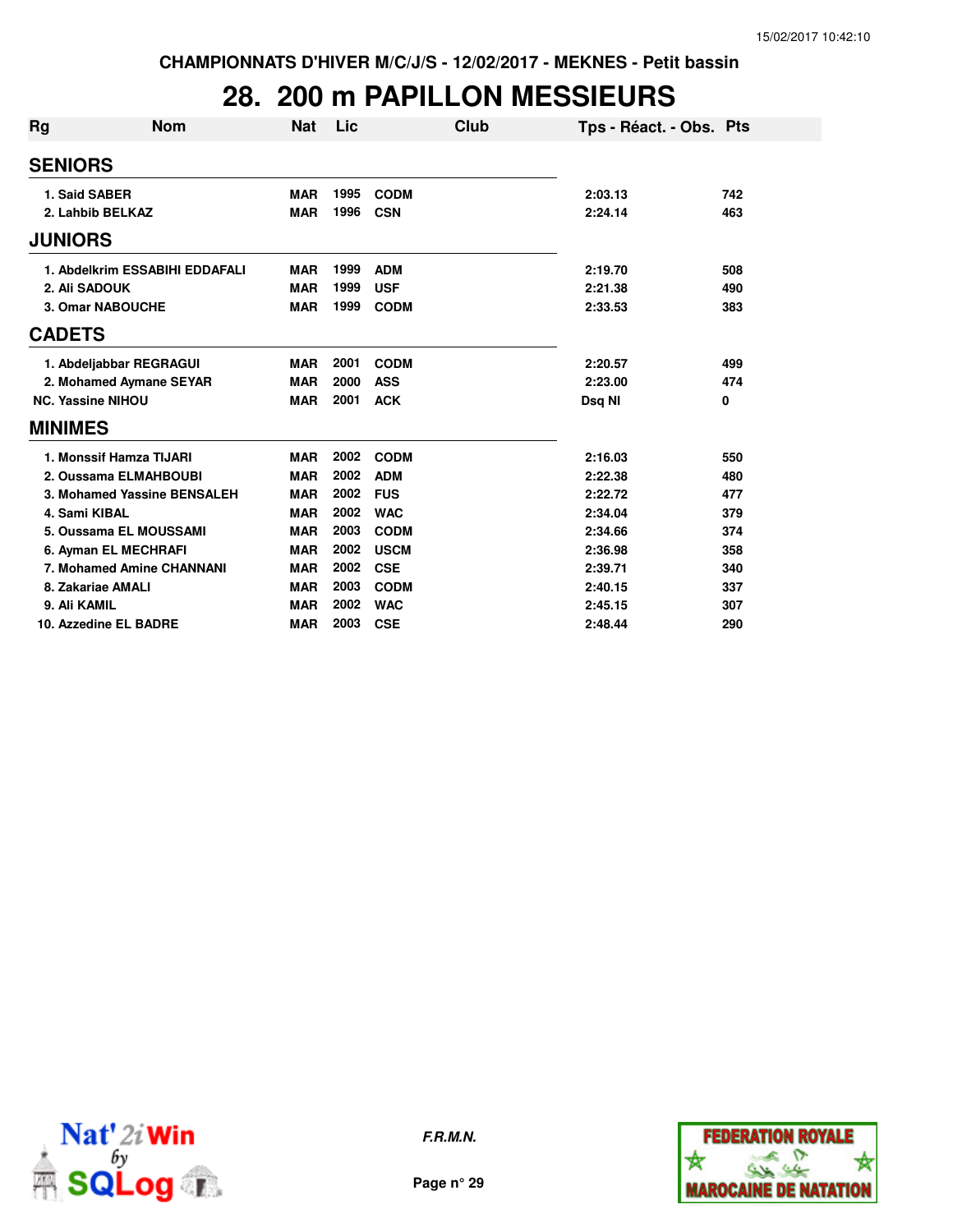CHAMPIONNATS D'HIVER M/C/J/S - 12/02/2017 - MEKNES - Petit bassin

# 28. 200 m PAPILLON MESSIEURS

| Rg | Nom | Nat | Lic | Club | Tps - Réact. - Obs. | Pts |
|---|---|---|---|---|---|---|
| **SENIORS** | | | | | | |
| 1. | Said SABER | MAR | 1995 | CODM | 2:03.13 | 742 |
| 2. | Lahbib BELKAZ | MAR | 1996 | CSN | 2:24.14 | 463 |
| **JUNIORS** | | | | | | |
| 1. | Abdelkrim ESSABIHI EDDAFALI | MAR | 1999 | ADM | 2:19.70 | 508 |
| 2. | Ali SADOUK | MAR | 1999 | USF | 2:21.38 | 490 |
| 3. | Omar NABOUCHE | MAR | 1999 | CODM | 2:33.53 | 383 |
| **CADETS** | | | | | | |
| 1. | Abdeljabbar REGRAGUI | MAR | 2001 | CODM | 2:20.57 | 499 |
| 2. | Mohamed Aymane SEYAR | MAR | 2000 | ASS | 2:23.00 | 474 |
| NC. | Yassine NIHOU | MAR | 2001 | ACK | Dsq NI | 0 |
| **MINIMES** | | | | | | |
| 1. | Monssif Hamza TIJARI | MAR | 2002 | CODM | 2:16.03 | 550 |
| 2. | Oussama ELMAHBOUBI | MAR | 2002 | ADM | 2:22.38 | 480 |
| 3. | Mohamed Yassine BENSALEH | MAR | 2002 | FUS | 2:22.72 | 477 |
| 4. | Sami KIBAL | MAR | 2002 | WAC | 2:34.04 | 379 |
| 5. | Oussama EL MOUSSAMI | MAR | 2003 | CODM | 2:34.66 | 374 |
| 6. | Ayman EL MECHRAFI | MAR | 2002 | USCM | 2:36.98 | 358 |
| 7. | Mohamed Amine CHANNANI | MAR | 2002 | CSE | 2:39.71 | 340 |
| 8. | Zakariae AMALI | MAR | 2003 | CODM | 2:40.15 | 337 |
| 9. | Ali KAMIL | MAR | 2002 | WAC | 2:45.15 | 307 |
| 10. | Azzedine EL BADRE | MAR | 2003 | CSE | 2:48.44 | 290 |

*F.R.M.N.*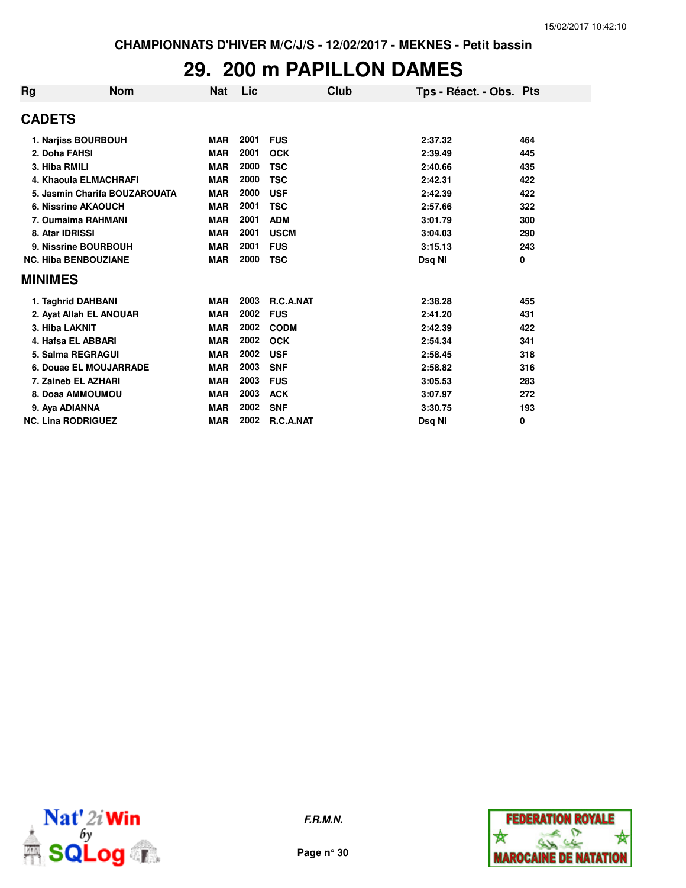CHAMPIONNATS D'HIVER M/C/J/S - 12/02/2017 - MEKNES - Petit bassin

# 29. 200 m PAPILLON DAMES

| Rg | Nom | Nat | Lic | Club | Tps - Réact. - Obs. | Pts |
|---|---|---|---|---|---|---|
| **CADETS** | | | | | | |
| 1. | Narjiss BOURBOUH | MAR | 2001 | FUS | 2:37.32 | 464 |
| 2. | Doha FAHSI | MAR | 2001 | OCK | 2:39.49 | 445 |
| 3. | Hiba RMILI | MAR | 2000 | TSC | 2:40.66 | 435 |
| 4. | Khaoula ELMACHRAFI | MAR | 2000 | TSC | 2:42.31 | 422 |
| 5. | Jasmin Charifa BOUZAROUATA | MAR | 2000 | USF | 2:42.39 | 422 |
| 6. | Nissrine AKAOUCH | MAR | 2001 | TSC | 2:57.66 | 322 |
| 7. | Oumaima RAHMANI | MAR | 2001 | ADM | 3:01.79 | 300 |
| 8. | Atar IDRISSI | MAR | 2001 | USCM | 3:04.03 | 290 |
| 9. | Nissrine BOURBOUH | MAR | 2001 | FUS | 3:15.13 | 243 |
| NC. | Hiba BENBOUZIANE | MAR | 2000 | TSC | Dsq NI | 0 |
| **MINIMES** | | | | | | |
| 1. | Taghrid DAHBANI | MAR | 2003 | R.C.A.NAT | 2:38.28 | 455 |
| 2. | Ayat Allah EL ANOUAR | MAR | 2002 | FUS | 2:41.20 | 431 |
| 3. | Hiba LAKNIT | MAR | 2002 | CODM | 2:42.39 | 422 |
| 4. | Hafsa EL ABBARI | MAR | 2002 | OCK | 2:54.34 | 341 |
| 5. | Salma REGRAGUI | MAR | 2002 | USF | 2:58.45 | 318 |
| 6. | Douae EL MOUJARRADE | MAR | 2003 | SNF | 2:58.82 | 316 |
| 7. | Zaineb EL AZHARI | MAR | 2003 | FUS | 3:05.53 | 283 |
| 8. | Doaa AMMOUMOU | MAR | 2003 | ACK | 3:07.97 | 272 |
| 9. | Aya ADIANNA | MAR | 2002 | SNF | 3:30.75 | 193 |
| NC. | Lina RODRIGUEZ | MAR | 2002 | R.C.A.NAT | Dsq NI | 0 |

*F.R.M.N.*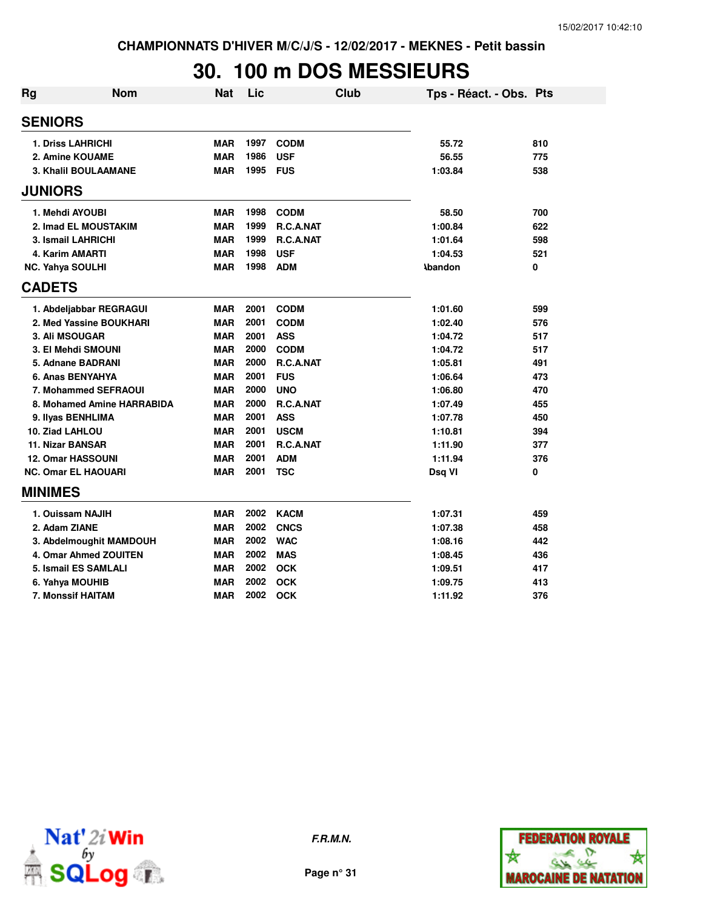CHAMPIONNATS D'HIVER M/C/J/S - 12/02/2017 - MEKNES - Petit bassin

# 30. 100 m DOS MESSIEURS

| Rg | Nom | Nat | Lic | Club | Tps - Réact. - Obs. | Pts |
|---|---|---|---|---|---|---|
| **SENIORS** | | | | | | |
| 1. | Driss LAHRICHI | MAR | 1997 | CODM | 55.72 | 810 |
| 2. | Amine KOUAME | MAR | 1986 | USF | 56.55 | 775 |
| 3. | Khalil BOULAAMANE | MAR | 1995 | FUS | 1:03.84 | 538 |
| **JUNIORS** | | | | | | |
| 1. | Mehdi AYOUBI | MAR | 1998 | CODM | 58.50 | 700 |
| 2. | Imad EL MOUSTAKIM | MAR | 1999 | R.C.A.NAT | 1:00.84 | 622 |
| 3. | Ismail LAHRICHI | MAR | 1999 | R.C.A.NAT | 1:01.64 | 598 |
| 4. | Karim AMARTI | MAR | 1998 | USF | 1:04.53 | 521 |
| NC. | Yahya SOULHI | MAR | 1998 | ADM | Abandon | 0 |
| **CADETS** | | | | | | |
| 1. | Abdeljabbar REGRAGUI | MAR | 2001 | CODM | 1:01.60 | 599 |
| 2. | Med Yassine BOUKHARI | MAR | 2001 | CODM | 1:02.40 | 576 |
| 3. | Ali MSOUGAR | MAR | 2001 | ASS | 1:04.72 | 517 |
| 3. | El Mehdi SMOUNI | MAR | 2000 | CODM | 1:04.72 | 517 |
| 5. | Adnane BADRANI | MAR | 2000 | R.C.A.NAT | 1:05.81 | 491 |
| 6. | Anas BENYAHYA | MAR | 2001 | FUS | 1:06.64 | 473 |
| 7. | Mohammed SEFRAOUI | MAR | 2000 | UNO | 1:06.80 | 470 |
| 8. | Mohamed Amine HARRABIDA | MAR | 2000 | R.C.A.NAT | 1:07.49 | 455 |
| 9. | Ilyas BENHLIMA | MAR | 2001 | ASS | 1:07.78 | 450 |
| 10. | Ziad LAHLOU | MAR | 2001 | USCM | 1:10.81 | 394 |
| 11. | Nizar BANSAR | MAR | 2001 | R.C.A.NAT | 1:11.90 | 377 |
| 12. | Omar HASSOUNI | MAR | 2001 | ADM | 1:11.94 | 376 |
| NC. | Omar EL HAOUARI | MAR | 2001 | TSC | Dsq VI | 0 |
| **MINIMES** | | | | | | |
| 1. | Ouissam NAJIH | MAR | 2002 | KACM | 1:07.31 | 459 |
| 2. | Adam ZIANE | MAR | 2002 | CNCS | 1:07.38 | 458 |
| 3. | Abdelmoughit MAMDOUH | MAR | 2002 | WAC | 1:08.16 | 442 |
| 4. | Omar Ahmed ZOUITEN | MAR | 2002 | MAS | 1:08.45 | 436 |
| 5. | Ismail ES SAMLALI | MAR | 2002 | OCK | 1:09.51 | 417 |
| 6. | Yahya MOUHIB | MAR | 2002 | OCK | 1:09.75 | 413 |
| 7. | Monssif HAITAM | MAR | 2002 | OCK | 1:11.92 | 376 |

*F.R.M.N.*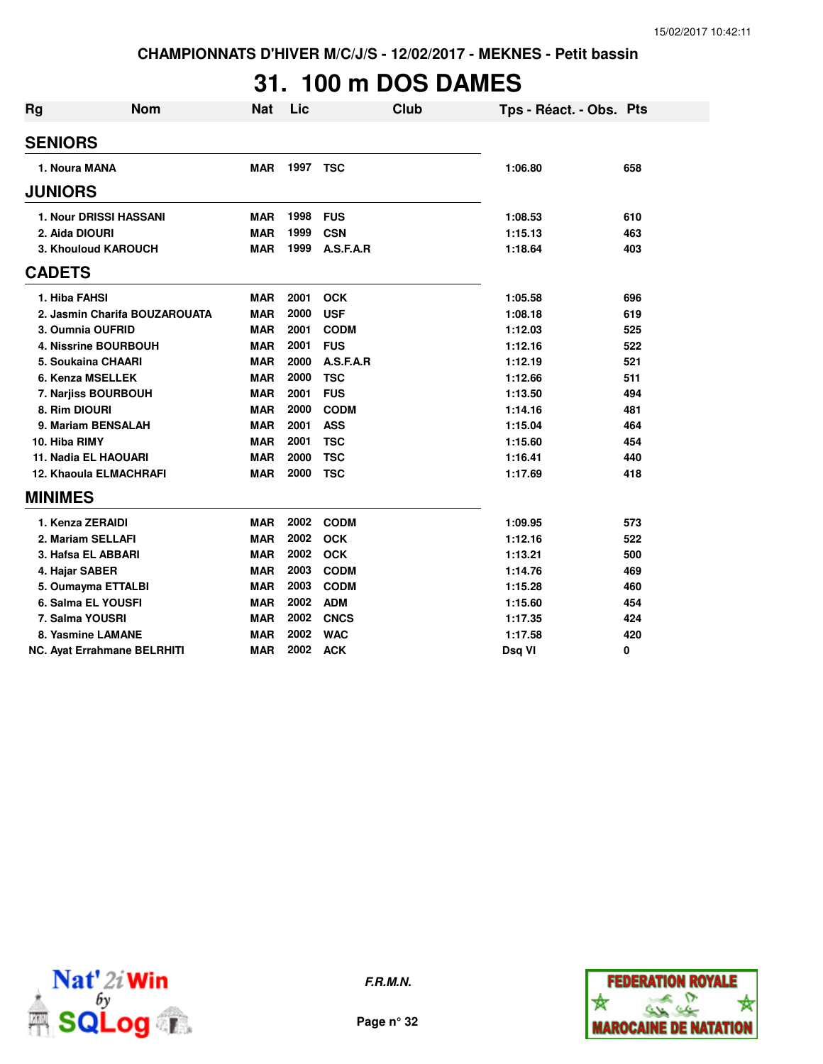CHAMPIONNATS D'HIVER M/C/J/S - 12/02/2017 - MEKNES - Petit bassin

# 31. 100 m DOS DAMES

| Rg | Nom | Nat | Lic | Club | Tps - Réact. - Obs. | Pts |
|---|---|---|---|---|---|---|
| **SENIORS** | | | | | | |
| 1. | Noura MANA | MAR | 1997 | TSC | 1:06.80 | 658 |
| **JUNIORS** | | | | | | |
| 1. | Nour DRISSI HASSANI | MAR | 1998 | FUS | 1:08.53 | 610 |
| 2. | Aida DIOURI | MAR | 1999 | CSN | 1:15.13 | 463 |
| 3. | Khouloud KAROUCH | MAR | 1999 | A.S.F.A.R | 1:18.64 | 403 |
| **CADETS** | | | | | | |
| 1. | Hiba FAHSI | MAR | 2001 | OCK | 1:05.58 | 696 |
| 2. | Jasmin Charifa BOUZAROUATA | MAR | 2000 | USF | 1:08.18 | 619 |
| 3. | Oumnia OUFRID | MAR | 2001 | CODM | 1:12.03 | 525 |
| 4. | Nissrine BOURBOUH | MAR | 2001 | FUS | 1:12.16 | 522 |
| 5. | Soukaina CHAARI | MAR | 2000 | A.S.F.A.R | 1:12.19 | 521 |
| 6. | Kenza MSELLEK | MAR | 2000 | TSC | 1:12.66 | 511 |
| 7. | Narjiss BOURBOUH | MAR | 2001 | FUS | 1:13.50 | 494 |
| 8. | Rim DIOURI | MAR | 2000 | CODM | 1:14.16 | 481 |
| 9. | Mariam BENSALAH | MAR | 2001 | ASS | 1:15.04 | 464 |
| 10. | Hiba RIMY | MAR | 2001 | TSC | 1:15.60 | 454 |
| 11. | Nadia EL HAOUARI | MAR | 2000 | TSC | 1:16.41 | 440 |
| 12. | Khaoula ELMACHRAFI | MAR | 2000 | TSC | 1:17.69 | 418 |
| **MINIMES** | | | | | | |
| 1. | Kenza ZERAIDI | MAR | 2002 | CODM | 1:09.95 | 573 |
| 2. | Mariam SELLAFI | MAR | 2002 | OCK | 1:12.16 | 522 |
| 3. | Hafsa EL ABBARI | MAR | 2002 | OCK | 1:13.21 | 500 |
| 4. | Hajar SABER | MAR | 2003 | CODM | 1:14.76 | 469 |
| 5. | Oumayma ETTALBI | MAR | 2003 | CODM | 1:15.28 | 460 |
| 6. | Salma EL YOUSFI | MAR | 2002 | ADM | 1:15.60 | 454 |
| 7. | Salma YOUSRI | MAR | 2002 | CNCS | 1:17.35 | 424 |
| 8. | Yasmine LAMANE | MAR | 2002 | WAC | 1:17.58 | 420 |
| NC. | Ayat Errahmane BELRHITI | MAR | 2002 | ACK | Dsq VI | 0 |

*F.R.M.N.*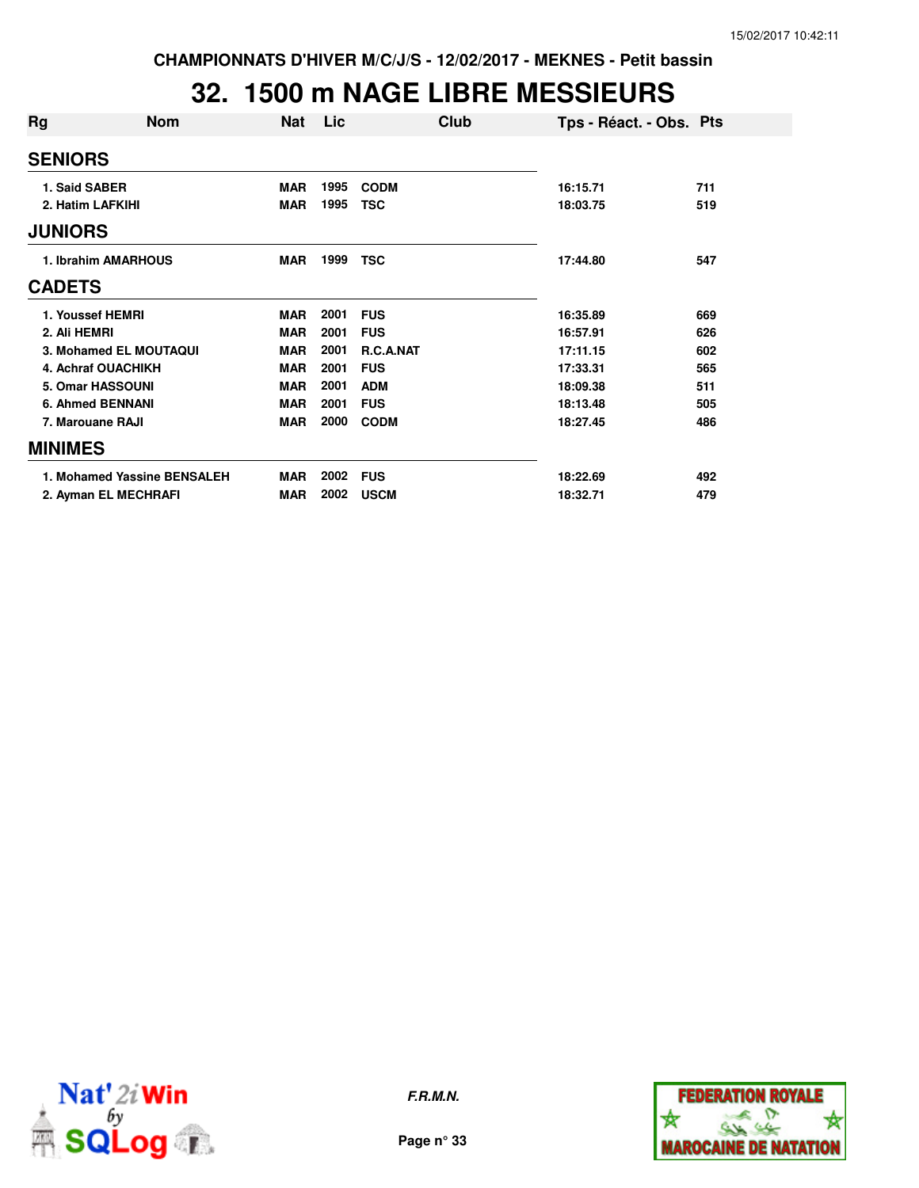CHAMPIONNATS D'HIVER M/C/J/S - 12/02/2017 - MEKNES - Petit bassin

# 32. 1500 m NAGE LIBRE MESSIEURS

| Rg | Nom | Nat | Lic | Club | Tps - Réact. - Obs. | Pts |
|---|---|---|---|---|---|---|
| **SENIORS** | | | | | | |
| 1. | Said SABER | MAR | 1995 | CODM | 16:15.71 | 711 |
| 2. | Hatim LAFKIHI | MAR | 1995 | TSC | 18:03.75 | 519 |
| **JUNIORS** | | | | | | |
| 1. | Ibrahim AMARHOUS | MAR | 1999 | TSC | 17:44.80 | 547 |
| **CADETS** | | | | | | |
| 1. | Youssef HEMRI | MAR | 2001 | FUS | 16:35.89 | 669 |
| 2. | Ali HEMRI | MAR | 2001 | FUS | 16:57.91 | 626 |
| 3. | Mohamed EL MOUTAQUI | MAR | 2001 | R.C.A.NAT | 17:11.15 | 602 |
| 4. | Achraf OUACHIKH | MAR | 2001 | FUS | 17:33.31 | 565 |
| 5. | Omar HASSOUNI | MAR | 2001 | ADM | 18:09.38 | 511 |
| 6. | Ahmed BENNANI | MAR | 2001 | FUS | 18:13.48 | 505 |
| 7. | Marouane RAJI | MAR | 2000 | CODM | 18:27.45 | 486 |
| **MINIMES** | | | | | | |
| 1. | Mohamed Yassine BENSALEH | MAR | 2002 | FUS | 18:22.69 | 492 |
| 2. | Ayman EL MECHRAFI | MAR | 2002 | USCM | 18:32.71 | 479 |

*F.R.M.N.*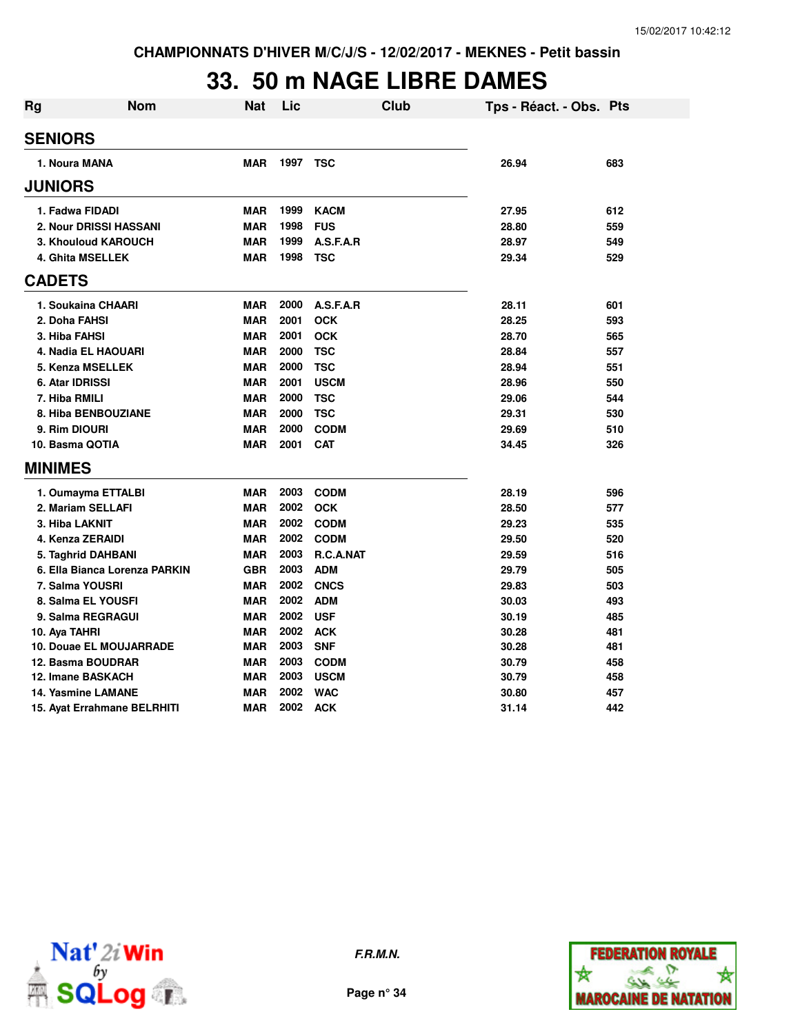CHAMPIONNATS D'HIVER M/C/J/S - 12/02/2017 - MEKNES - Petit bassin

# 33. 50 m NAGE LIBRE DAMES

| Rg | Nom | Nat | Lic | Club | Tps - Réact. - Obs. | Pts |
|---|---|---|---|---|---|---|
| **SENIORS** | | | | | | |
| 1. | Noura MANA | MAR | 1997 | TSC | 26.94 | 683 |
| **JUNIORS** | | | | | | |
| 1. | Fadwa FIDADI | MAR | 1999 | KACM | 27.95 | 612 |
| 2. | Nour DRISSI HASSANI | MAR | 1998 | FUS | 28.80 | 559 |
| 3. | Khouloud KAROUCH | MAR | 1999 | A.S.F.A.R | 28.97 | 549 |
| 4. | Ghita MSELLEK | MAR | 1998 | TSC | 29.34 | 529 |
| **CADETS** | | | | | | |
| 1. | Soukaina CHAARI | MAR | 2000 | A.S.F.A.R | 28.11 | 601 |
| 2. | Doha FAHSI | MAR | 2001 | OCK | 28.25 | 593 |
| 3. | Hiba FAHSI | MAR | 2001 | OCK | 28.70 | 565 |
| 4. | Nadia EL HAOUARI | MAR | 2000 | TSC | 28.84 | 557 |
| 5. | Kenza MSELLEK | MAR | 2000 | TSC | 28.94 | 551 |
| 6. | Atar IDRISSI | MAR | 2001 | USCM | 28.96 | 550 |
| 7. | Hiba RMILI | MAR | 2000 | TSC | 29.06 | 544 |
| 8. | Hiba BENBOUZIANE | MAR | 2000 | TSC | 29.31 | 530 |
| 9. | Rim DIOURI | MAR | 2000 | CODM | 29.69 | 510 |
| 10. | Basma QOTIA | MAR | 2001 | CAT | 34.45 | 326 |
| **MINIMES** | | | | | | |
| 1. | Oumayma ETTALBI | MAR | 2003 | CODM | 28.19 | 596 |
| 2. | Mariam SELLAFI | MAR | 2002 | OCK | 28.50 | 577 |
| 3. | Hiba LAKNIT | MAR | 2002 | CODM | 29.23 | 535 |
| 4. | Kenza ZERAIDI | MAR | 2002 | CODM | 29.50 | 520 |
| 5. | Taghrid DAHBANI | MAR | 2003 | R.C.A.NAT | 29.59 | 516 |
| 6. | Ella Bianca Lorenza PARKIN | GBR | 2003 | ADM | 29.79 | 505 |
| 7. | Salma YOUSRI | MAR | 2002 | CNCS | 29.83 | 503 |
| 8. | Salma EL YOUSFI | MAR | 2002 | ADM | 30.03 | 493 |
| 9. | Salma REGRAGUI | MAR | 2002 | USF | 30.19 | 485 |
| 10. | Aya TAHRI | MAR | 2002 | ACK | 30.28 | 481 |
| 10. | Douae EL MOUJARRADE | MAR | 2003 | SNF | 30.28 | 481 |
| 12. | Basma BOUDRAR | MAR | 2003 | CODM | 30.79 | 458 |
| 12. | Imane BASKACH | MAR | 2003 | USCM | 30.79 | 458 |
| 14. | Yasmine LAMANE | MAR | 2002 | WAC | 30.80 | 457 |
| 15. | Ayat Errahmane BELRHITI | MAR | 2002 | ACK | 31.14 | 442 |

F.R.M.N.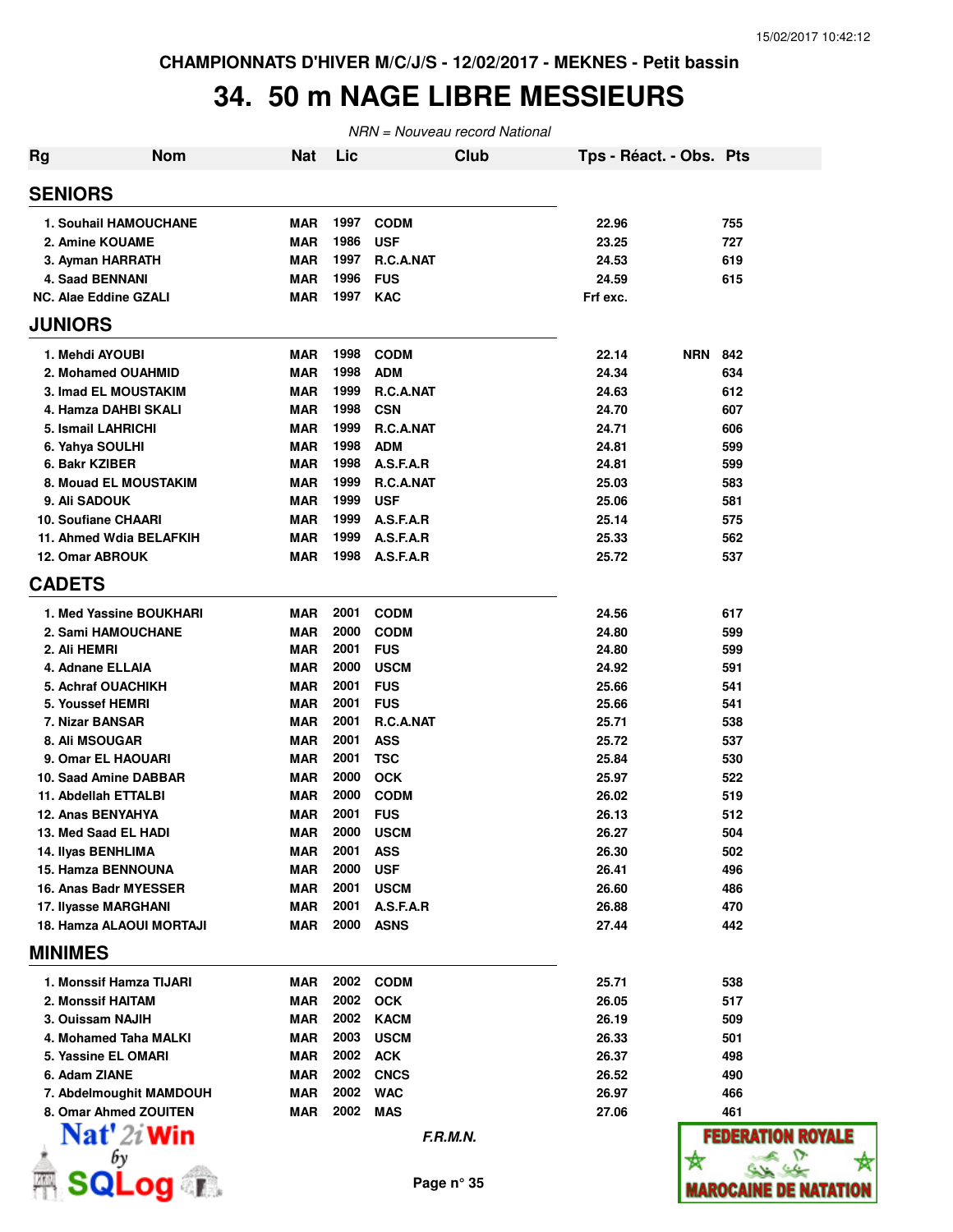CHAMPIONNATS D'HIVER M/C/J/S - 12/02/2017 - MEKNES - Petit bassin

# 34. 50 m NAGE LIBRE MESSIEURS

*NRN = Nouveau record National*

| Rg | Nom | Nat | Lic | Club | Tps - Réact. - Obs. | | Pts |
|---|---|---|---|---|---|---|---|
| **SENIORS** | | | | | | | |
| 1. | Souhail HAMOUCHANE | MAR | 1997 | CODM | 22.96 | | 755 |
| 2. | Amine KOUAME | MAR | 1986 | USF | 23.25 | | 727 |
| 3. | Ayman HARRATH | MAR | 1997 | R.C.A.NAT | 24.53 | | 619 |
| 4. | Saad BENNANI | MAR | 1996 | FUS | 24.59 | | 615 |
| NC. | Alae Eddine GZALI | MAR | 1997 | KAC | Frf exc. | | |
| **JUNIORS** | | | | | | | |
| 1. | Mehdi AYOUBI | MAR | 1998 | CODM | 22.14 | NRN | 842 |
| 2. | Mohamed OUAHMID | MAR | 1998 | ADM | 24.34 | | 634 |
| 3. | Imad EL MOUSTAKIM | MAR | 1999 | R.C.A.NAT | 24.63 | | 612 |
| 4. | Hamza DAHBI SKALI | MAR | 1998 | CSN | 24.70 | | 607 |
| 5. | Ismail LAHRICHI | MAR | 1999 | R.C.A.NAT | 24.71 | | 606 |
| 6. | Yahya SOULHI | MAR | 1998 | ADM | 24.81 | | 599 |
| 6. | Bakr KZIBER | MAR | 1998 | A.S.F.A.R | 24.81 | | 599 |
| 8. | Mouad EL MOUSTAKIM | MAR | 1999 | R.C.A.NAT | 25.03 | | 583 |
| 9. | Ali SADOUK | MAR | 1999 | USF | 25.06 | | 581 |
| 10. | Soufiane CHAARI | MAR | 1999 | A.S.F.A.R | 25.14 | | 575 |
| 11. | Ahmed Wdia BELAFKIH | MAR | 1999 | A.S.F.A.R | 25.33 | | 562 |
| 12. | Omar ABROUK | MAR | 1998 | A.S.F.A.R | 25.72 | | 537 |
| **CADETS** | | | | | | | |
| 1. | Med Yassine BOUKHARI | MAR | 2001 | CODM | 24.56 | | 617 |
| 2. | Sami HAMOUCHANE | MAR | 2000 | CODM | 24.80 | | 599 |
| 2. | Ali HEMRI | MAR | 2001 | FUS | 24.80 | | 599 |
| 4. | Adnane ELLAIA | MAR | 2000 | USCM | 24.92 | | 591 |
| 5. | Achraf OUACHIKH | MAR | 2001 | FUS | 25.66 | | 541 |
| 5. | Youssef HEMRI | MAR | 2001 | FUS | 25.66 | | 541 |
| 7. | Nizar BANSAR | MAR | 2001 | R.C.A.NAT | 25.71 | | 538 |
| 8. | Ali MSOUGAR | MAR | 2001 | ASS | 25.72 | | 537 |
| 9. | Omar EL HAOUARI | MAR | 2001 | TSC | 25.84 | | 530 |
| 10. | Saad Amine DABBAR | MAR | 2000 | OCK | 25.97 | | 522 |
| 11. | Abdellah ETTALBI | MAR | 2000 | CODM | 26.02 | | 519 |
| 12. | Anas BENYAHYA | MAR | 2001 | FUS | 26.13 | | 512 |
| 13. | Med Saad EL HADI | MAR | 2000 | USCM | 26.27 | | 504 |
| 14. | Ilyas BENHLIMA | MAR | 2001 | ASS | 26.30 | | 502 |
| 15. | Hamza BENNOUNA | MAR | 2000 | USF | 26.41 | | 496 |
| 16. | Anas Badr MYESSER | MAR | 2001 | USCM | 26.60 | | 486 |
| 17. | Ilyasse MARGHANI | MAR | 2001 | A.S.F.A.R | 26.88 | | 470 |
| 18. | Hamza ALAOUI MORTAJI | MAR | 2000 | ASNS | 27.44 | | 442 |
| **MINIMES** | | | | | | | |
| 1. | Monssif Hamza TIJARI | MAR | 2002 | CODM | 25.71 | | 538 |
| 2. | Monssif HAITAM | MAR | 2002 | OCK | 26.05 | | 517 |
| 3. | Ouissam NAJIH | MAR | 2002 | KACM | 26.19 | | 509 |
| 4. | Mohamed Taha MALKI | MAR | 2003 | USCM | 26.33 | | 501 |
| 5. | Yassine EL OMARI | MAR | 2002 | ACK | 26.37 | | 498 |
| 6. | Adam ZIANE | MAR | 2002 | CNCS | 26.52 | | 490 |
| 7. | Abdelmoughit MAMDOUH | MAR | 2002 | WAC | 26.97 | | 466 |
| 8. | Omar Ahmed ZOUITEN | MAR | 2002 | MAS | 27.06 | | 461 |

*F.R.M.N.*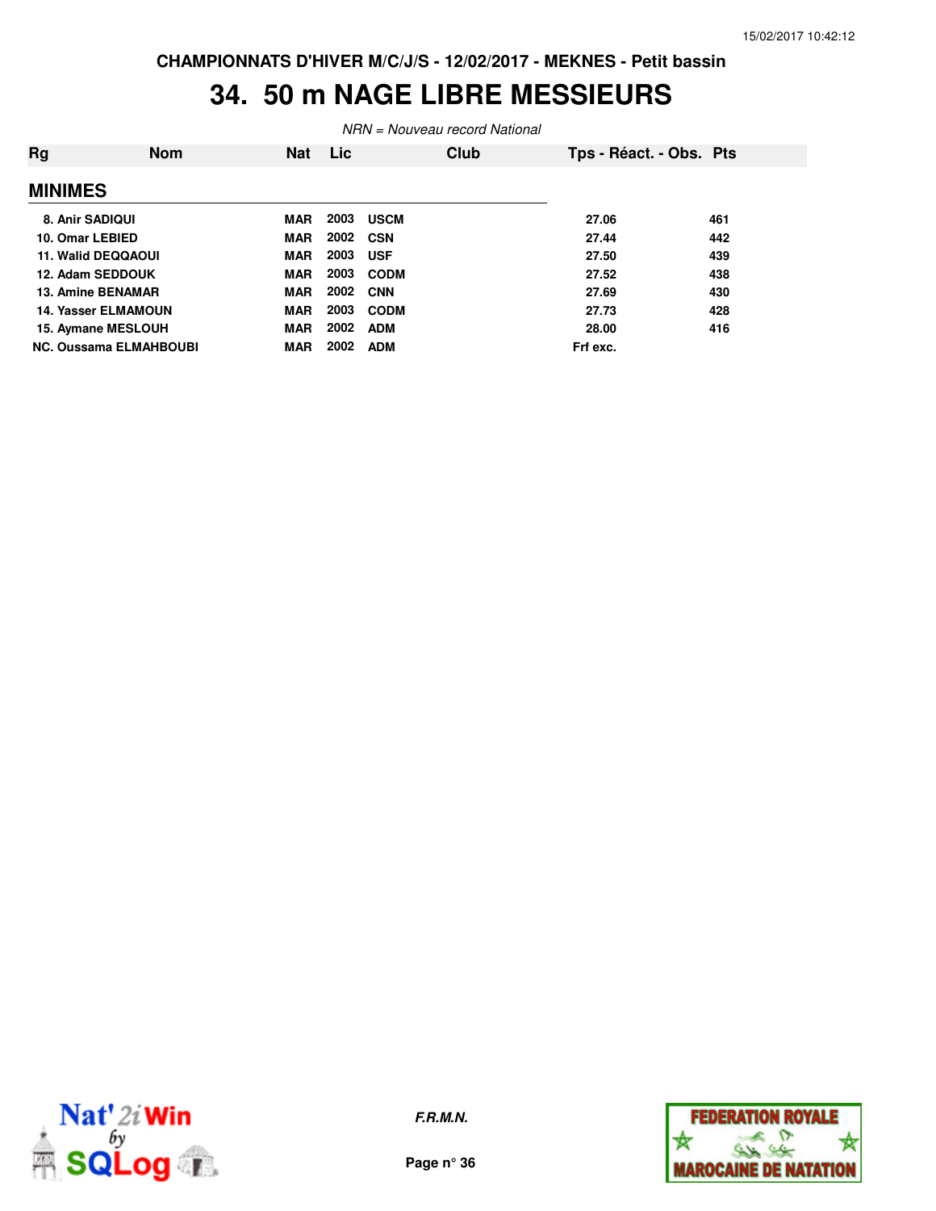CHAMPIONNATS D'HIVER M/C/J/S - 12/02/2017 - MEKNES - Petit bassin

# 34. 50 m NAGE LIBRE MESSIEURS

*NRN = Nouveau record National*

| Rg | Nom | Nat | Lic | Club | Tps - Réact. - Obs. | Pts |
|---|---|---|---|---|---|---|
| **MINIMES** | | | | | | |
| 8. | Anir SADIQUI | MAR | 2003 | USCM | 27.06 | 461 |
| 10. | Omar LEBIED | MAR | 2002 | CSN | 27.44 | 442 |
| 11. | Walid DEQQAOUI | MAR | 2003 | USF | 27.50 | 439 |
| 12. | Adam SEDDOUK | MAR | 2003 | CODM | 27.52 | 438 |
| 13. | Amine BENAMAR | MAR | 2002 | CNN | 27.69 | 430 |
| 14. | Yasser ELMAMOUN | MAR | 2003 | CODM | 27.73 | 428 |
| 15. | Aymane MESLOUH | MAR | 2002 | ADM | 28.00 | 416 |
| NC. | Oussama ELMAHBOUBI | MAR | 2002 | ADM | Frf exc. | |

*F.R.M.N.*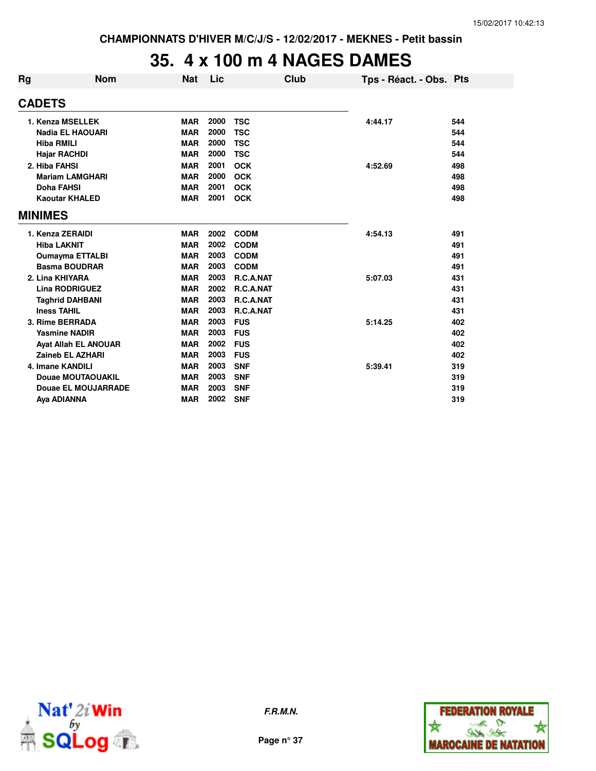CHAMPIONNATS D'HIVER M/C/J/S - 12/02/2017 - MEKNES - Petit bassin

# 35. 4 x 100 m 4 NAGES DAMES

| Rg | Nom | Nat | Lic | Club | Tps - Réact. - Obs. | Pts |
|---|---|---|---|---|---|---|
| **CADETS** | | | | | | |
| 1. | Kenza MSELLEK | MAR | 2000 | TSC | 4:44.17 | 544 |
| | Nadia EL HAOUARI | MAR | 2000 | TSC | | 544 |
| | Hiba RMILI | MAR | 2000 | TSC | | 544 |
| | Hajar RACHDI | MAR | 2000 | TSC | | 544 |
| 2. | Hiba FAHSI | MAR | 2001 | OCK | 4:52.69 | 498 |
| | Mariam LAMGHARI | MAR | 2000 | OCK | | 498 |
| | Doha FAHSI | MAR | 2001 | OCK | | 498 |
| | Kaoutar KHALED | MAR | 2001 | OCK | | 498 |
| **MINIMES** | | | | | | |
| 1. | Kenza ZERAIDI | MAR | 2002 | CODM | 4:54.13 | 491 |
| | Hiba LAKNIT | MAR | 2002 | CODM | | 491 |
| | Oumayma ETTALBI | MAR | 2003 | CODM | | 491 |
| | Basma BOUDRAR | MAR | 2003 | CODM | | 491 |
| 2. | Lina KHIYARA | MAR | 2003 | R.C.A.NAT | 5:07.03 | 431 |
| | Lina RODRIGUEZ | MAR | 2002 | R.C.A.NAT | | 431 |
| | Taghrid DAHBANI | MAR | 2003 | R.C.A.NAT | | 431 |
| | Iness TAHIL | MAR | 2003 | R.C.A.NAT | | 431 |
| 3. | Rime BERRADA | MAR | 2003 | FUS | 5:14.25 | 402 |
| | Yasmine NADIR | MAR | 2003 | FUS | | 402 |
| | Ayat Allah EL ANOUAR | MAR | 2002 | FUS | | 402 |
| | Zaineb EL AZHARI | MAR | 2003 | FUS | | 402 |
| 4. | Imane KANDILI | MAR | 2003 | SNF | 5:39.41 | 319 |
| | Douae MOUTAOUAKIL | MAR | 2003 | SNF | | 319 |
| | Douae EL MOUJARRADE | MAR | 2003 | SNF | | 319 |
| | Aya ADIANNA | MAR | 2002 | SNF | | 319 |

*F.R.M.N.*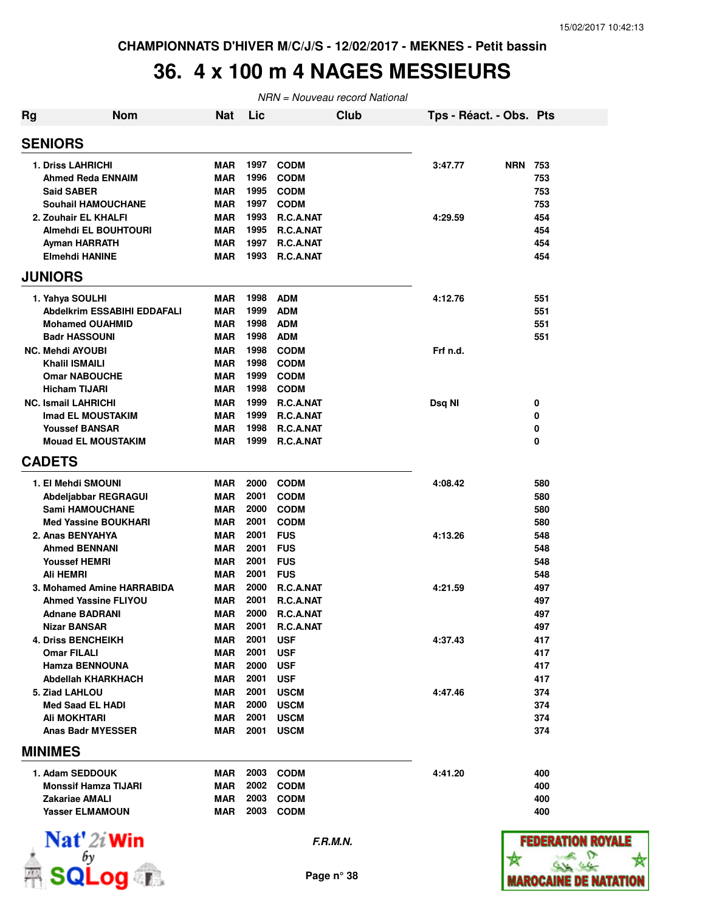# 36. 4 x 100 m 4 NAGES MESSIEURS

*NRN = Nouveau record National*

| Rg | Nom | Nat | Lic | Club | Tps - Réact. - Obs. | | Pts |
|---|---|---|---|---|---|---|---|
| **SENIORS** | | | | | | | |
| 1. | Driss LAHRICHI | MAR | 1997 | CODM | 3:47.77 | NRN | 753 |
| | Ahmed Reda ENNAIM | MAR | 1996 | CODM | | | 753 |
| | Said SABER | MAR | 1995 | CODM | | | 753 |
| | Souhail HAMOUCHANE | MAR | 1997 | CODM | | | 753 |
| 2. | Zouhair EL KHALFI | MAR | 1993 | R.C.A.NAT | 4:29.59 | | 454 |
| | Almehdi EL BOUHTOURI | MAR | 1995 | R.C.A.NAT | | | 454 |
| | Ayman HARRATH | MAR | 1997 | R.C.A.NAT | | | 454 |
| | Elmehdi HANINE | MAR | 1993 | R.C.A.NAT | | | 454 |
| **JUNIORS** | | | | | | | |
| 1. | Yahya SOULHI | MAR | 1998 | ADM | 4:12.76 | | 551 |
| | Abdelkrim ESSABIHI EDDAFALI | MAR | 1999 | ADM | | | 551 |
| | Mohamed OUAHMID | MAR | 1998 | ADM | | | 551 |
| | Badr HASSOUNI | MAR | 1998 | ADM | | | 551 |
| NC. | Mehdi AYOUBI | MAR | 1998 | CODM | Frf n.d. | | |
| | Khalil ISMAILI | MAR | 1998 | CODM | | | |
| | Omar NABOUCHE | MAR | 1999 | CODM | | | |
| | Hicham TIJARI | MAR | 1998 | CODM | | | |
| NC. | Ismail LAHRICHI | MAR | 1999 | R.C.A.NAT | Dsq NI | | 0 |
| | Imad EL MOUSTAKIM | MAR | 1999 | R.C.A.NAT | | | 0 |
| | Youssef BANSAR | MAR | 1998 | R.C.A.NAT | | | 0 |
| | Mouad EL MOUSTAKIM | MAR | 1999 | R.C.A.NAT | | | 0 |
| **CADETS** | | | | | | | |
| 1. | El Mehdi SMOUNI | MAR | 2000 | CODM | 4:08.42 | | 580 |
| | Abdeljabbar REGRAGUI | MAR | 2001 | CODM | | | 580 |
| | Sami HAMOUCHANE | MAR | 2000 | CODM | | | 580 |
| | Med Yassine BOUKHARI | MAR | 2001 | CODM | | | 580 |
| 2. | Anas BENYAHYA | MAR | 2001 | FUS | 4:13.26 | | 548 |
| | Ahmed BENNANI | MAR | 2001 | FUS | | | 548 |
| | Youssef HEMRI | MAR | 2001 | FUS | | | 548 |
| | Ali HEMRI | MAR | 2001 | FUS | | | 548 |
| 3. | Mohamed Amine HARRABIDA | MAR | 2000 | R.C.A.NAT | 4:21.59 | | 497 |
| | Ahmed Yassine FLIYOU | MAR | 2001 | R.C.A.NAT | | | 497 |
| | Adnane BADRANI | MAR | 2000 | R.C.A.NAT | | | 497 |
| | Nizar BANSAR | MAR | 2001 | R.C.A.NAT | | | 497 |
| 4. | Driss BENCHEIKH | MAR | 2001 | USF | 4:37.43 | | 417 |
| | Omar FILALI | MAR | 2001 | USF | | | 417 |
| | Hamza BENNOUNA | MAR | 2000 | USF | | | 417 |
| | Abdellah KHARKHACH | MAR | 2001 | USF | | | 417 |
| 5. | Ziad LAHLOU | MAR | 2001 | USCM | 4:47.46 | | 374 |
| | Med Saad EL HADI | MAR | 2000 | USCM | | | 374 |
| | Ali MOKHTARI | MAR | 2001 | USCM | | | 374 |
| | Anas Badr MYESSER | MAR | 2001 | USCM | | | 374 |
| **MINIMES** | | | | | | | |
| 1. | Adam SEDDOUK | MAR | 2003 | CODM | 4:41.20 | | 400 |
| | Monssif Hamza TIJARI | MAR | 2002 | CODM | | | 400 |
| | Zakariae AMALI | MAR | 2003 | CODM | | | 400 |
| | Yasser ELMAMOUN | MAR | 2003 | CODM | | | 400 |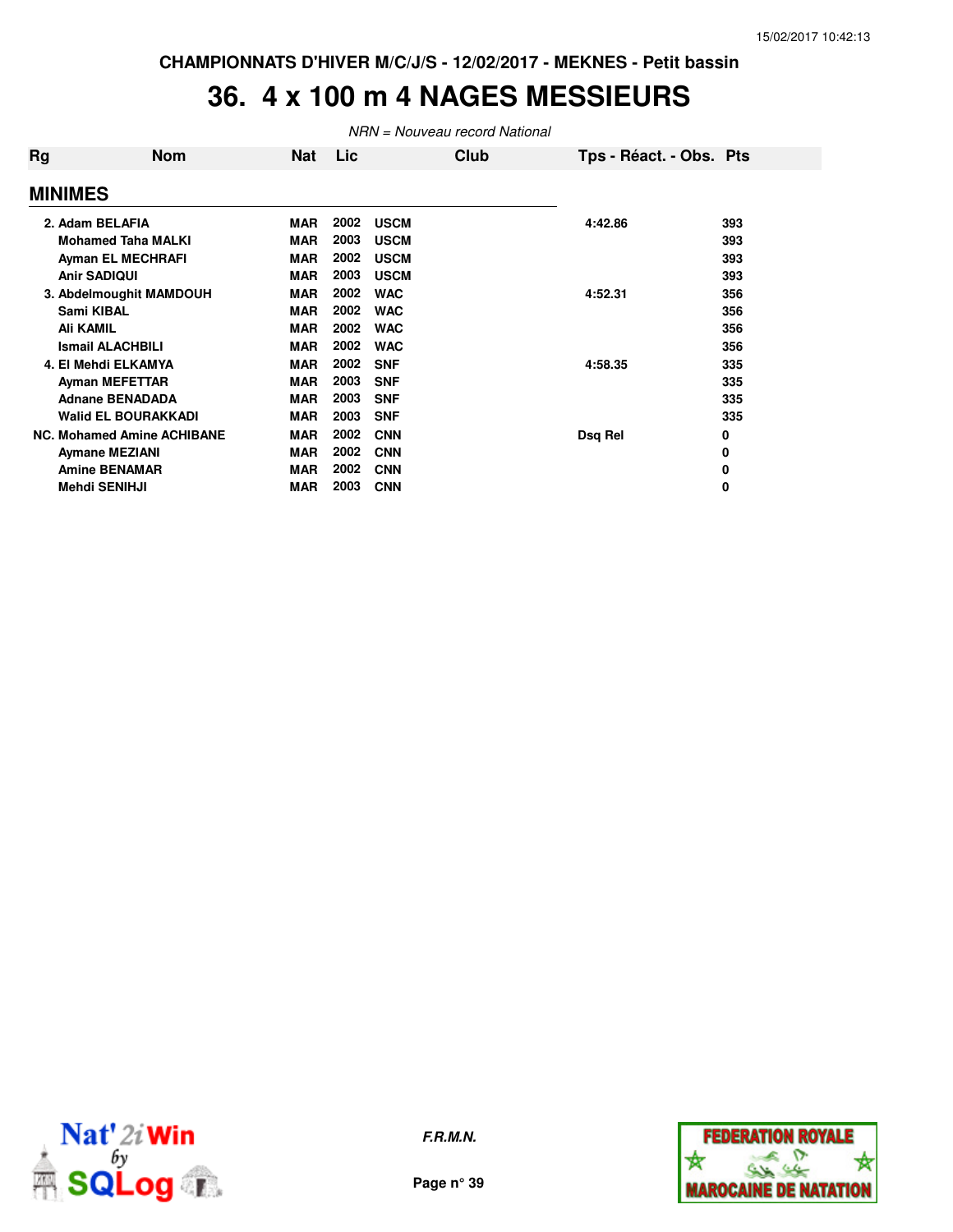CHAMPIONNATS D'HIVER M/C/J/S - 12/02/2017 - MEKNES - Petit bassin

# 36. 4 x 100 m 4 NAGES MESSIEURS

*NRN = Nouveau record National*

| Rg | Nom | Nat | Lic | Club | Tps - Réact. - Obs. | Pts |
|---|---|---|---|---|---|---|
| **MINIMES** | | | | | | |
| 2. | Adam BELAFIA | MAR | 2002 | USCM | 4:42.86 | 393 |
| | Mohamed Taha MALKI | MAR | 2003 | USCM | | 393 |
| | Ayman EL MECHRAFI | MAR | 2002 | USCM | | 393 |
| | Anir SADIQUI | MAR | 2003 | USCM | | 393 |
| 3. | Abdelmoughit MAMDOUH | MAR | 2002 | WAC | 4:52.31 | 356 |
| | Sami KIBAL | MAR | 2002 | WAC | | 356 |
| | Ali KAMIL | MAR | 2002 | WAC | | 356 |
| | Ismail ALACHBILI | MAR | 2002 | WAC | | 356 |
| 4. | El Mehdi ELKAMYA | MAR | 2002 | SNF | 4:58.35 | 335 |
| | Ayman MEFETTAR | MAR | 2003 | SNF | | 335 |
| | Adnane BENADADA | MAR | 2003 | SNF | | 335 |
| | Walid EL BOURAKKADI | MAR | 2003 | SNF | | 335 |
| NC. | Mohamed Amine ACHIBANE | MAR | 2002 | CNN | Dsq Rel | 0 |
| | Aymane MEZIANI | MAR | 2002 | CNN | | 0 |
| | Amine BENAMAR | MAR | 2002 | CNN | | 0 |
| | Mehdi SENIHJI | MAR | 2003 | CNN | | 0 |

*F.R.M.N.*